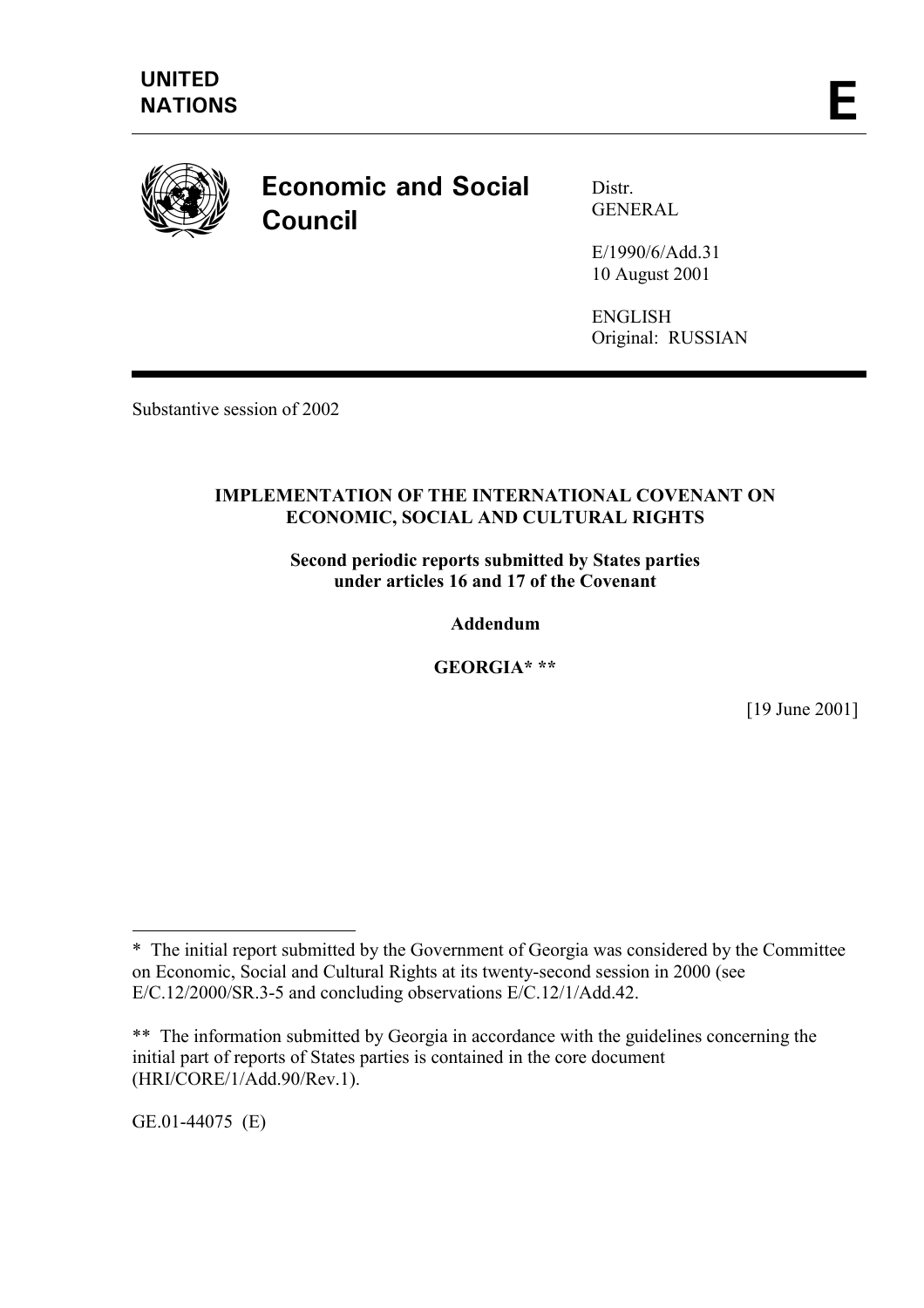**UNITED NATIONS** **E**

# Economic and Social Council

Distr.
GENERAL

E/1990/6/Add.31
10 August 2001

ENGLISH
Original: RUSSIAN

Substantive session of 2002

**IMPLEMENTATION OF THE INTERNATIONAL COVENANT ON ECONOMIC, SOCIAL AND CULTURAL RIGHTS**

**Second periodic reports submitted by States parties under articles 16 and 17 of the Covenant**

**Addendum**

**GEORGIA* ****

[19 June 2001]

---

* The initial report submitted by the Government of Georgia was considered by the Committee on Economic, Social and Cultural Rights at its twenty-second session in 2000 (see E/C.12/2000/SR.3-5 and concluding observations E/C.12/1/Add.42.

** The information submitted by Georgia in accordance with the guidelines concerning the initial part of reports of States parties is contained in the core document (HRI/CORE/1/Add.90/Rev.1).

GE.01-44075 (E)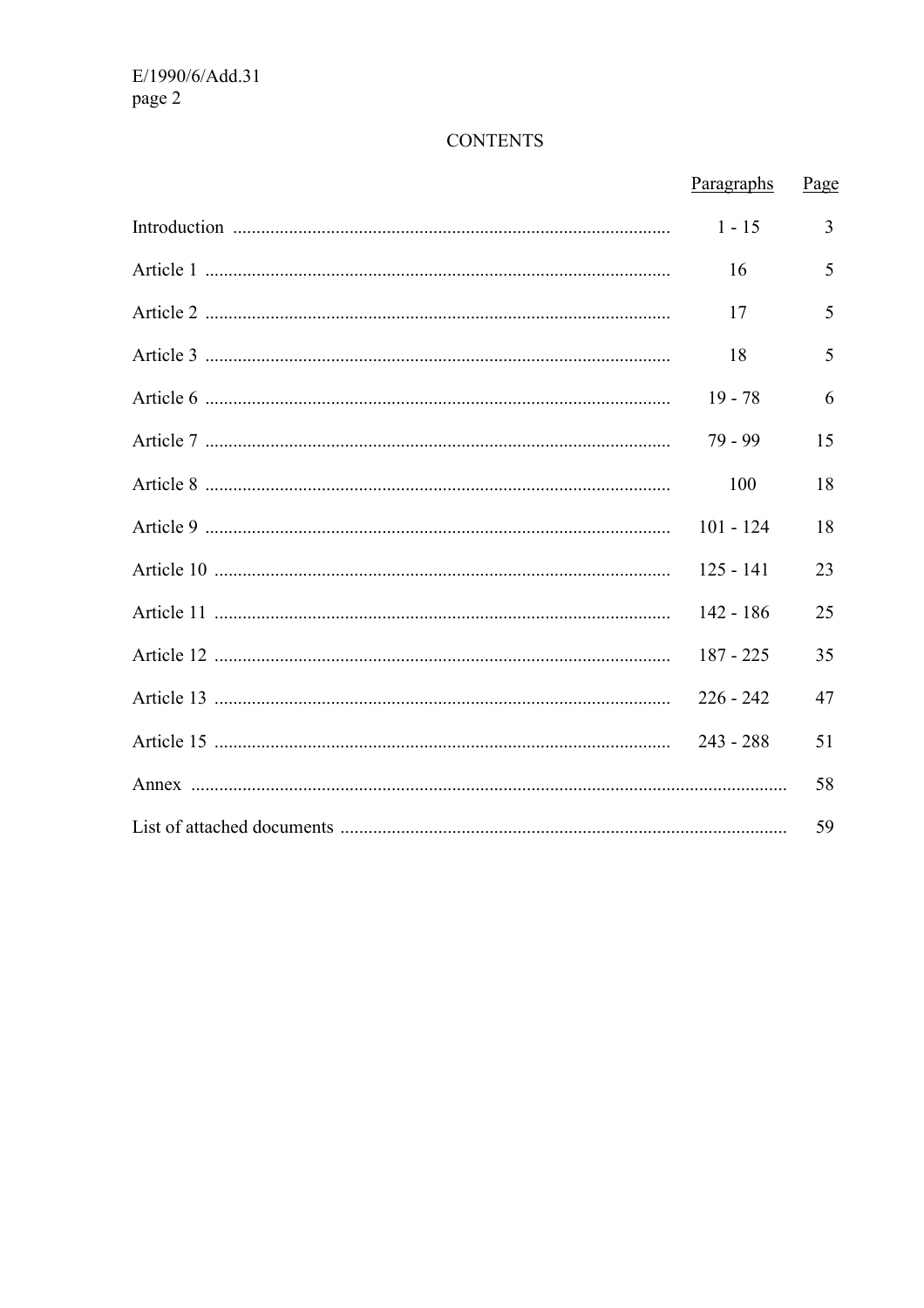# CONTENTS

| | Paragraphs | Page |
|---|---|---|
| Introduction | 1 - 15 | 3 |
| Article 1 | 16 | 5 |
| Article 2 | 17 | 5 |
| Article 3 | 18 | 5 |
| Article 6 | 19 - 78 | 6 |
| Article 7 | 79 - 99 | 15 |
| Article 8 | 100 | 18 |
| Article 9 | 101 - 124 | 18 |
| Article 10 | 125 - 141 | 23 |
| Article 11 | 142 - 186 | 25 |
| Article 12 | 187 - 225 | 35 |
| Article 13 | 226 - 242 | 47 |
| Article 15 | 243 - 288 | 51 |
| Annex | | 58 |
| List of attached documents | | 59 |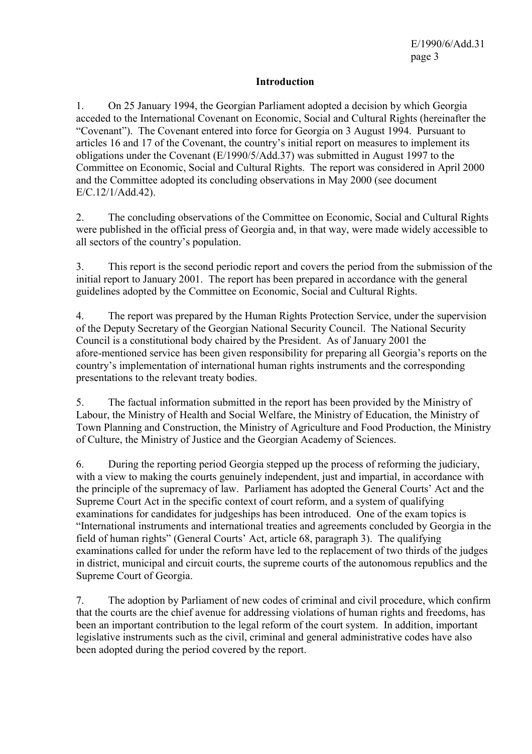## Introduction

1. On 25 January 1994, the Georgian Parliament adopted a decision by which Georgia acceded to the International Covenant on Economic, Social and Cultural Rights (hereinafter the "Covenant"). The Covenant entered into force for Georgia on 3 August 1994. Pursuant to articles 16 and 17 of the Covenant, the country's initial report on measures to implement its obligations under the Covenant (E/1990/5/Add.37) was submitted in August 1997 to the Committee on Economic, Social and Cultural Rights. The report was considered in April 2000 and the Committee adopted its concluding observations in May 2000 (see document E/C.12/1/Add.42).

2. The concluding observations of the Committee on Economic, Social and Cultural Rights were published in the official press of Georgia and, in that way, were made widely accessible to all sectors of the country's population.

3. This report is the second periodic report and covers the period from the submission of the initial report to January 2001. The report has been prepared in accordance with the general guidelines adopted by the Committee on Economic, Social and Cultural Rights.

4. The report was prepared by the Human Rights Protection Service, under the supervision of the Deputy Secretary of the Georgian National Security Council. The National Security Council is a constitutional body chaired by the President. As of January 2001 the afore-mentioned service has been given responsibility for preparing all Georgia's reports on the country's implementation of international human rights instruments and the corresponding presentations to the relevant treaty bodies.

5. The factual information submitted in the report has been provided by the Ministry of Labour, the Ministry of Health and Social Welfare, the Ministry of Education, the Ministry of Town Planning and Construction, the Ministry of Agriculture and Food Production, the Ministry of Culture, the Ministry of Justice and the Georgian Academy of Sciences.

6. During the reporting period Georgia stepped up the process of reforming the judiciary, with a view to making the courts genuinely independent, just and impartial, in accordance with the principle of the supremacy of law. Parliament has adopted the General Courts' Act and the Supreme Court Act in the specific context of court reform, and a system of qualifying examinations for candidates for judgeships has been introduced. One of the exam topics is "International instruments and international treaties and agreements concluded by Georgia in the field of human rights" (General Courts' Act, article 68, paragraph 3). The qualifying examinations called for under the reform have led to the replacement of two thirds of the judges in district, municipal and circuit courts, the supreme courts of the autonomous republics and the Supreme Court of Georgia.

7. The adoption by Parliament of new codes of criminal and civil procedure, which confirm that the courts are the chief avenue for addressing violations of human rights and freedoms, has been an important contribution to the legal reform of the court system. In addition, important legislative instruments such as the civil, criminal and general administrative codes have also been adopted during the period covered by the report.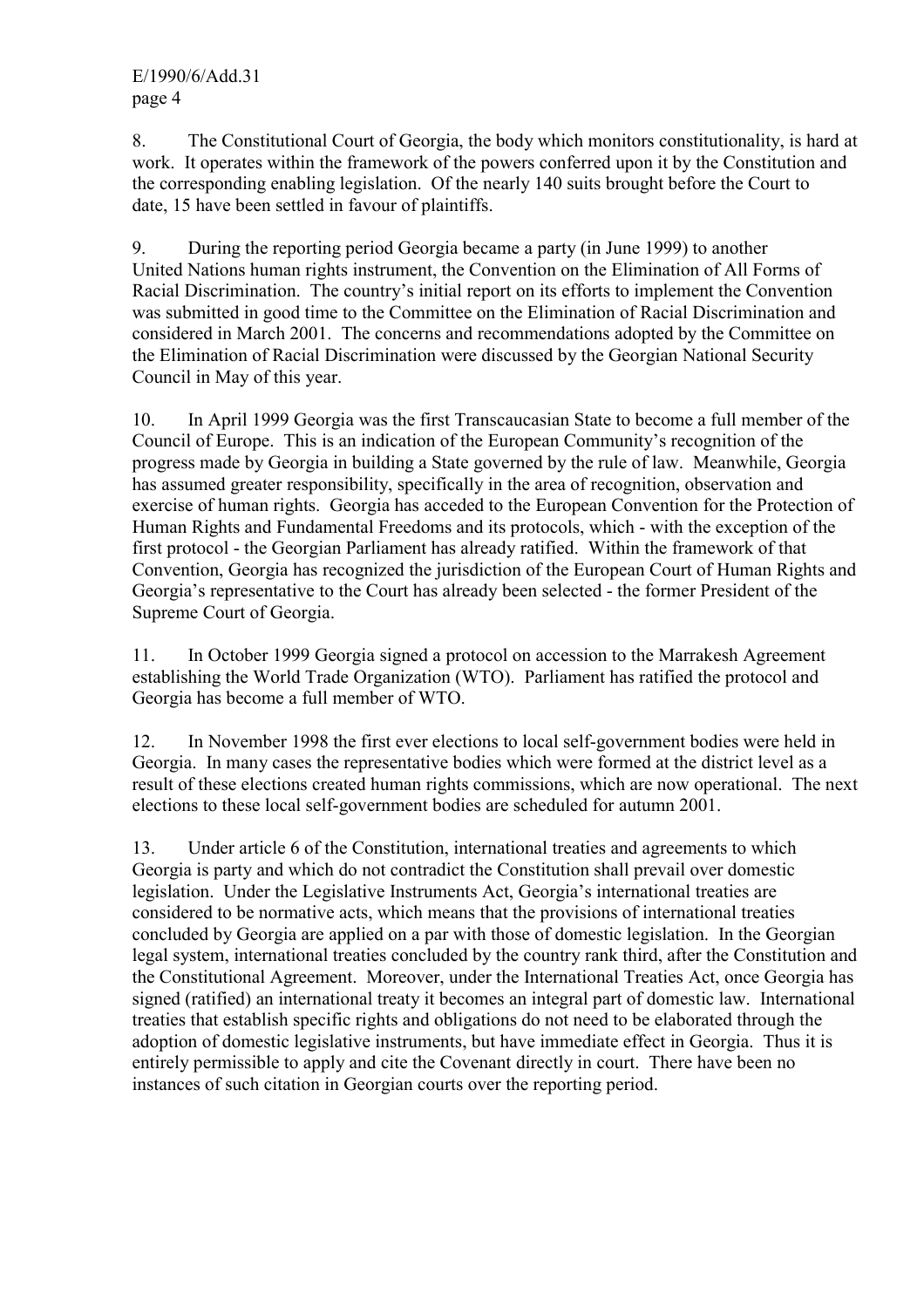8. The Constitutional Court of Georgia, the body which monitors constitutionality, is hard at work. It operates within the framework of the powers conferred upon it by the Constitution and the corresponding enabling legislation. Of the nearly 140 suits brought before the Court to date, 15 have been settled in favour of plaintiffs.

9. During the reporting period Georgia became a party (in June 1999) to another United Nations human rights instrument, the Convention on the Elimination of All Forms of Racial Discrimination. The country's initial report on its efforts to implement the Convention was submitted in good time to the Committee on the Elimination of Racial Discrimination and considered in March 2001. The concerns and recommendations adopted by the Committee on the Elimination of Racial Discrimination were discussed by the Georgian National Security Council in May of this year.

10. In April 1999 Georgia was the first Transcaucasian State to become a full member of the Council of Europe. This is an indication of the European Community's recognition of the progress made by Georgia in building a State governed by the rule of law. Meanwhile, Georgia has assumed greater responsibility, specifically in the area of recognition, observation and exercise of human rights. Georgia has acceded to the European Convention for the Protection of Human Rights and Fundamental Freedoms and its protocols, which - with the exception of the first protocol - the Georgian Parliament has already ratified. Within the framework of that Convention, Georgia has recognized the jurisdiction of the European Court of Human Rights and Georgia's representative to the Court has already been selected - the former President of the Supreme Court of Georgia.

11. In October 1999 Georgia signed a protocol on accession to the Marrakesh Agreement establishing the World Trade Organization (WTO). Parliament has ratified the protocol and Georgia has become a full member of WTO.

12. In November 1998 the first ever elections to local self-government bodies were held in Georgia. In many cases the representative bodies which were formed at the district level as a result of these elections created human rights commissions, which are now operational. The next elections to these local self-government bodies are scheduled for autumn 2001.

13. Under article 6 of the Constitution, international treaties and agreements to which Georgia is party and which do not contradict the Constitution shall prevail over domestic legislation. Under the Legislative Instruments Act, Georgia's international treaties are considered to be normative acts, which means that the provisions of international treaties concluded by Georgia are applied on a par with those of domestic legislation. In the Georgian legal system, international treaties concluded by the country rank third, after the Constitution and the Constitutional Agreement. Moreover, under the International Treaties Act, once Georgia has signed (ratified) an international treaty it becomes an integral part of domestic law. International treaties that establish specific rights and obligations do not need to be elaborated through the adoption of domestic legislative instruments, but have immediate effect in Georgia. Thus it is entirely permissible to apply and cite the Covenant directly in court. There have been no instances of such citation in Georgian courts over the reporting period.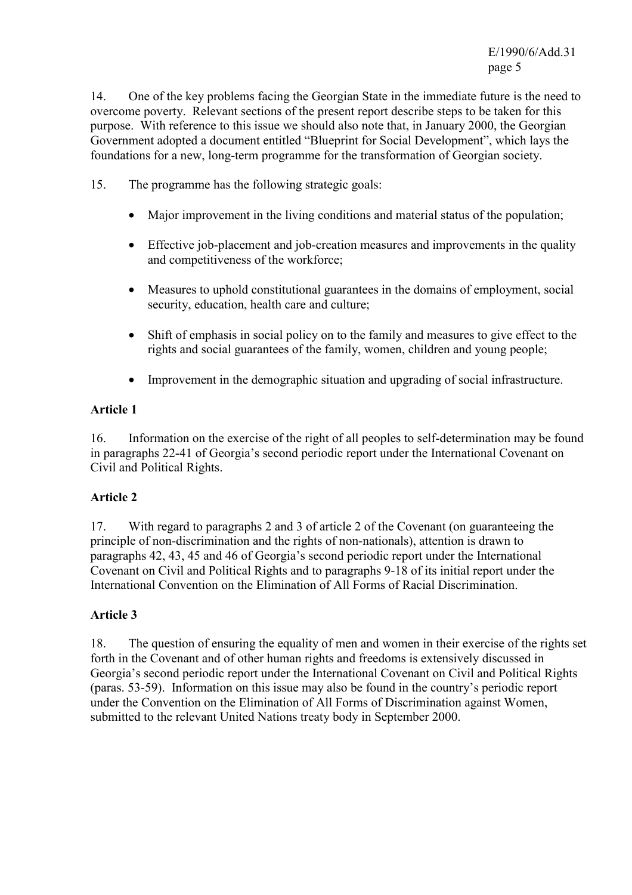14. One of the key problems facing the Georgian State in the immediate future is the need to overcome poverty. Relevant sections of the present report describe steps to be taken for this purpose. With reference to this issue we should also note that, in January 2000, the Georgian Government adopted a document entitled "Blueprint for Social Development", which lays the foundations for a new, long-term programme for the transformation of Georgian society.

15. The programme has the following strategic goals:

- Major improvement in the living conditions and material status of the population;
- Effective job-placement and job-creation measures and improvements in the quality and competitiveness of the workforce;
- Measures to uphold constitutional guarantees in the domains of employment, social security, education, health care and culture;
- Shift of emphasis in social policy on to the family and measures to give effect to the rights and social guarantees of the family, women, children and young people;
- Improvement in the demographic situation and upgrading of social infrastructure.

**Article 1**

16. Information on the exercise of the right of all peoples to self-determination may be found in paragraphs 22-41 of Georgia's second periodic report under the International Covenant on Civil and Political Rights.

**Article 2**

17. With regard to paragraphs 2 and 3 of article 2 of the Covenant (on guaranteeing the principle of non-discrimination and the rights of non-nationals), attention is drawn to paragraphs 42, 43, 45 and 46 of Georgia's second periodic report under the International Covenant on Civil and Political Rights and to paragraphs 9-18 of its initial report under the International Convention on the Elimination of All Forms of Racial Discrimination.

**Article 3**

18. The question of ensuring the equality of men and women in their exercise of the rights set forth in the Covenant and of other human rights and freedoms is extensively discussed in Georgia's second periodic report under the International Covenant on Civil and Political Rights (paras. 53-59). Information on this issue may also be found in the country's periodic report under the Convention on the Elimination of All Forms of Discrimination against Women, submitted to the relevant United Nations treaty body in September 2000.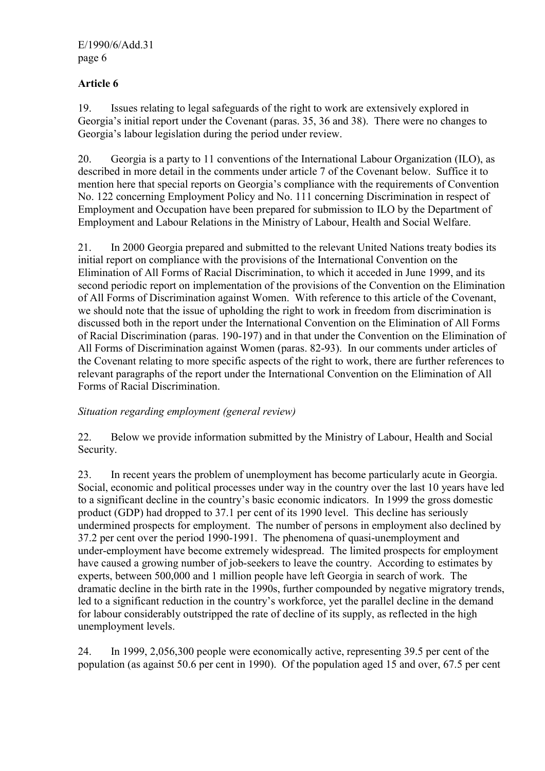## Article 6

19. Issues relating to legal safeguards of the right to work are extensively explored in Georgia's initial report under the Covenant (paras. 35, 36 and 38). There were no changes to Georgia's labour legislation during the period under review.

20. Georgia is a party to 11 conventions of the International Labour Organization (ILO), as described in more detail in the comments under article 7 of the Covenant below. Suffice it to mention here that special reports on Georgia's compliance with the requirements of Convention No. 122 concerning Employment Policy and No. 111 concerning Discrimination in respect of Employment and Occupation have been prepared for submission to ILO by the Department of Employment and Labour Relations in the Ministry of Labour, Health and Social Welfare.

21. In 2000 Georgia prepared and submitted to the relevant United Nations treaty bodies its initial report on compliance with the provisions of the International Convention on the Elimination of All Forms of Racial Discrimination, to which it acceded in June 1999, and its second periodic report on implementation of the provisions of the Convention on the Elimination of All Forms of Discrimination against Women. With reference to this article of the Covenant, we should note that the issue of upholding the right to work in freedom from discrimination is discussed both in the report under the International Convention on the Elimination of All Forms of Racial Discrimination (paras. 190-197) and in that under the Convention on the Elimination of All Forms of Discrimination against Women (paras. 82-93). In our comments under articles of the Covenant relating to more specific aspects of the right to work, there are further references to relevant paragraphs of the report under the International Convention on the Elimination of All Forms of Racial Discrimination.

*Situation regarding employment (general review)*

22. Below we provide information submitted by the Ministry of Labour, Health and Social Security.

23. In recent years the problem of unemployment has become particularly acute in Georgia. Social, economic and political processes under way in the country over the last 10 years have led to a significant decline in the country's basic economic indicators. In 1999 the gross domestic product (GDP) had dropped to 37.1 per cent of its 1990 level. This decline has seriously undermined prospects for employment. The number of persons in employment also declined by 37.2 per cent over the period 1990-1991. The phenomena of quasi-unemployment and under-employment have become extremely widespread. The limited prospects for employment have caused a growing number of job-seekers to leave the country. According to estimates by experts, between 500,000 and 1 million people have left Georgia in search of work. The dramatic decline in the birth rate in the 1990s, further compounded by negative migratory trends, led to a significant reduction in the country's workforce, yet the parallel decline in the demand for labour considerably outstripped the rate of decline of its supply, as reflected in the high unemployment levels.

24. In 1999, 2,056,300 people were economically active, representing 39.5 per cent of the population (as against 50.6 per cent in 1990). Of the population aged 15 and over, 67.5 per cent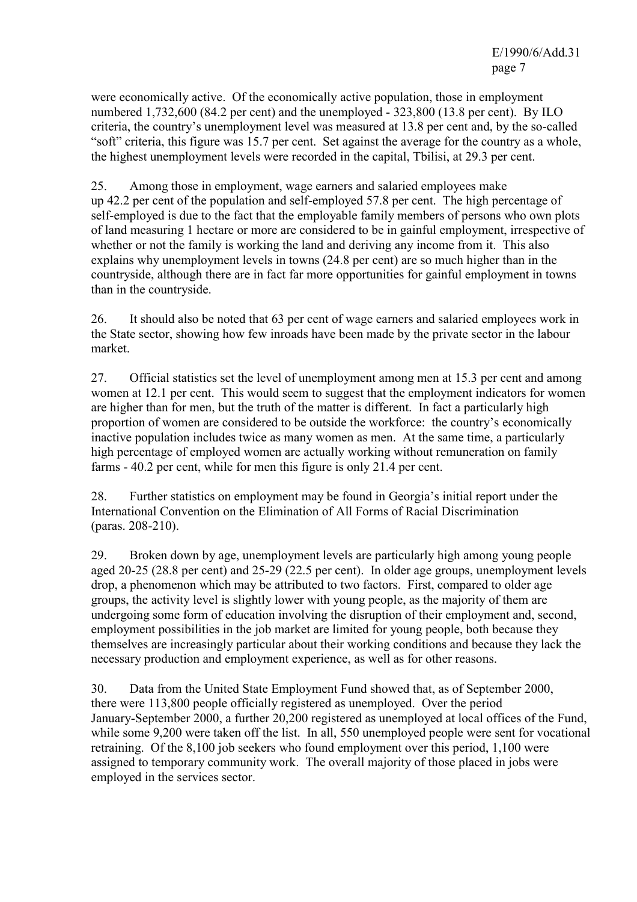were economically active. Of the economically active population, those in employment numbered 1,732,600 (84.2 per cent) and the unemployed - 323,800 (13.8 per cent). By ILO criteria, the country's unemployment level was measured at 13.8 per cent and, by the so-called "soft" criteria, this figure was 15.7 per cent. Set against the average for the country as a whole, the highest unemployment levels were recorded in the capital, Tbilisi, at 29.3 per cent.

25. Among those in employment, wage earners and salaried employees make up 42.2 per cent of the population and self-employed 57.8 per cent. The high percentage of self-employed is due to the fact that the employable family members of persons who own plots of land measuring 1 hectare or more are considered to be in gainful employment, irrespective of whether or not the family is working the land and deriving any income from it. This also explains why unemployment levels in towns (24.8 per cent) are so much higher than in the countryside, although there are in fact far more opportunities for gainful employment in towns than in the countryside.

26. It should also be noted that 63 per cent of wage earners and salaried employees work in the State sector, showing how few inroads have been made by the private sector in the labour market.

27. Official statistics set the level of unemployment among men at 15.3 per cent and among women at 12.1 per cent. This would seem to suggest that the employment indicators for women are higher than for men, but the truth of the matter is different. In fact a particularly high proportion of women are considered to be outside the workforce: the country's economically inactive population includes twice as many women as men. At the same time, a particularly high percentage of employed women are actually working without remuneration on family farms - 40.2 per cent, while for men this figure is only 21.4 per cent.

28. Further statistics on employment may be found in Georgia's initial report under the International Convention on the Elimination of All Forms of Racial Discrimination (paras. 208-210).

29. Broken down by age, unemployment levels are particularly high among young people aged 20-25 (28.8 per cent) and 25-29 (22.5 per cent). In older age groups, unemployment levels drop, a phenomenon which may be attributed to two factors. First, compared to older age groups, the activity level is slightly lower with young people, as the majority of them are undergoing some form of education involving the disruption of their employment and, second, employment possibilities in the job market are limited for young people, both because they themselves are increasingly particular about their working conditions and because they lack the necessary production and employment experience, as well as for other reasons.

30. Data from the United State Employment Fund showed that, as of September 2000, there were 113,800 people officially registered as unemployed. Over the period January-September 2000, a further 20,200 registered as unemployed at local offices of the Fund, while some 9,200 were taken off the list. In all, 550 unemployed people were sent for vocational retraining. Of the 8,100 job seekers who found employment over this period, 1,100 were assigned to temporary community work. The overall majority of those placed in jobs were employed in the services sector.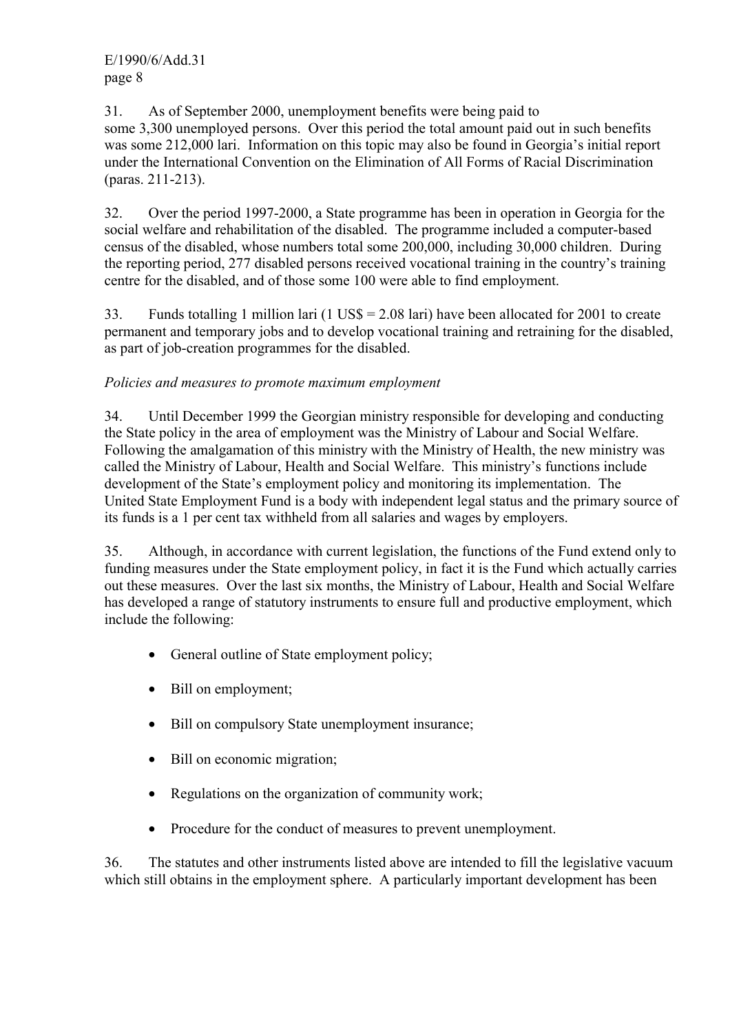31. As of September 2000, unemployment benefits were being paid to some 3,300 unemployed persons. Over this period the total amount paid out in such benefits was some 212,000 lari. Information on this topic may also be found in Georgia's initial report under the International Convention on the Elimination of All Forms of Racial Discrimination (paras. 211-213).

32. Over the period 1997-2000, a State programme has been in operation in Georgia for the social welfare and rehabilitation of the disabled. The programme included a computer-based census of the disabled, whose numbers total some 200,000, including 30,000 children. During the reporting period, 277 disabled persons received vocational training in the country's training centre for the disabled, and of those some 100 were able to find employment.

33. Funds totalling 1 million lari (1 US$ = 2.08 lari) have been allocated for 2001 to create permanent and temporary jobs and to develop vocational training and retraining for the disabled, as part of job-creation programmes for the disabled.

*Policies and measures to promote maximum employment*

34. Until December 1999 the Georgian ministry responsible for developing and conducting the State policy in the area of employment was the Ministry of Labour and Social Welfare. Following the amalgamation of this ministry with the Ministry of Health, the new ministry was called the Ministry of Labour, Health and Social Welfare. This ministry's functions include development of the State's employment policy and monitoring its implementation. The United State Employment Fund is a body with independent legal status and the primary source of its funds is a 1 per cent tax withheld from all salaries and wages by employers.

35. Although, in accordance with current legislation, the functions of the Fund extend only to funding measures under the State employment policy, in fact it is the Fund which actually carries out these measures. Over the last six months, the Ministry of Labour, Health and Social Welfare has developed a range of statutory instruments to ensure full and productive employment, which include the following:

- General outline of State employment policy;
- Bill on employment;
- Bill on compulsory State unemployment insurance;
- Bill on economic migration;
- Regulations on the organization of community work;
- Procedure for the conduct of measures to prevent unemployment.

36. The statutes and other instruments listed above are intended to fill the legislative vacuum which still obtains in the employment sphere. A particularly important development has been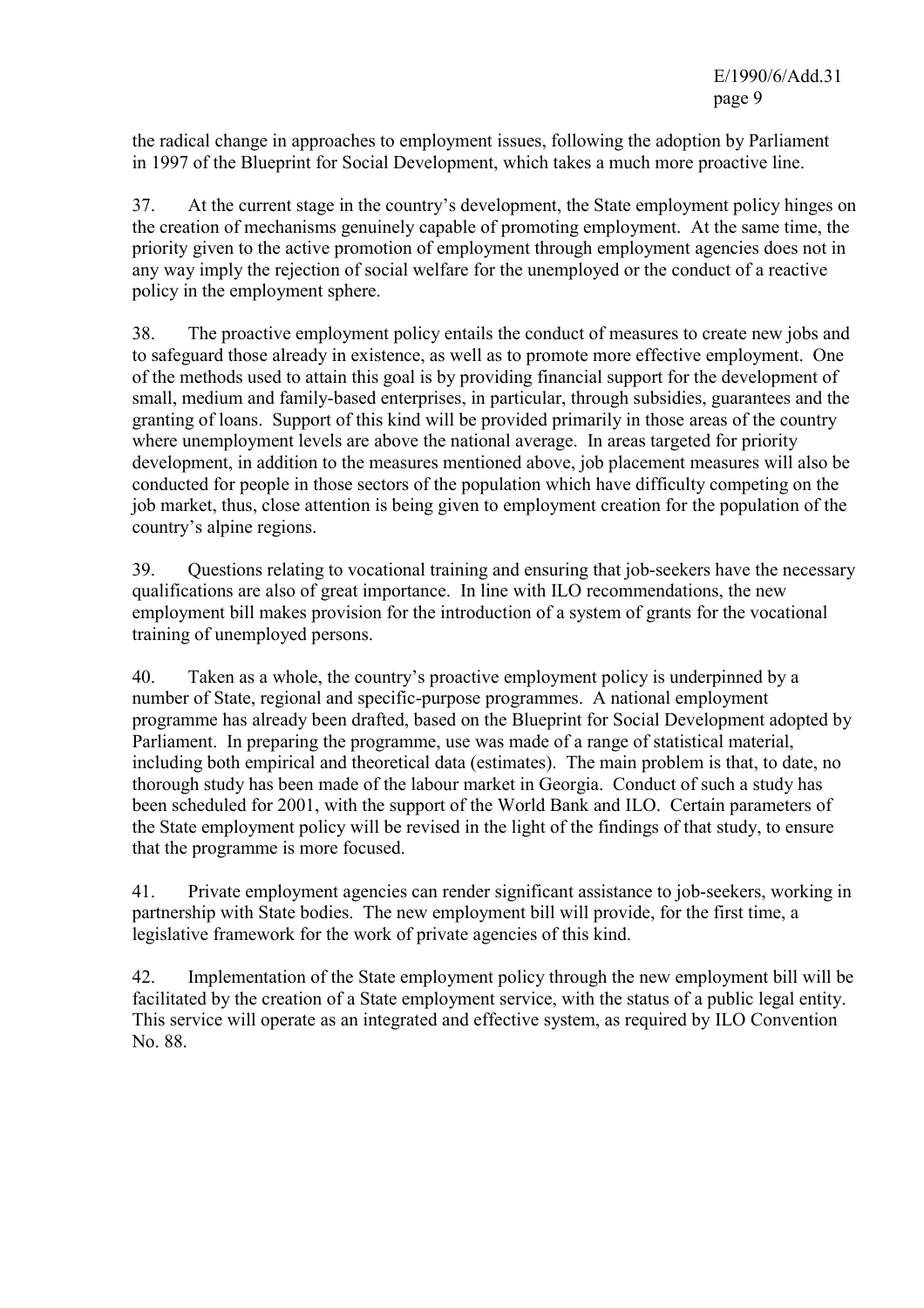the radical change in approaches to employment issues, following the adoption by Parliament in 1997 of the Blueprint for Social Development, which takes a much more proactive line.

37. At the current stage in the country's development, the State employment policy hinges on the creation of mechanisms genuinely capable of promoting employment. At the same time, the priority given to the active promotion of employment through employment agencies does not in any way imply the rejection of social welfare for the unemployed or the conduct of a reactive policy in the employment sphere.

38. The proactive employment policy entails the conduct of measures to create new jobs and to safeguard those already in existence, as well as to promote more effective employment. One of the methods used to attain this goal is by providing financial support for the development of small, medium and family-based enterprises, in particular, through subsidies, guarantees and the granting of loans. Support of this kind will be provided primarily in those areas of the country where unemployment levels are above the national average. In areas targeted for priority development, in addition to the measures mentioned above, job placement measures will also be conducted for people in those sectors of the population which have difficulty competing on the job market, thus, close attention is being given to employment creation for the population of the country's alpine regions.

39. Questions relating to vocational training and ensuring that job-seekers have the necessary qualifications are also of great importance. In line with ILO recommendations, the new employment bill makes provision for the introduction of a system of grants for the vocational training of unemployed persons.

40. Taken as a whole, the country's proactive employment policy is underpinned by a number of State, regional and specific-purpose programmes. A national employment programme has already been drafted, based on the Blueprint for Social Development adopted by Parliament. In preparing the programme, use was made of a range of statistical material, including both empirical and theoretical data (estimates). The main problem is that, to date, no thorough study has been made of the labour market in Georgia. Conduct of such a study has been scheduled for 2001, with the support of the World Bank and ILO. Certain parameters of the State employment policy will be revised in the light of the findings of that study, to ensure that the programme is more focused.

41. Private employment agencies can render significant assistance to job-seekers, working in partnership with State bodies. The new employment bill will provide, for the first time, a legislative framework for the work of private agencies of this kind.

42. Implementation of the State employment policy through the new employment bill will be facilitated by the creation of a State employment service, with the status of a public legal entity. This service will operate as an integrated and effective system, as required by ILO Convention No. 88.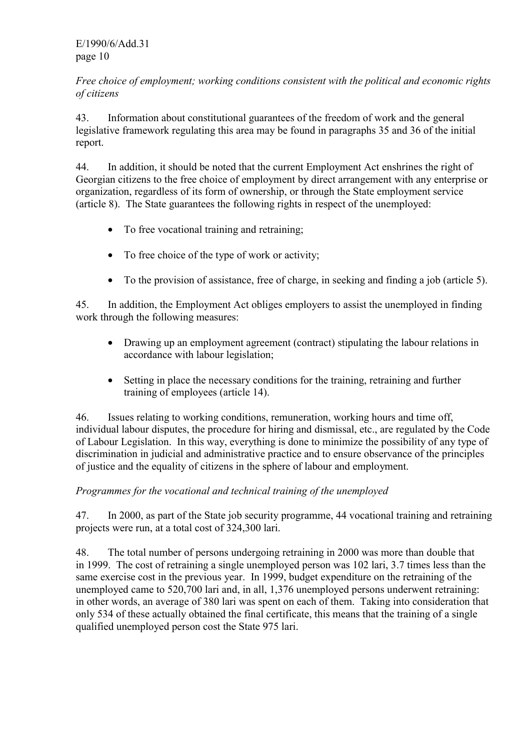*Free choice of employment; working conditions consistent with the political and economic rights of citizens*

43. Information about constitutional guarantees of the freedom of work and the general legislative framework regulating this area may be found in paragraphs 35 and 36 of the initial report.

44. In addition, it should be noted that the current Employment Act enshrines the right of Georgian citizens to the free choice of employment by direct arrangement with any enterprise or organization, regardless of its form of ownership, or through the State employment service (article 8). The State guarantees the following rights in respect of the unemployed:

- To free vocational training and retraining;
- To free choice of the type of work or activity;
- To the provision of assistance, free of charge, in seeking and finding a job (article 5).

45. In addition, the Employment Act obliges employers to assist the unemployed in finding work through the following measures:

- Drawing up an employment agreement (contract) stipulating the labour relations in accordance with labour legislation;
- Setting in place the necessary conditions for the training, retraining and further training of employees (article 14).

46. Issues relating to working conditions, remuneration, working hours and time off, individual labour disputes, the procedure for hiring and dismissal, etc., are regulated by the Code of Labour Legislation. In this way, everything is done to minimize the possibility of any type of discrimination in judicial and administrative practice and to ensure observance of the principles of justice and the equality of citizens in the sphere of labour and employment.

*Programmes for the vocational and technical training of the unemployed*

47. In 2000, as part of the State job security programme, 44 vocational training and retraining projects were run, at a total cost of 324,300 lari.

48. The total number of persons undergoing retraining in 2000 was more than double that in 1999. The cost of retraining a single unemployed person was 102 lari, 3.7 times less than the same exercise cost in the previous year. In 1999, budget expenditure on the retraining of the unemployed came to 520,700 lari and, in all, 1,376 unemployed persons underwent retraining: in other words, an average of 380 lari was spent on each of them. Taking into consideration that only 534 of these actually obtained the final certificate, this means that the training of a single qualified unemployed person cost the State 975 lari.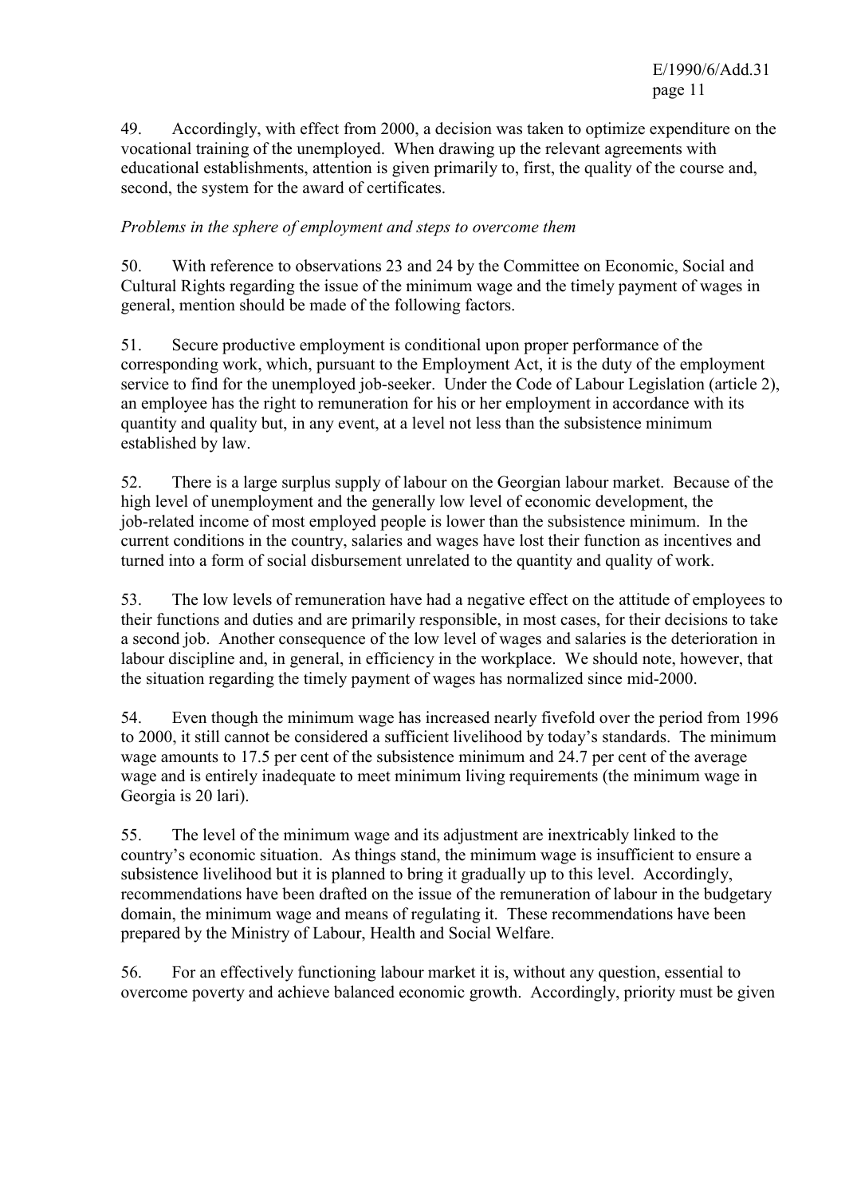49. Accordingly, with effect from 2000, a decision was taken to optimize expenditure on the vocational training of the unemployed. When drawing up the relevant agreements with educational establishments, attention is given primarily to, first, the quality of the course and, second, the system for the award of certificates.

*Problems in the sphere of employment and steps to overcome them*

50. With reference to observations 23 and 24 by the Committee on Economic, Social and Cultural Rights regarding the issue of the minimum wage and the timely payment of wages in general, mention should be made of the following factors.

51. Secure productive employment is conditional upon proper performance of the corresponding work, which, pursuant to the Employment Act, it is the duty of the employment service to find for the unemployed job-seeker. Under the Code of Labour Legislation (article 2), an employee has the right to remuneration for his or her employment in accordance with its quantity and quality but, in any event, at a level not less than the subsistence minimum established by law.

52. There is a large surplus supply of labour on the Georgian labour market. Because of the high level of unemployment and the generally low level of economic development, the job-related income of most employed people is lower than the subsistence minimum. In the current conditions in the country, salaries and wages have lost their function as incentives and turned into a form of social disbursement unrelated to the quantity and quality of work.

53. The low levels of remuneration have had a negative effect on the attitude of employees to their functions and duties and are primarily responsible, in most cases, for their decisions to take a second job. Another consequence of the low level of wages and salaries is the deterioration in labour discipline and, in general, in efficiency in the workplace. We should note, however, that the situation regarding the timely payment of wages has normalized since mid-2000.

54. Even though the minimum wage has increased nearly fivefold over the period from 1996 to 2000, it still cannot be considered a sufficient livelihood by today's standards. The minimum wage amounts to 17.5 per cent of the subsistence minimum and 24.7 per cent of the average wage and is entirely inadequate to meet minimum living requirements (the minimum wage in Georgia is 20 lari).

55. The level of the minimum wage and its adjustment are inextricably linked to the country's economic situation. As things stand, the minimum wage is insufficient to ensure a subsistence livelihood but it is planned to bring it gradually up to this level. Accordingly, recommendations have been drafted on the issue of the remuneration of labour in the budgetary domain, the minimum wage and means of regulating it. These recommendations have been prepared by the Ministry of Labour, Health and Social Welfare.

56. For an effectively functioning labour market it is, without any question, essential to overcome poverty and achieve balanced economic growth. Accordingly, priority must be given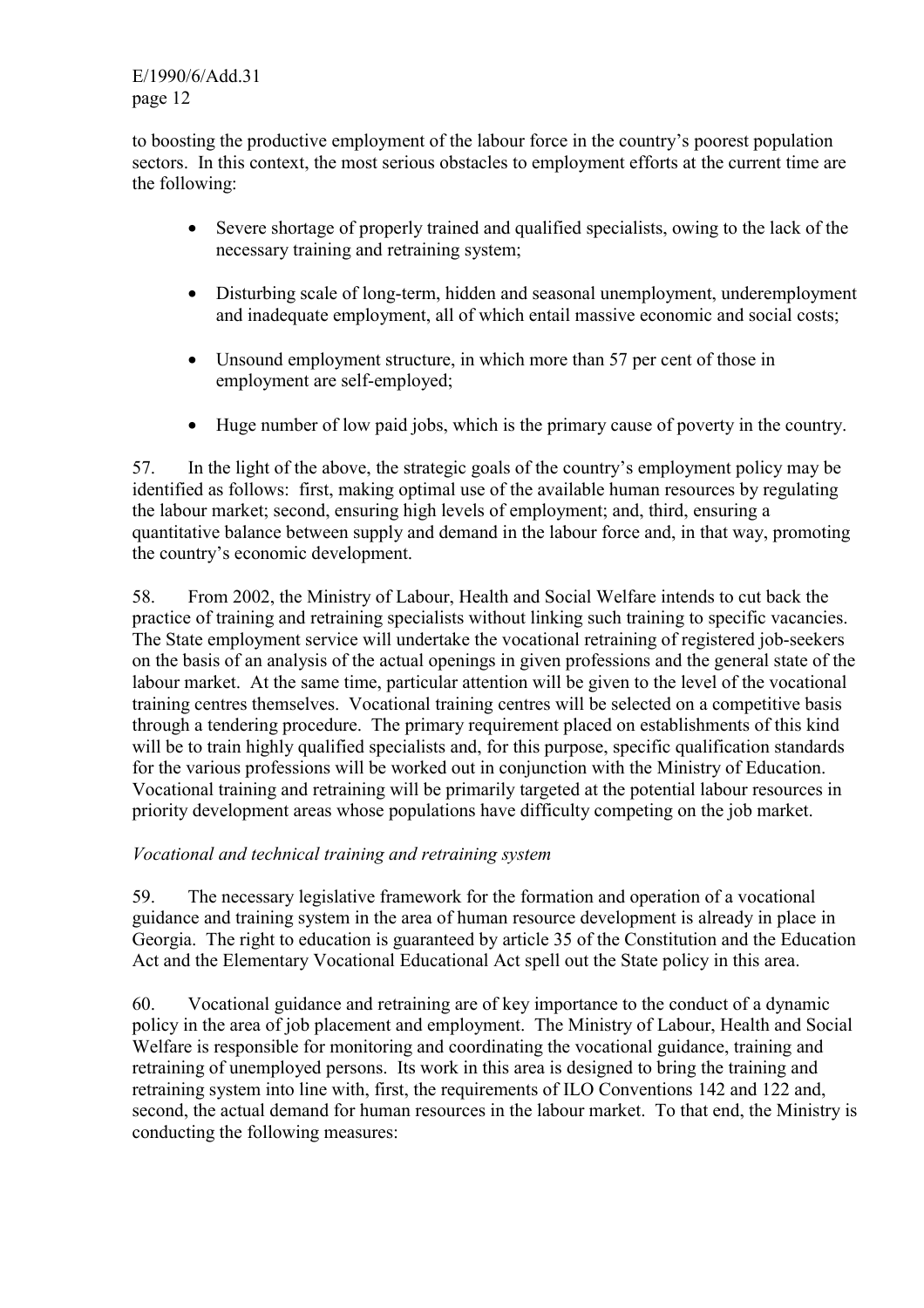to boosting the productive employment of the labour force in the country's poorest population sectors. In this context, the most serious obstacles to employment efforts at the current time are the following:

- Severe shortage of properly trained and qualified specialists, owing to the lack of the necessary training and retraining system;
- Disturbing scale of long-term, hidden and seasonal unemployment, underemployment and inadequate employment, all of which entail massive economic and social costs;
- Unsound employment structure, in which more than 57 per cent of those in employment are self-employed;
- Huge number of low paid jobs, which is the primary cause of poverty in the country.

57. In the light of the above, the strategic goals of the country's employment policy may be identified as follows: first, making optimal use of the available human resources by regulating the labour market; second, ensuring high levels of employment; and, third, ensuring a quantitative balance between supply and demand in the labour force and, in that way, promoting the country's economic development.

58. From 2002, the Ministry of Labour, Health and Social Welfare intends to cut back the practice of training and retraining specialists without linking such training to specific vacancies. The State employment service will undertake the vocational retraining of registered job-seekers on the basis of an analysis of the actual openings in given professions and the general state of the labour market. At the same time, particular attention will be given to the level of the vocational training centres themselves. Vocational training centres will be selected on a competitive basis through a tendering procedure. The primary requirement placed on establishments of this kind will be to train highly qualified specialists and, for this purpose, specific qualification standards for the various professions will be worked out in conjunction with the Ministry of Education. Vocational training and retraining will be primarily targeted at the potential labour resources in priority development areas whose populations have difficulty competing on the job market.

*Vocational and technical training and retraining system*

59. The necessary legislative framework for the formation and operation of a vocational guidance and training system in the area of human resource development is already in place in Georgia. The right to education is guaranteed by article 35 of the Constitution and the Education Act and the Elementary Vocational Educational Act spell out the State policy in this area.

60. Vocational guidance and retraining are of key importance to the conduct of a dynamic policy in the area of job placement and employment. The Ministry of Labour, Health and Social Welfare is responsible for monitoring and coordinating the vocational guidance, training and retraining of unemployed persons. Its work in this area is designed to bring the training and retraining system into line with, first, the requirements of ILO Conventions 142 and 122 and, second, the actual demand for human resources in the labour market. To that end, the Ministry is conducting the following measures: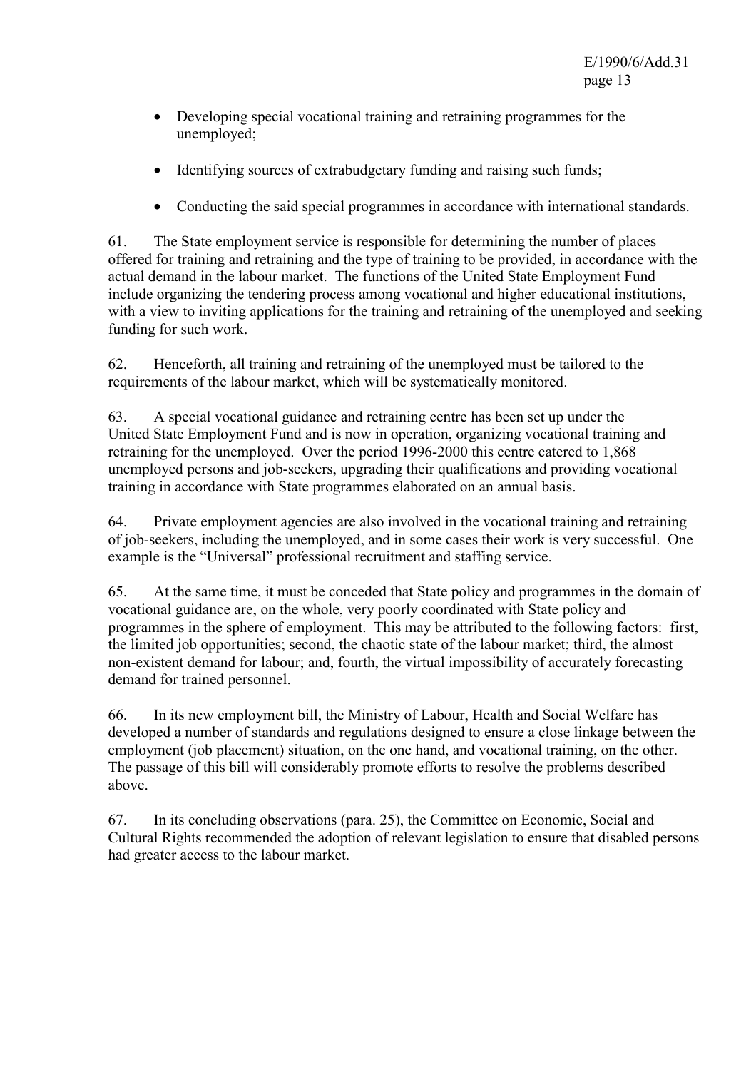- Developing special vocational training and retraining programmes for the unemployed;
- Identifying sources of extrabudgetary funding and raising such funds;
- Conducting the said special programmes in accordance with international standards.

61. The State employment service is responsible for determining the number of places offered for training and retraining and the type of training to be provided, in accordance with the actual demand in the labour market. The functions of the United State Employment Fund include organizing the tendering process among vocational and higher educational institutions, with a view to inviting applications for the training and retraining of the unemployed and seeking funding for such work.

62. Henceforth, all training and retraining of the unemployed must be tailored to the requirements of the labour market, which will be systematically monitored.

63. A special vocational guidance and retraining centre has been set up under the United State Employment Fund and is now in operation, organizing vocational training and retraining for the unemployed. Over the period 1996-2000 this centre catered to 1,868 unemployed persons and job-seekers, upgrading their qualifications and providing vocational training in accordance with State programmes elaborated on an annual basis.

64. Private employment agencies are also involved in the vocational training and retraining of job-seekers, including the unemployed, and in some cases their work is very successful. One example is the "Universal" professional recruitment and staffing service.

65. At the same time, it must be conceded that State policy and programmes in the domain of vocational guidance are, on the whole, very poorly coordinated with State policy and programmes in the sphere of employment. This may be attributed to the following factors: first, the limited job opportunities; second, the chaotic state of the labour market; third, the almost non-existent demand for labour; and, fourth, the virtual impossibility of accurately forecasting demand for trained personnel.

66. In its new employment bill, the Ministry of Labour, Health and Social Welfare has developed a number of standards and regulations designed to ensure a close linkage between the employment (job placement) situation, on the one hand, and vocational training, on the other. The passage of this bill will considerably promote efforts to resolve the problems described above.

67. In its concluding observations (para. 25), the Committee on Economic, Social and Cultural Rights recommended the adoption of relevant legislation to ensure that disabled persons had greater access to the labour market.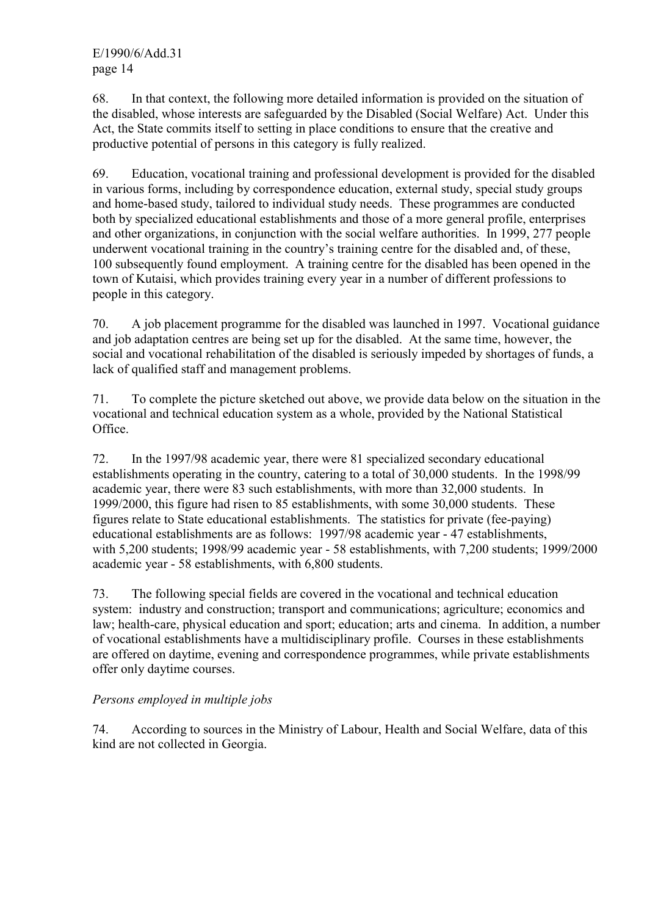68. In that context, the following more detailed information is provided on the situation of the disabled, whose interests are safeguarded by the Disabled (Social Welfare) Act. Under this Act, the State commits itself to setting in place conditions to ensure that the creative and productive potential of persons in this category is fully realized.

69. Education, vocational training and professional development is provided for the disabled in various forms, including by correspondence education, external study, special study groups and home-based study, tailored to individual study needs. These programmes are conducted both by specialized educational establishments and those of a more general profile, enterprises and other organizations, in conjunction with the social welfare authorities. In 1999, 277 people underwent vocational training in the country's training centre for the disabled and, of these, 100 subsequently found employment. A training centre for the disabled has been opened in the town of Kutaisi, which provides training every year in a number of different professions to people in this category.

70. A job placement programme for the disabled was launched in 1997. Vocational guidance and job adaptation centres are being set up for the disabled. At the same time, however, the social and vocational rehabilitation of the disabled is seriously impeded by shortages of funds, a lack of qualified staff and management problems.

71. To complete the picture sketched out above, we provide data below on the situation in the vocational and technical education system as a whole, provided by the National Statistical Office.

72. In the 1997/98 academic year, there were 81 specialized secondary educational establishments operating in the country, catering to a total of 30,000 students. In the 1998/99 academic year, there were 83 such establishments, with more than 32,000 students. In 1999/2000, this figure had risen to 85 establishments, with some 30,000 students. These figures relate to State educational establishments. The statistics for private (fee-paying) educational establishments are as follows: 1997/98 academic year - 47 establishments, with 5,200 students; 1998/99 academic year - 58 establishments, with 7,200 students; 1999/2000 academic year - 58 establishments, with 6,800 students.

73. The following special fields are covered in the vocational and technical education system: industry and construction; transport and communications; agriculture; economics and law; health-care, physical education and sport; education; arts and cinema. In addition, a number of vocational establishments have a multidisciplinary profile. Courses in these establishments are offered on daytime, evening and correspondence programmes, while private establishments offer only daytime courses.

*Persons employed in multiple jobs*

74. According to sources in the Ministry of Labour, Health and Social Welfare, data of this kind are not collected in Georgia.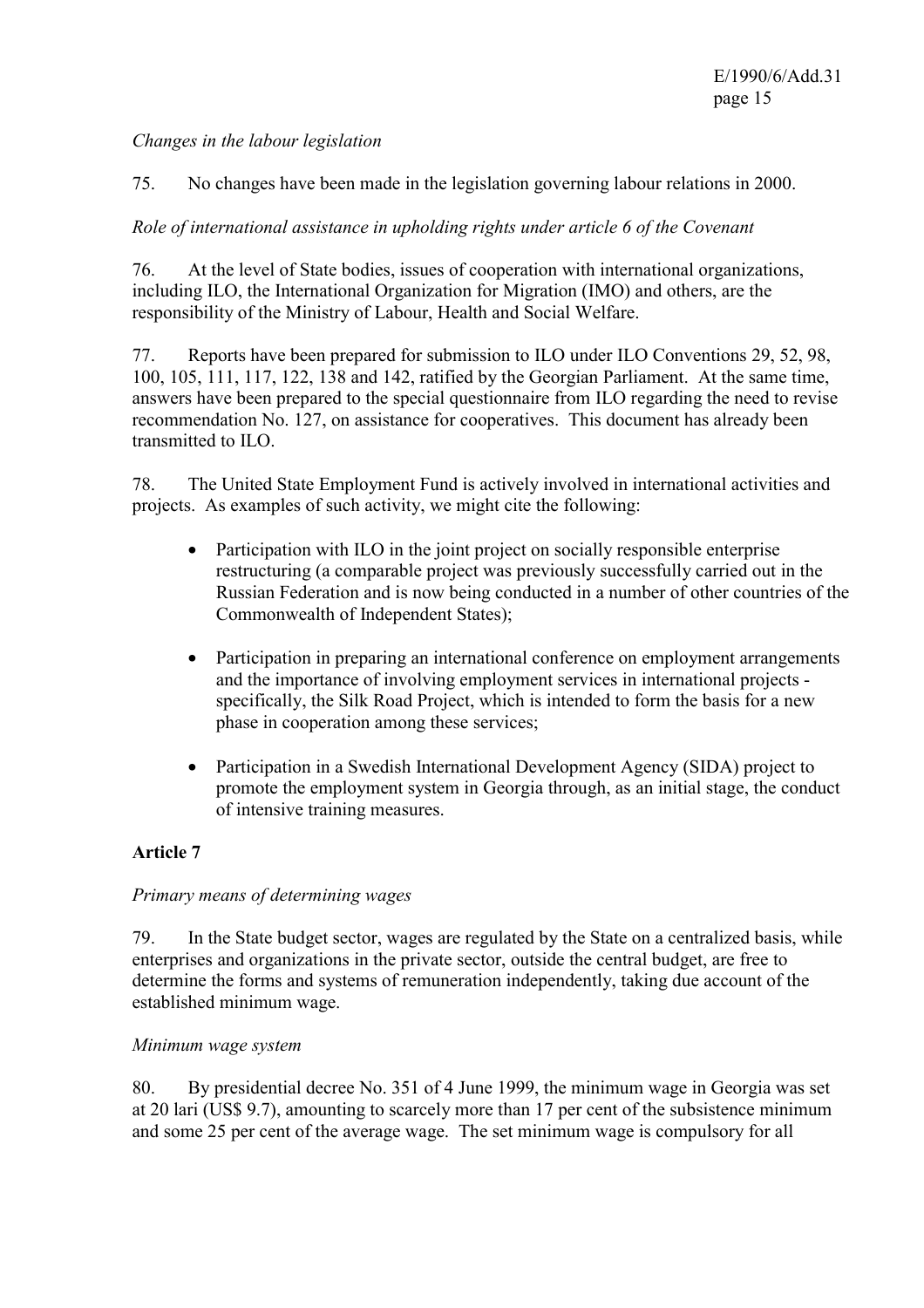*Changes in the labour legislation*

75. No changes have been made in the legislation governing labour relations in 2000.

*Role of international assistance in upholding rights under article 6 of the Covenant*

76. At the level of State bodies, issues of cooperation with international organizations, including ILO, the International Organization for Migration (IMO) and others, are the responsibility of the Ministry of Labour, Health and Social Welfare.

77. Reports have been prepared for submission to ILO under ILO Conventions 29, 52, 98, 100, 105, 111, 117, 122, 138 and 142, ratified by the Georgian Parliament. At the same time, answers have been prepared to the special questionnaire from ILO regarding the need to revise recommendation No. 127, on assistance for cooperatives. This document has already been transmitted to ILO.

78. The United State Employment Fund is actively involved in international activities and projects. As examples of such activity, we might cite the following:

- Participation with ILO in the joint project on socially responsible enterprise restructuring (a comparable project was previously successfully carried out in the Russian Federation and is now being conducted in a number of other countries of the Commonwealth of Independent States);
- Participation in preparing an international conference on employment arrangements and the importance of involving employment services in international projects - specifically, the Silk Road Project, which is intended to form the basis for a new phase in cooperation among these services;
- Participation in a Swedish International Development Agency (SIDA) project to promote the employment system in Georgia through, as an initial stage, the conduct of intensive training measures.

## Article 7

*Primary means of determining wages*

79. In the State budget sector, wages are regulated by the State on a centralized basis, while enterprises and organizations in the private sector, outside the central budget, are free to determine the forms and systems of remuneration independently, taking due account of the established minimum wage.

*Minimum wage system*

80. By presidential decree No. 351 of 4 June 1999, the minimum wage in Georgia was set at 20 lari (US$ 9.7), amounting to scarcely more than 17 per cent of the subsistence minimum and some 25 per cent of the average wage. The set minimum wage is compulsory for all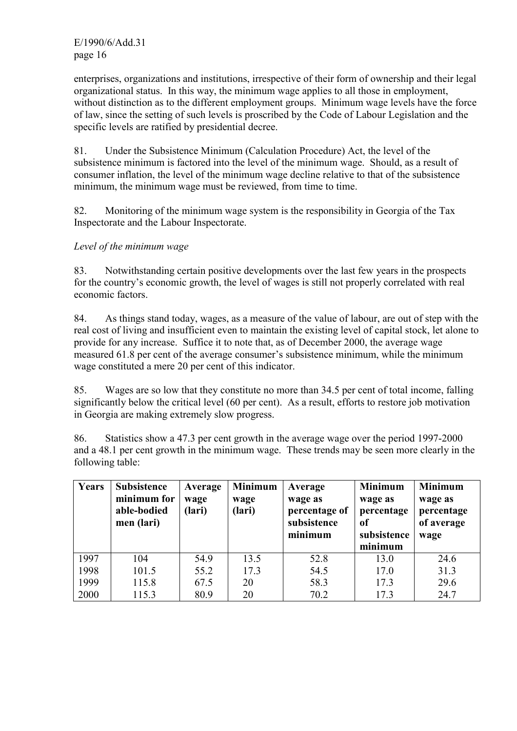enterprises, organizations and institutions, irrespective of their form of ownership and their legal organizational status. In this way, the minimum wage applies to all those in employment, without distinction as to the different employment groups. Minimum wage levels have the force of law, since the setting of such levels is proscribed by the Code of Labour Legislation and the specific levels are ratified by presidential decree.

81. Under the Subsistence Minimum (Calculation Procedure) Act, the level of the subsistence minimum is factored into the level of the minimum wage. Should, as a result of consumer inflation, the level of the minimum wage decline relative to that of the subsistence minimum, the minimum wage must be reviewed, from time to time.

82. Monitoring of the minimum wage system is the responsibility in Georgia of the Tax Inspectorate and the Labour Inspectorate.

*Level of the minimum wage*

83. Notwithstanding certain positive developments over the last few years in the prospects for the country's economic growth, the level of wages is still not properly correlated with real economic factors.

84. As things stand today, wages, as a measure of the value of labour, are out of step with the real cost of living and insufficient even to maintain the existing level of capital stock, let alone to provide for any increase. Suffice it to note that, as of December 2000, the average wage measured 61.8 per cent of the average consumer's subsistence minimum, while the minimum wage constituted a mere 20 per cent of this indicator.

85. Wages are so low that they constitute no more than 34.5 per cent of total income, falling significantly below the critical level (60 per cent). As a result, efforts to restore job motivation in Georgia are making extremely slow progress.

86. Statistics show a 47.3 per cent growth in the average wage over the period 1997-2000 and a 48.1 per cent growth in the minimum wage. These trends may be seen more clearly in the following table:

| Years | Subsistence minimum for able-bodied men (lari) | Average wage (lari) | Minimum wage (lari) | Average wage as percentage of subsistence minimum | Minimum wage as percentage of subsistence minimum | Minimum wage as percentage of average wage |
|---|---|---|---|---|---|---|
| 1997 | 104 | 54.9 | 13.5 | 52.8 | 13.0 | 24.6 |
| 1998 | 101.5 | 55.2 | 17.3 | 54.5 | 17.0 | 31.3 |
| 1999 | 115.8 | 67.5 | 20 | 58.3 | 17.3 | 29.6 |
| 2000 | 115.3 | 80.9 | 20 | 70.2 | 17.3 | 24.7 |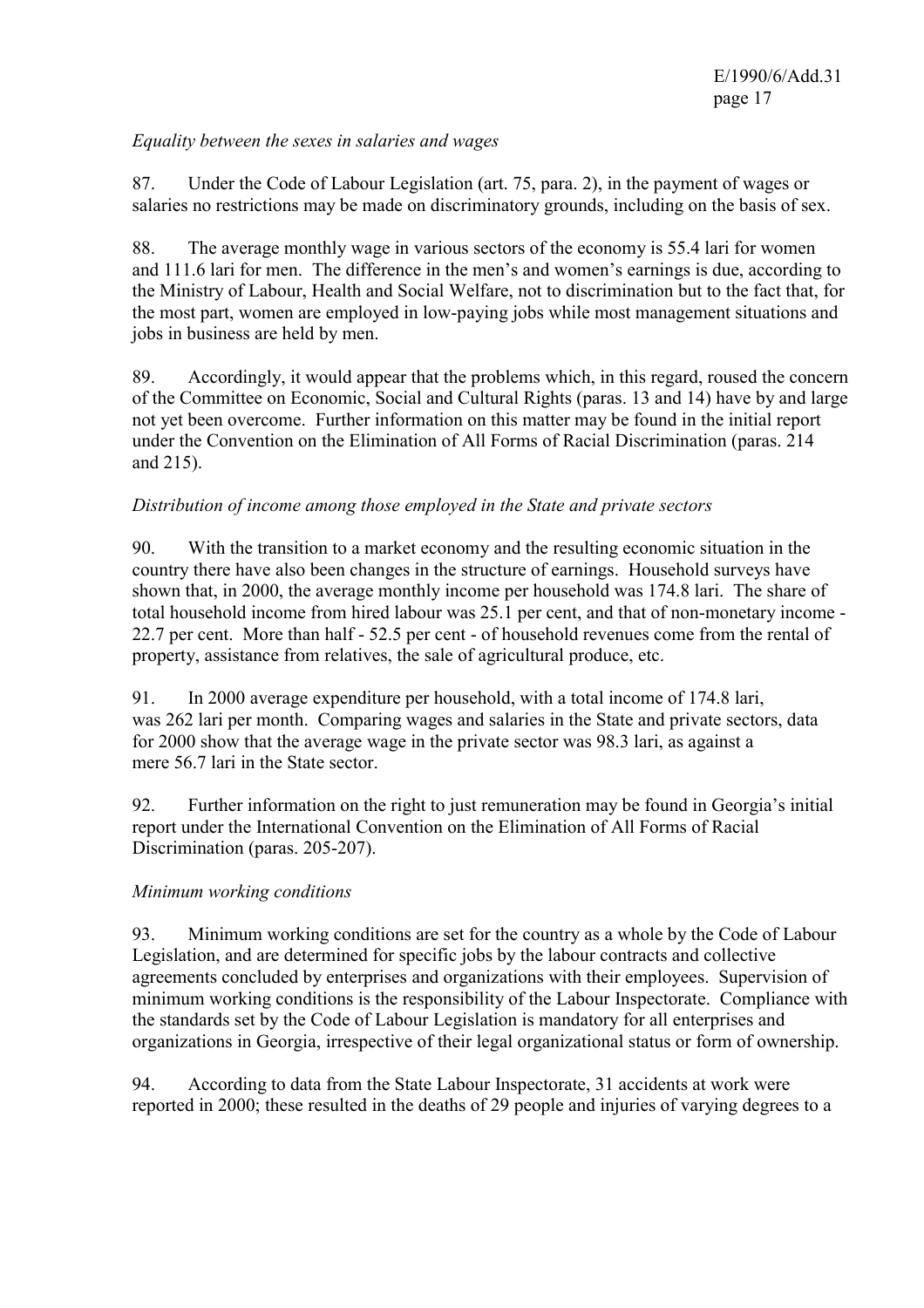*Equality between the sexes in salaries and wages*

87. Under the Code of Labour Legislation (art. 75, para. 2), in the payment of wages or salaries no restrictions may be made on discriminatory grounds, including on the basis of sex.

88. The average monthly wage in various sectors of the economy is 55.4 lari for women and 111.6 lari for men. The difference in the men's and women's earnings is due, according to the Ministry of Labour, Health and Social Welfare, not to discrimination but to the fact that, for the most part, women are employed in low-paying jobs while most management situations and jobs in business are held by men.

89. Accordingly, it would appear that the problems which, in this regard, roused the concern of the Committee on Economic, Social and Cultural Rights (paras. 13 and 14) have by and large not yet been overcome. Further information on this matter may be found in the initial report under the Convention on the Elimination of All Forms of Racial Discrimination (paras. 214 and 215).

*Distribution of income among those employed in the State and private sectors*

90. With the transition to a market economy and the resulting economic situation in the country there have also been changes in the structure of earnings. Household surveys have shown that, in 2000, the average monthly income per household was 174.8 lari. The share of total household income from hired labour was 25.1 per cent, and that of non-monetary income - 22.7 per cent. More than half - 52.5 per cent - of household revenues come from the rental of property, assistance from relatives, the sale of agricultural produce, etc.

91. In 2000 average expenditure per household, with a total income of 174.8 lari, was 262 lari per month. Comparing wages and salaries in the State and private sectors, data for 2000 show that the average wage in the private sector was 98.3 lari, as against a mere 56.7 lari in the State sector.

92. Further information on the right to just remuneration may be found in Georgia's initial report under the International Convention on the Elimination of All Forms of Racial Discrimination (paras. 205-207).

*Minimum working conditions*

93. Minimum working conditions are set for the country as a whole by the Code of Labour Legislation, and are determined for specific jobs by the labour contracts and collective agreements concluded by enterprises and organizations with their employees. Supervision of minimum working conditions is the responsibility of the Labour Inspectorate. Compliance with the standards set by the Code of Labour Legislation is mandatory for all enterprises and organizations in Georgia, irrespective of their legal organizational status or form of ownership.

94. According to data from the State Labour Inspectorate, 31 accidents at work were reported in 2000; these resulted in the deaths of 29 people and injuries of varying degrees to a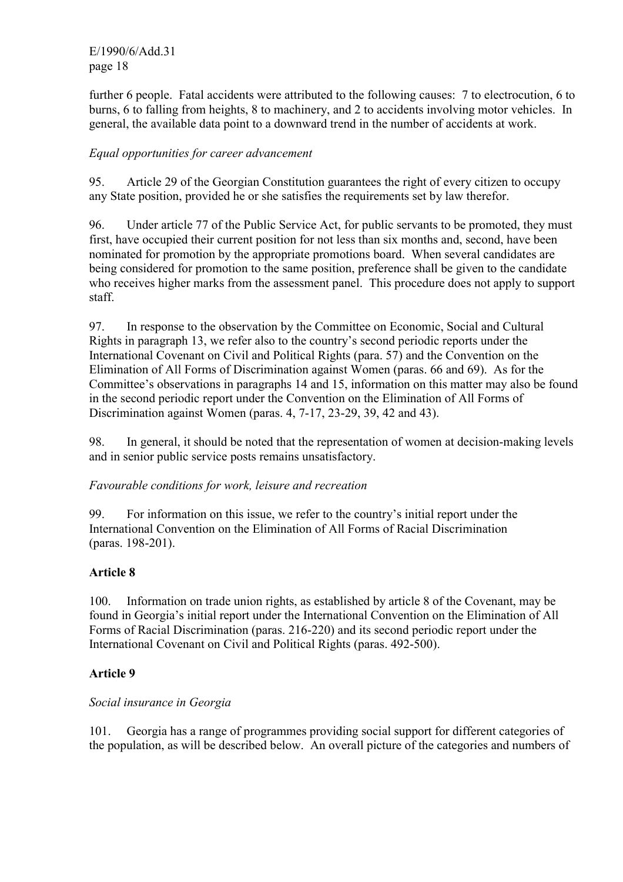further 6 people. Fatal accidents were attributed to the following causes: 7 to electrocution, 6 to burns, 6 to falling from heights, 8 to machinery, and 2 to accidents involving motor vehicles. In general, the available data point to a downward trend in the number of accidents at work.

*Equal opportunities for career advancement*

95. Article 29 of the Georgian Constitution guarantees the right of every citizen to occupy any State position, provided he or she satisfies the requirements set by law therefor.

96. Under article 77 of the Public Service Act, for public servants to be promoted, they must first, have occupied their current position for not less than six months and, second, have been nominated for promotion by the appropriate promotions board. When several candidates are being considered for promotion to the same position, preference shall be given to the candidate who receives higher marks from the assessment panel. This procedure does not apply to support staff.

97. In response to the observation by the Committee on Economic, Social and Cultural Rights in paragraph 13, we refer also to the country's second periodic reports under the International Covenant on Civil and Political Rights (para. 57) and the Convention on the Elimination of All Forms of Discrimination against Women (paras. 66 and 69). As for the Committee's observations in paragraphs 14 and 15, information on this matter may also be found in the second periodic report under the Convention on the Elimination of All Forms of Discrimination against Women (paras. 4, 7-17, 23-29, 39, 42 and 43).

98. In general, it should be noted that the representation of women at decision-making levels and in senior public service posts remains unsatisfactory.

*Favourable conditions for work, leisure and recreation*

99. For information on this issue, we refer to the country's initial report under the International Convention on the Elimination of All Forms of Racial Discrimination (paras. 198-201).

## Article 8

100. Information on trade union rights, as established by article 8 of the Covenant, may be found in Georgia's initial report under the International Convention on the Elimination of All Forms of Racial Discrimination (paras. 216-220) and its second periodic report under the International Covenant on Civil and Political Rights (paras. 492-500).

## Article 9

*Social insurance in Georgia*

101. Georgia has a range of programmes providing social support for different categories of the population, as will be described below. An overall picture of the categories and numbers of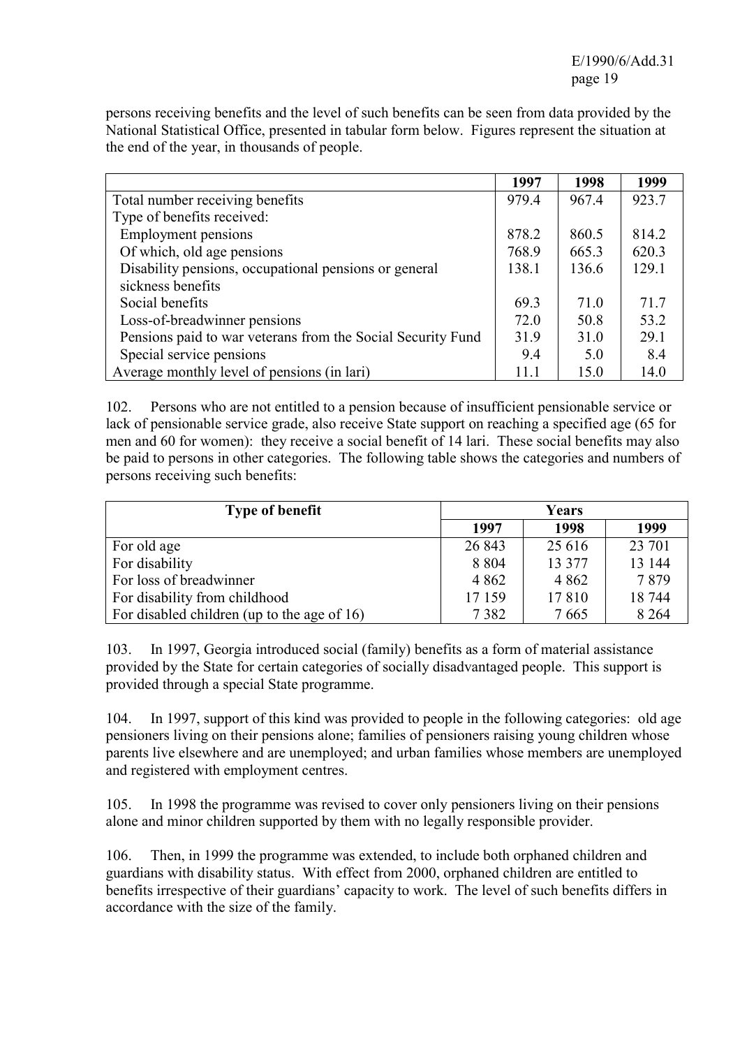persons receiving benefits and the level of such benefits can be seen from data provided by the National Statistical Office, presented in tabular form below. Figures represent the situation at the end of the year, in thousands of people.

| | 1997 | 1998 | 1999 |
|---|---|---|---|
| Total number receiving benefits | 979.4 | 967.4 | 923.7 |
| Type of benefits received: | | | |
| Employment pensions | 878.2 | 860.5 | 814.2 |
| Of which, old age pensions | 768.9 | 665.3 | 620.3 |
| Disability pensions, occupational pensions or general sickness benefits | 138.1 | 136.6 | 129.1 |
| Social benefits | 69.3 | 71.0 | 71.7 |
| Loss-of-breadwinner pensions | 72.0 | 50.8 | 53.2 |
| Pensions paid to war veterans from the Social Security Fund | 31.9 | 31.0 | 29.1 |
| Special service pensions | 9.4 | 5.0 | 8.4 |
| Average monthly level of pensions (in lari) | 11.1 | 15.0 | 14.0 |

102. Persons who are not entitled to a pension because of insufficient pensionable service or lack of pensionable service grade, also receive State support on reaching a specified age (65 for men and 60 for women): they receive a social benefit of 14 lari. These social benefits may also be paid to persons in other categories. The following table shows the categories and numbers of persons receiving such benefits:

| Type of benefit | Years | | |
|---|---|---|---|
| | 1997 | 1998 | 1999 |
| For old age | 26 843 | 25 616 | 23 701 |
| For disability | 8 804 | 13 377 | 13 144 |
| For loss of breadwinner | 4 862 | 4 862 | 7 879 |
| For disability from childhood | 17 159 | 17 810 | 18 744 |
| For disabled children (up to the age of 16) | 7 382 | 7 665 | 8 264 |

103. In 1997, Georgia introduced social (family) benefits as a form of material assistance provided by the State for certain categories of socially disadvantaged people. This support is provided through a special State programme.

104. In 1997, support of this kind was provided to people in the following categories: old age pensioners living on their pensions alone; families of pensioners raising young children whose parents live elsewhere and are unemployed; and urban families whose members are unemployed and registered with employment centres.

105. In 1998 the programme was revised to cover only pensioners living on their pensions alone and minor children supported by them with no legally responsible provider.

106. Then, in 1999 the programme was extended, to include both orphaned children and guardians with disability status. With effect from 2000, orphaned children are entitled to benefits irrespective of their guardians' capacity to work. The level of such benefits differs in accordance with the size of the family.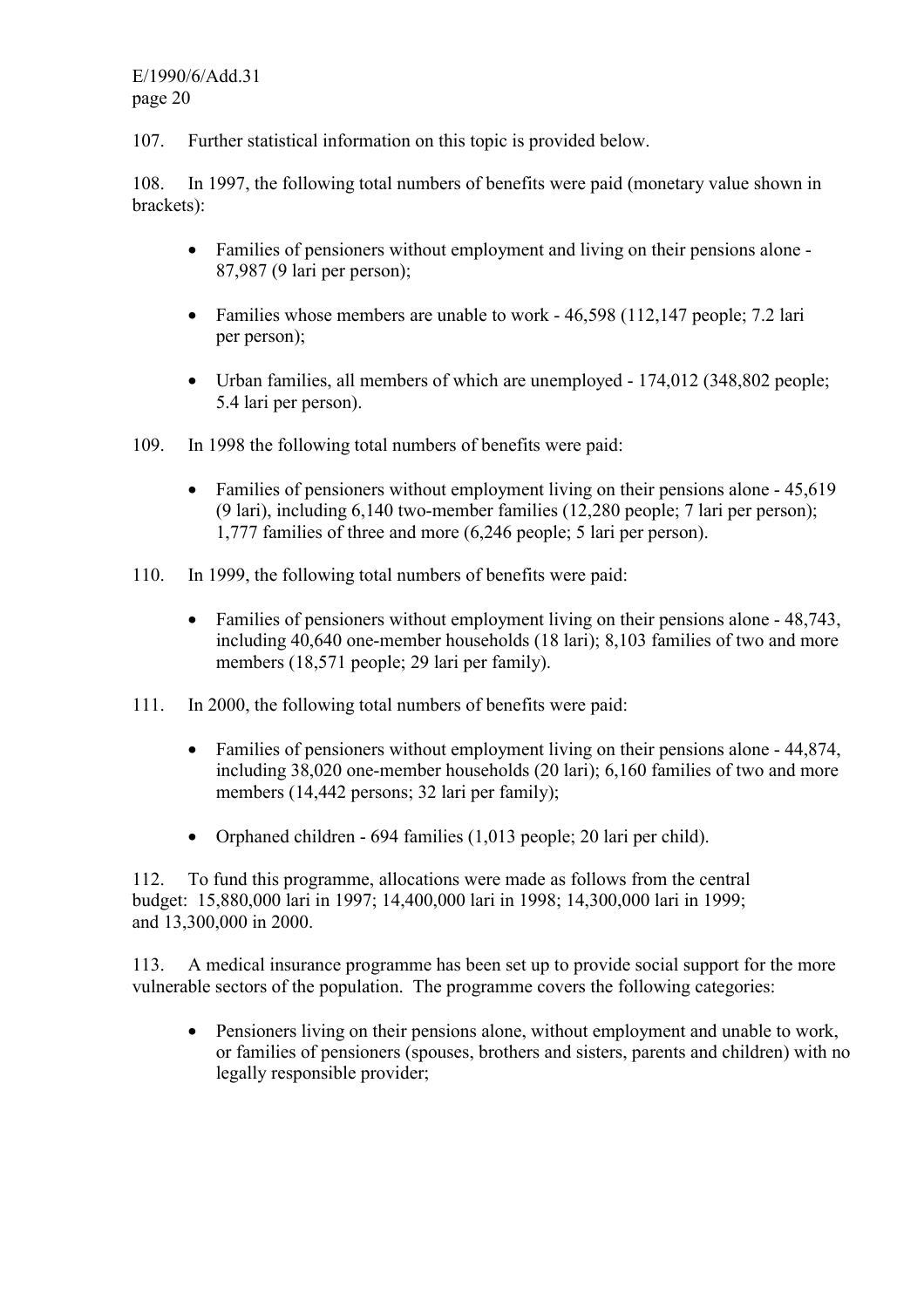107. Further statistical information on this topic is provided below.

108. In 1997, the following total numbers of benefits were paid (monetary value shown in brackets):

- Families of pensioners without employment and living on their pensions alone - 87,987 (9 lari per person);
- Families whose members are unable to work - 46,598 (112,147 people; 7.2 lari per person);
- Urban families, all members of which are unemployed - 174,012 (348,802 people; 5.4 lari per person).

109. In 1998 the following total numbers of benefits were paid:

- Families of pensioners without employment living on their pensions alone - 45,619 (9 lari), including 6,140 two-member families (12,280 people; 7 lari per person); 1,777 families of three and more (6,246 people; 5 lari per person).

110. In 1999, the following total numbers of benefits were paid:

- Families of pensioners without employment living on their pensions alone - 48,743, including 40,640 one-member households (18 lari); 8,103 families of two and more members (18,571 people; 29 lari per family).

111. In 2000, the following total numbers of benefits were paid:

- Families of pensioners without employment living on their pensions alone - 44,874, including 38,020 one-member households (20 lari); 6,160 families of two and more members (14,442 persons; 32 lari per family);
- Orphaned children - 694 families (1,013 people; 20 lari per child).

112. To fund this programme, allocations were made as follows from the central budget: 15,880,000 lari in 1997; 14,400,000 lari in 1998; 14,300,000 lari in 1999; and 13,300,000 in 2000.

113. A medical insurance programme has been set up to provide social support for the more vulnerable sectors of the population. The programme covers the following categories:

- Pensioners living on their pensions alone, without employment and unable to work, or families of pensioners (spouses, brothers and sisters, parents and children) with no legally responsible provider;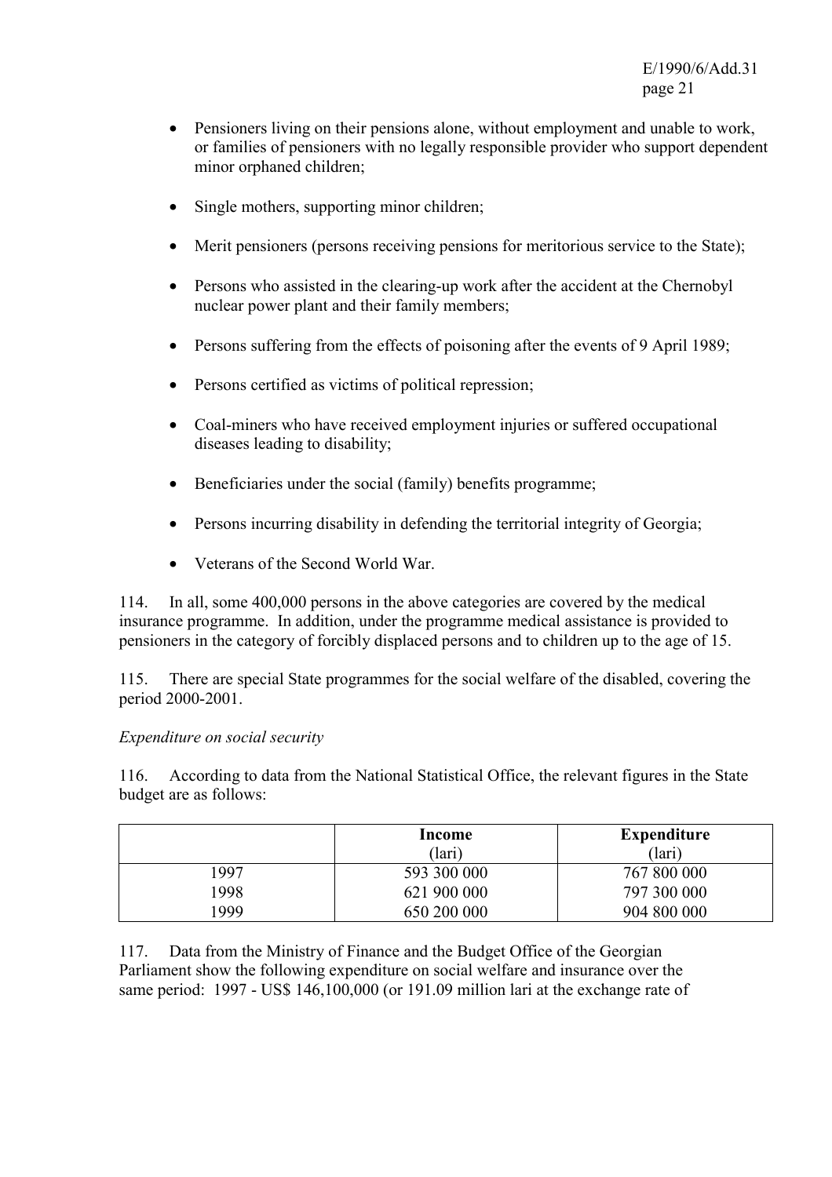- Pensioners living on their pensions alone, without employment and unable to work, or families of pensioners with no legally responsible provider who support dependent minor orphaned children;

- Single mothers, supporting minor children;

- Merit pensioners (persons receiving pensions for meritorious service to the State);

- Persons who assisted in the clearing-up work after the accident at the Chernobyl nuclear power plant and their family members;

- Persons suffering from the effects of poisoning after the events of 9 April 1989;

- Persons certified as victims of political repression;

- Coal-miners who have received employment injuries or suffered occupational diseases leading to disability;

- Beneficiaries under the social (family) benefits programme;

- Persons incurring disability in defending the territorial integrity of Georgia;

- Veterans of the Second World War.

114. In all, some 400,000 persons in the above categories are covered by the medical insurance programme. In addition, under the programme medical assistance is provided to pensioners in the category of forcibly displaced persons and to children up to the age of 15.

115. There are special State programmes for the social welfare of the disabled, covering the period 2000-2001.

*Expenditure on social security*

116. According to data from the National Statistical Office, the relevant figures in the State budget are as follows:

| | **Income** (lari) | **Expenditure** (lari) |
|---|---|---|
| 1997 | 593 300 000 | 767 800 000 |
| 1998 | 621 900 000 | 797 300 000 |
| 1999 | 650 200 000 | 904 800 000 |

117. Data from the Ministry of Finance and the Budget Office of the Georgian Parliament show the following expenditure on social welfare and insurance over the same period: 1997 - US$ 146,100,000 (or 191.09 million lari at the exchange rate of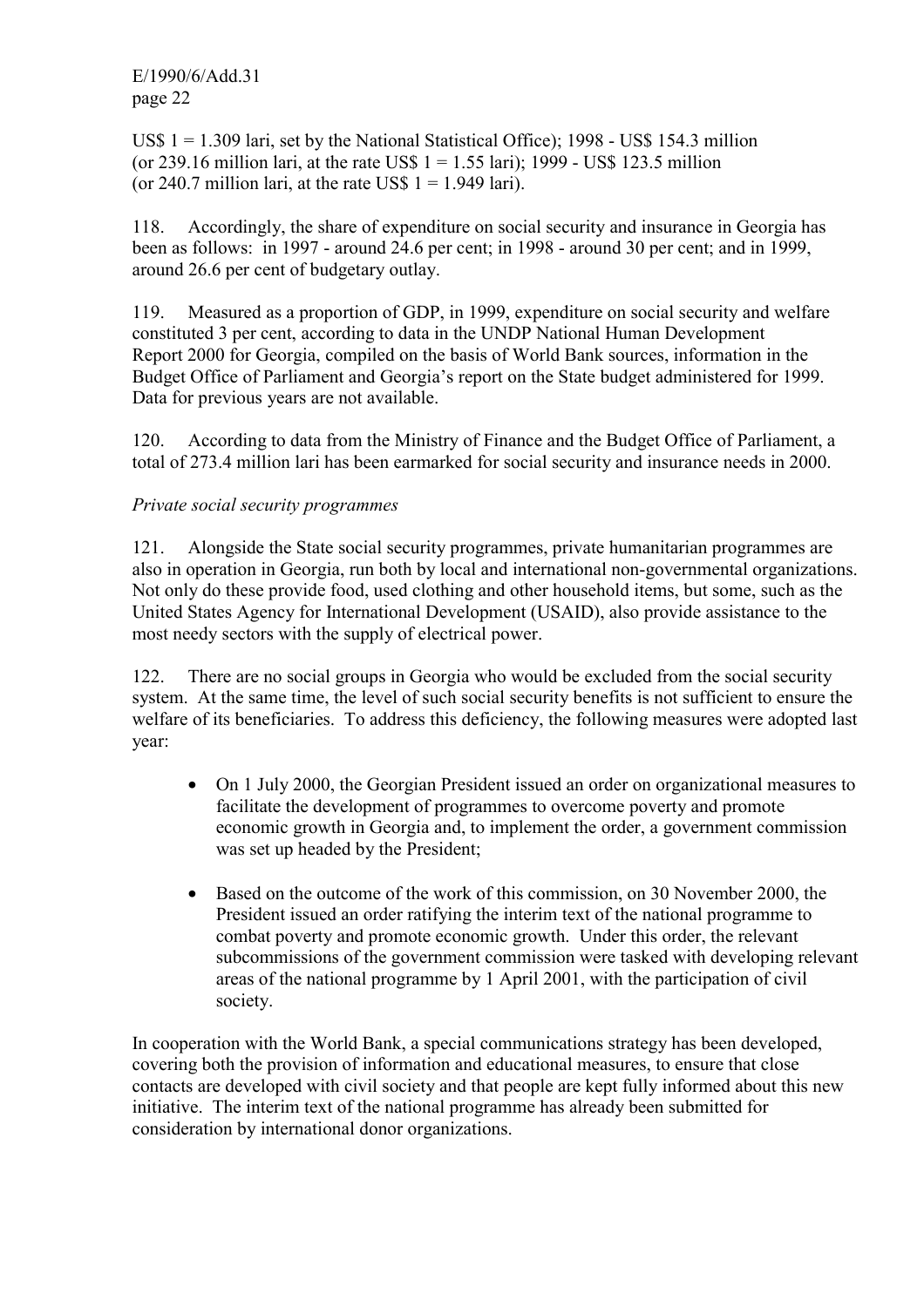US$ 1 = 1.309 lari, set by the National Statistical Office); 1998 - US$ 154.3 million (or 239.16 million lari, at the rate US$ 1 = 1.55 lari); 1999 - US$ 123.5 million (or 240.7 million lari, at the rate US$ 1 = 1.949 lari).

118. Accordingly, the share of expenditure on social security and insurance in Georgia has been as follows: in 1997 - around 24.6 per cent; in 1998 - around 30 per cent; and in 1999, around 26.6 per cent of budgetary outlay.

119. Measured as a proportion of GDP, in 1999, expenditure on social security and welfare constituted 3 per cent, according to data in the UNDP National Human Development Report 2000 for Georgia, compiled on the basis of World Bank sources, information in the Budget Office of Parliament and Georgia's report on the State budget administered for 1999. Data for previous years are not available.

120. According to data from the Ministry of Finance and the Budget Office of Parliament, a total of 273.4 million lari has been earmarked for social security and insurance needs in 2000.

*Private social security programmes*

121. Alongside the State social security programmes, private humanitarian programmes are also in operation in Georgia, run both by local and international non-governmental organizations. Not only do these provide food, used clothing and other household items, but some, such as the United States Agency for International Development (USAID), also provide assistance to the most needy sectors with the supply of electrical power.

122. There are no social groups in Georgia who would be excluded from the social security system. At the same time, the level of such social security benefits is not sufficient to ensure the welfare of its beneficiaries. To address this deficiency, the following measures were adopted last year:

- On 1 July 2000, the Georgian President issued an order on organizational measures to facilitate the development of programmes to overcome poverty and promote economic growth in Georgia and, to implement the order, a government commission was set up headed by the President;

- Based on the outcome of the work of this commission, on 30 November 2000, the President issued an order ratifying the interim text of the national programme to combat poverty and promote economic growth. Under this order, the relevant subcommissions of the government commission were tasked with developing relevant areas of the national programme by 1 April 2001, with the participation of civil society.

In cooperation with the World Bank, a special communications strategy has been developed, covering both the provision of information and educational measures, to ensure that close contacts are developed with civil society and that people are kept fully informed about this new initiative. The interim text of the national programme has already been submitted for consideration by international donor organizations.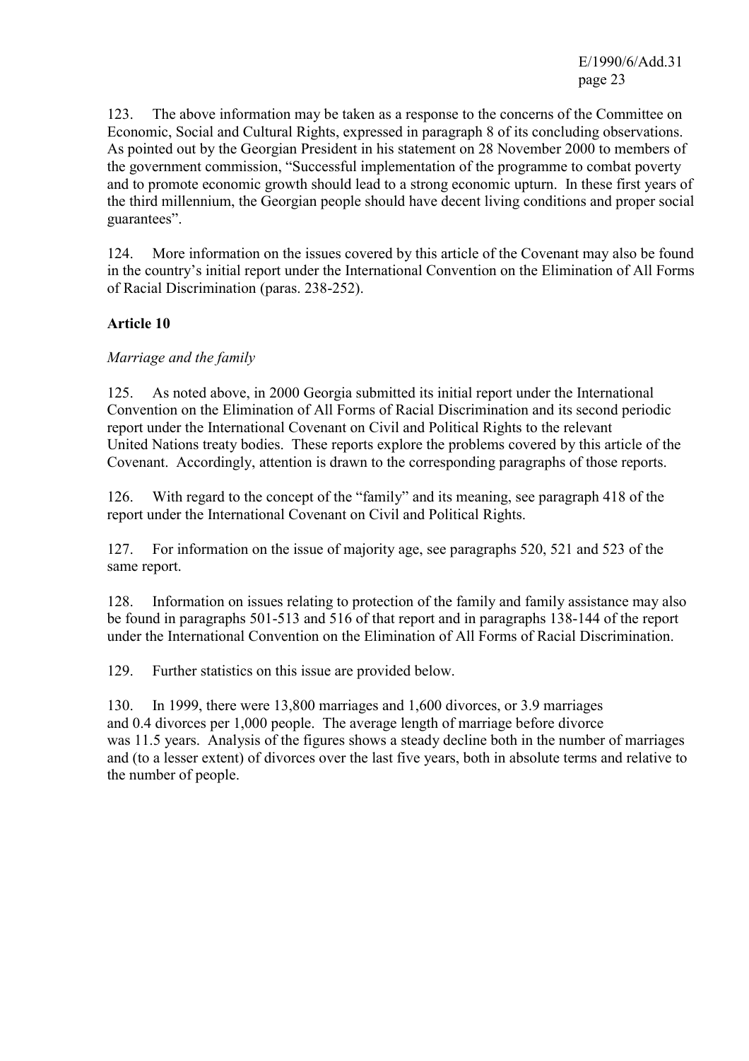123. The above information may be taken as a response to the concerns of the Committee on Economic, Social and Cultural Rights, expressed in paragraph 8 of its concluding observations. As pointed out by the Georgian President in his statement on 28 November 2000 to members of the government commission, "Successful implementation of the programme to combat poverty and to promote economic growth should lead to a strong economic upturn. In these first years of the third millennium, the Georgian people should have decent living conditions and proper social guarantees".

124. More information on the issues covered by this article of the Covenant may also be found in the country's initial report under the International Convention on the Elimination of All Forms of Racial Discrimination (paras. 238-252).

## Article 10

*Marriage and the family*

125. As noted above, in 2000 Georgia submitted its initial report under the International Convention on the Elimination of All Forms of Racial Discrimination and its second periodic report under the International Covenant on Civil and Political Rights to the relevant United Nations treaty bodies. These reports explore the problems covered by this article of the Covenant. Accordingly, attention is drawn to the corresponding paragraphs of those reports.

126. With regard to the concept of the "family" and its meaning, see paragraph 418 of the report under the International Covenant on Civil and Political Rights.

127. For information on the issue of majority age, see paragraphs 520, 521 and 523 of the same report.

128. Information on issues relating to protection of the family and family assistance may also be found in paragraphs 501-513 and 516 of that report and in paragraphs 138-144 of the report under the International Convention on the Elimination of All Forms of Racial Discrimination.

129. Further statistics on this issue are provided below.

130. In 1999, there were 13,800 marriages and 1,600 divorces, or 3.9 marriages and 0.4 divorces per 1,000 people. The average length of marriage before divorce was 11.5 years. Analysis of the figures shows a steady decline both in the number of marriages and (to a lesser extent) of divorces over the last five years, both in absolute terms and relative to the number of people.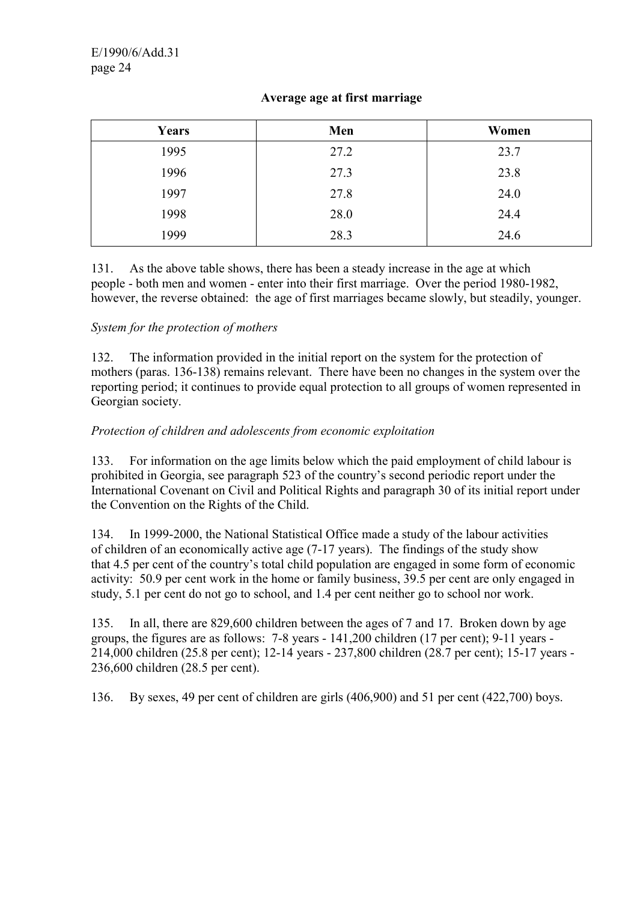**Average age at first marriage**

| Years | Men | Women |
|---|---|---|
| 1995 | 27.2 | 23.7 |
| 1996 | 27.3 | 23.8 |
| 1997 | 27.8 | 24.0 |
| 1998 | 28.0 | 24.4 |
| 1999 | 28.3 | 24.6 |

131. As the above table shows, there has been a steady increase in the age at which people - both men and women - enter into their first marriage. Over the period 1980-1982, however, the reverse obtained: the age of first marriages became slowly, but steadily, younger.

*System for the protection of mothers*

132. The information provided in the initial report on the system for the protection of mothers (paras. 136-138) remains relevant. There have been no changes in the system over the reporting period; it continues to provide equal protection to all groups of women represented in Georgian society.

*Protection of children and adolescents from economic exploitation*

133. For information on the age limits below which the paid employment of child labour is prohibited in Georgia, see paragraph 523 of the country's second periodic report under the International Covenant on Civil and Political Rights and paragraph 30 of its initial report under the Convention on the Rights of the Child.

134. In 1999-2000, the National Statistical Office made a study of the labour activities of children of an economically active age (7-17 years). The findings of the study show that 4.5 per cent of the country's total child population are engaged in some form of economic activity: 50.9 per cent work in the home or family business, 39.5 per cent are only engaged in study, 5.1 per cent do not go to school, and 1.4 per cent neither go to school nor work.

135. In all, there are 829,600 children between the ages of 7 and 17. Broken down by age groups, the figures are as follows: 7-8 years - 141,200 children (17 per cent); 9-11 years - 214,000 children (25.8 per cent); 12-14 years - 237,800 children (28.7 per cent); 15-17 years - 236,600 children (28.5 per cent).

136. By sexes, 49 per cent of children are girls (406,900) and 51 per cent (422,700) boys.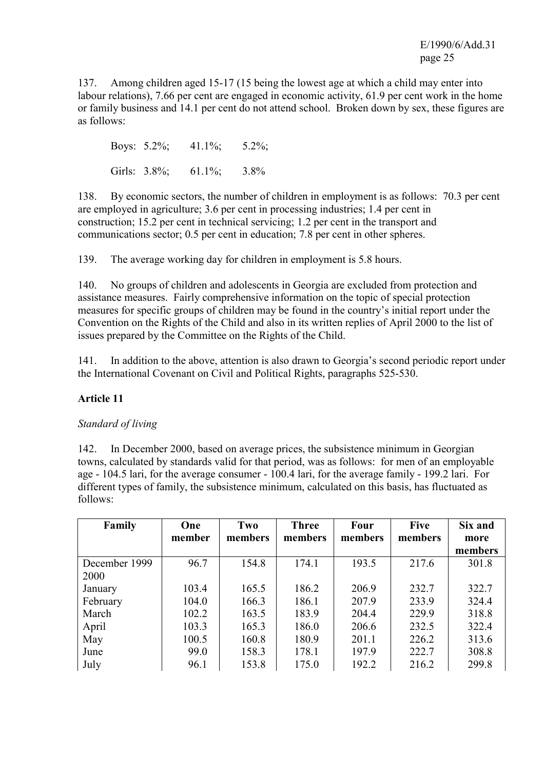137. Among children aged 15-17 (15 being the lowest age at which a child may enter into labour relations), 7.66 per cent are engaged in economic activity, 61.9 per cent work in the home or family business and 14.1 per cent do not attend school. Broken down by sex, these figures are as follows:

Boys: 5.2%; 41.1%; 5.2%;

Girls: 3.8%; 61.1%; 3.8%

138. By economic sectors, the number of children in employment is as follows: 70.3 per cent are employed in agriculture; 3.6 per cent in processing industries; 1.4 per cent in construction; 15.2 per cent in technical servicing; 1.2 per cent in the transport and communications sector; 0.5 per cent in education; 7.8 per cent in other spheres.

139. The average working day for children in employment is 5.8 hours.

140. No groups of children and adolescents in Georgia are excluded from protection and assistance measures. Fairly comprehensive information on the topic of special protection measures for specific groups of children may be found in the country's initial report under the Convention on the Rights of the Child and also in its written replies of April 2000 to the list of issues prepared by the Committee on the Rights of the Child.

141. In addition to the above, attention is also drawn to Georgia's second periodic report under the International Covenant on Civil and Political Rights, paragraphs 525-530.

**Article 11**

*Standard of living*

142. In December 2000, based on average prices, the subsistence minimum in Georgian towns, calculated by standards valid for that period, was as follows: for men of an employable age - 104.5 lari, for the average consumer - 100.4 lari, for the average family - 199.2 lari. For different types of family, the subsistence minimum, calculated on this basis, has fluctuated as follows:

| Family | One member | Two members | Three members | Four members | Five members | Six and more members |
|---|---|---|---|---|---|---|
| December 1999 | 96.7 | 154.8 | 174.1 | 193.5 | 217.6 | 301.8 |
| 2000 | | | | | | |
| January | 103.4 | 165.5 | 186.2 | 206.9 | 232.7 | 322.7 |
| February | 104.0 | 166.3 | 186.1 | 207.9 | 233.9 | 324.4 |
| March | 102.2 | 163.5 | 183.9 | 204.4 | 229.9 | 318.8 |
| April | 103.3 | 165.3 | 186.0 | 206.6 | 232.5 | 322.4 |
| May | 100.5 | 160.8 | 180.9 | 201.1 | 226.2 | 313.6 |
| June | 99.0 | 158.3 | 178.1 | 197.9 | 222.7 | 308.8 |
| July | 96.1 | 153.8 | 175.0 | 192.2 | 216.2 | 299.8 |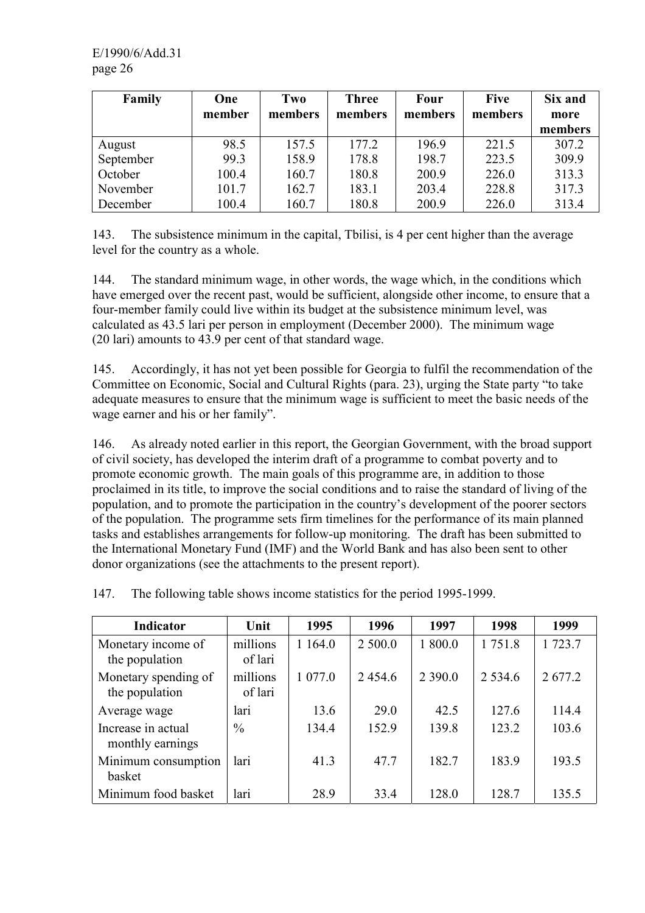| Family | One member | Two members | Three members | Four members | Five members | Six and more members |
|---|---|---|---|---|---|---|
| August | 98.5 | 157.5 | 177.2 | 196.9 | 221.5 | 307.2 |
| September | 99.3 | 158.9 | 178.8 | 198.7 | 223.5 | 309.9 |
| October | 100.4 | 160.7 | 180.8 | 200.9 | 226.0 | 313.3 |
| November | 101.7 | 162.7 | 183.1 | 203.4 | 228.8 | 317.3 |
| December | 100.4 | 160.7 | 180.8 | 200.9 | 226.0 | 313.4 |

143. The subsistence minimum in the capital, Tbilisi, is 4 per cent higher than the average level for the country as a whole.

144. The standard minimum wage, in other words, the wage which, in the conditions which have emerged over the recent past, would be sufficient, alongside other income, to ensure that a four-member family could live within its budget at the subsistence minimum level, was calculated as 43.5 lari per person in employment (December 2000). The minimum wage (20 lari) amounts to 43.9 per cent of that standard wage.

145. Accordingly, it has not yet been possible for Georgia to fulfil the recommendation of the Committee on Economic, Social and Cultural Rights (para. 23), urging the State party "to take adequate measures to ensure that the minimum wage is sufficient to meet the basic needs of the wage earner and his or her family".

146. As already noted earlier in this report, the Georgian Government, with the broad support of civil society, has developed the interim draft of a programme to combat poverty and to promote economic growth. The main goals of this programme are, in addition to those proclaimed in its title, to improve the social conditions and to raise the standard of living of the population, and to promote the participation in the country's development of the poorer sectors of the population. The programme sets firm timelines for the performance of its main planned tasks and establishes arrangements for follow-up monitoring. The draft has been submitted to the International Monetary Fund (IMF) and the World Bank and has also been sent to other donor organizations (see the attachments to the present report).

147. The following table shows income statistics for the period 1995-1999.

| Indicator | Unit | 1995 | 1996 | 1997 | 1998 | 1999 |
|---|---|---|---|---|---|---|
| Monetary income of the population | millions of lari | 1 164.0 | 2 500.0 | 1 800.0 | 1 751.8 | 1 723.7 |
| Monetary spending of the population | millions of lari | 1 077.0 | 2 454.6 | 2 390.0 | 2 534.6 | 2 677.2 |
| Average wage | lari | 13.6 | 29.0 | 42.5 | 127.6 | 114.4 |
| Increase in actual monthly earnings | % | 134.4 | 152.9 | 139.8 | 123.2 | 103.6 |
| Minimum consumption basket | lari | 41.3 | 47.7 | 182.7 | 183.9 | 193.5 |
| Minimum food basket | lari | 28.9 | 33.4 | 128.0 | 128.7 | 135.5 |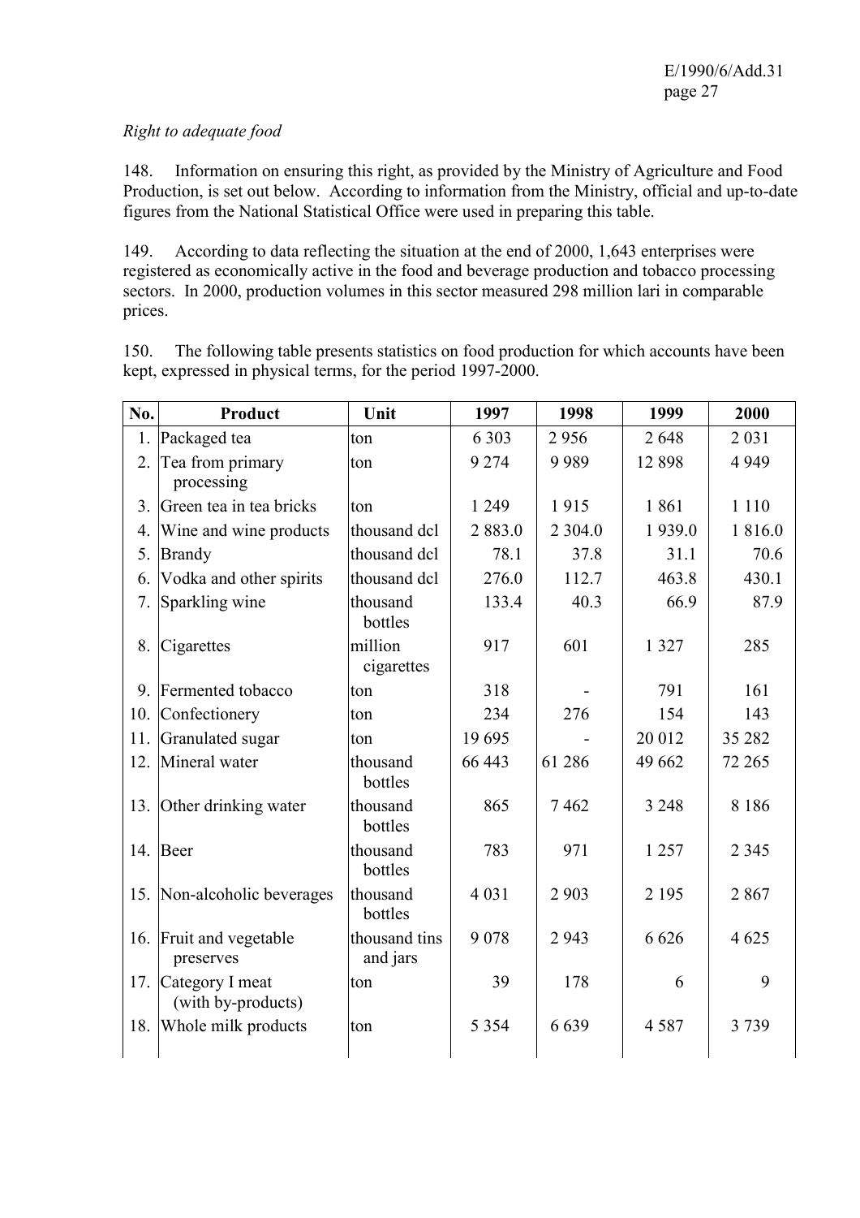*Right to adequate food*

148. Information on ensuring this right, as provided by the Ministry of Agriculture and Food Production, is set out below. According to information from the Ministry, official and up-to-date figures from the National Statistical Office were used in preparing this table.

149. According to data reflecting the situation at the end of 2000, 1,643 enterprises were registered as economically active in the food and beverage production and tobacco processing sectors. In 2000, production volumes in this sector measured 298 million lari in comparable prices.

150. The following table presents statistics on food production for which accounts have been kept, expressed in physical terms, for the period 1997-2000.

| No. | Product | Unit | 1997 | 1998 | 1999 | 2000 |
|---|---|---|---|---|---|---|
| 1. | Packaged tea | ton | 6 303 | 2 956 | 2 648 | 2 031 |
| 2. | Tea from primary processing | ton | 9 274 | 9 989 | 12 898 | 4 949 |
| 3. | Green tea in tea bricks | ton | 1 249 | 1 915 | 1 861 | 1 110 |
| 4. | Wine and wine products | thousand dcl | 2 883.0 | 2 304.0 | 1 939.0 | 1 816.0 |
| 5. | Brandy | thousand dcl | 78.1 | 37.8 | 31.1 | 70.6 |
| 6. | Vodka and other spirits | thousand dcl | 276.0 | 112.7 | 463.8 | 430.1 |
| 7. | Sparkling wine | thousand bottles | 133.4 | 40.3 | 66.9 | 87.9 |
| 8. | Cigarettes | million cigarettes | 917 | 601 | 1 327 | 285 |
| 9. | Fermented tobacco | ton | 318 | - | 791 | 161 |
| 10. | Confectionery | ton | 234 | 276 | 154 | 143 |
| 11. | Granulated sugar | ton | 19 695 | - | 20 012 | 35 282 |
| 12. | Mineral water | thousand bottles | 66 443 | 61 286 | 49 662 | 72 265 |
| 13. | Other drinking water | thousand bottles | 865 | 7 462 | 3 248 | 8 186 |
| 14. | Beer | thousand bottles | 783 | 971 | 1 257 | 2 345 |
| 15. | Non-alcoholic beverages | thousand bottles | 4 031 | 2 903 | 2 195 | 2 867 |
| 16. | Fruit and vegetable preserves | thousand tins and jars | 9 078 | 2 943 | 6 626 | 4 625 |
| 17. | Category I meat (with by-products) | ton | 39 | 178 | 6 | 9 |
| 18. | Whole milk products | ton | 5 354 | 6 639 | 4 587 | 3 739 |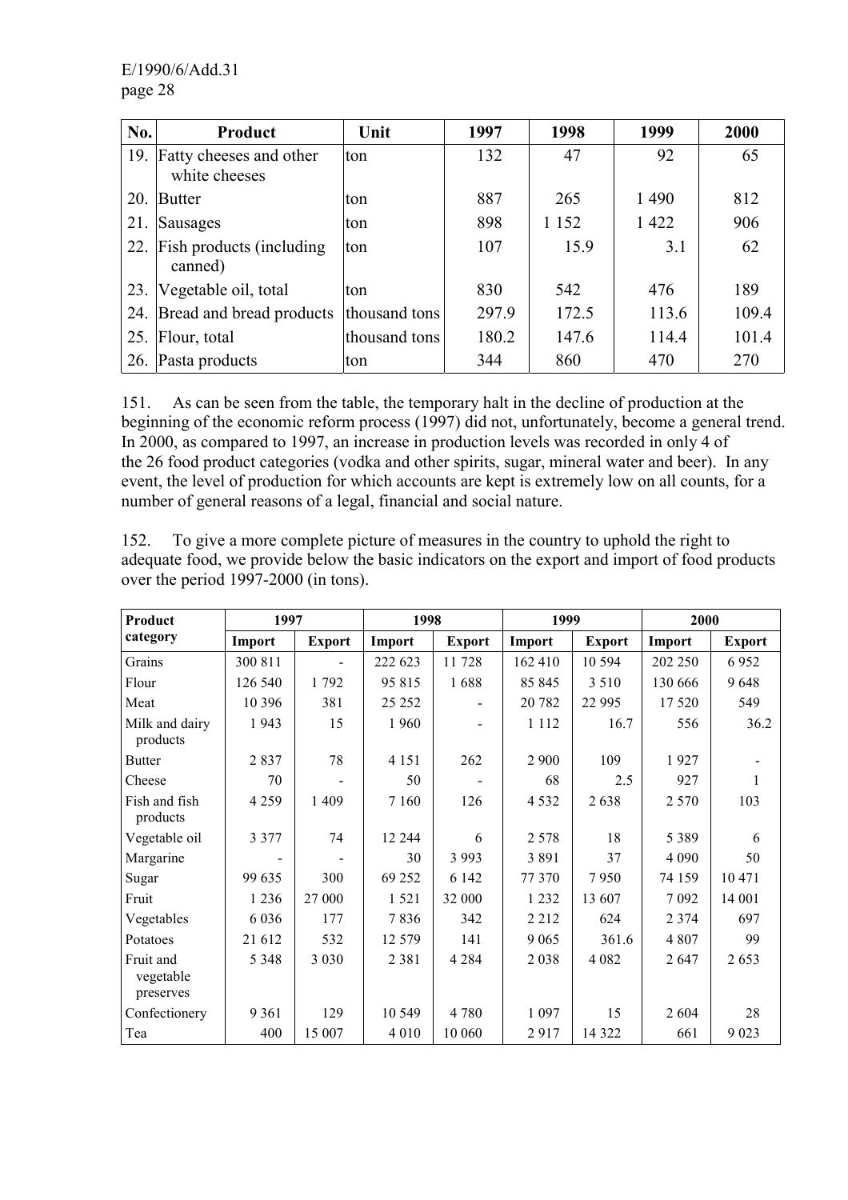| No. | Product | Unit | 1997 | 1998 | 1999 | 2000 |
|---|---|---|---|---|---|---|
| 19. | Fatty cheeses and other white cheeses | ton | 132 | 47 | 92 | 65 |
| 20. | Butter | ton | 887 | 265 | 1 490 | 812 |
| 21. | Sausages | ton | 898 | 1 152 | 1 422 | 906 |
| 22. | Fish products (including canned) | ton | 107 | 15.9 | 3.1 | 62 |
| 23. | Vegetable oil, total | ton | 830 | 542 | 476 | 189 |
| 24. | Bread and bread products | thousand tons | 297.9 | 172.5 | 113.6 | 109.4 |
| 25. | Flour, total | thousand tons | 180.2 | 147.6 | 114.4 | 101.4 |
| 26. | Pasta products | ton | 344 | 860 | 470 | 270 |

151. As can be seen from the table, the temporary halt in the decline of production at the beginning of the economic reform process (1997) did not, unfortunately, become a general trend. In 2000, as compared to 1997, an increase in production levels was recorded in only 4 of the 26 food product categories (vodka and other spirits, sugar, mineral water and beer). In any event, the level of production for which accounts are kept is extremely low on all counts, for a number of general reasons of a legal, financial and social nature.

152. To give a more complete picture of measures in the country to uphold the right to adequate food, we provide below the basic indicators on the export and import of food products over the period 1997-2000 (in tons).

| Product category | 1997 | | 1998 | | 1999 | | 2000 | |
|---|---|---|---|---|---|---|---|---|
| | Import | Export | Import | Export | Import | Export | Import | Export |
| Grains | 300 811 | - | 222 623 | 11 728 | 162 410 | 10 594 | 202 250 | 6 952 |
| Flour | 126 540 | 1 792 | 95 815 | 1 688 | 85 845 | 3 510 | 130 666 | 9 648 |
| Meat | 10 396 | 381 | 25 252 | - | 20 782 | 22 995 | 17 520 | 549 |
| Milk and dairy products | 1 943 | 15 | 1 960 | - | 1 112 | 16.7 | 556 | 36.2 |
| Butter | 2 837 | 78 | 4 151 | 262 | 2 900 | 109 | 1 927 | - |
| Cheese | 70 | - | 50 | - | 68 | 2.5 | 927 | 1 |
| Fish and fish products | 4 259 | 1 409 | 7 160 | 126 | 4 532 | 2 638 | 2 570 | 103 |
| Vegetable oil | 3 377 | 74 | 12 244 | 6 | 2 578 | 18 | 5 389 | 6 |
| Margarine | - | - | 30 | 3 993 | 3 891 | 37 | 4 090 | 50 |
| Sugar | 99 635 | 300 | 69 252 | 6 142 | 77 370 | 7 950 | 74 159 | 10 471 |
| Fruit | 1 236 | 27 000 | 1 521 | 32 000 | 1 232 | 13 607 | 7 092 | 14 001 |
| Vegetables | 6 036 | 177 | 7 836 | 342 | 2 212 | 624 | 2 374 | 697 |
| Potatoes | 21 612 | 532 | 12 579 | 141 | 9 065 | 361.6 | 4 807 | 99 |
| Fruit and vegetable preserves | 5 348 | 3 030 | 2 381 | 4 284 | 2 038 | 4 082 | 2 647 | 2 653 |
| Confectionery | 9 361 | 129 | 10 549 | 4 780 | 1 097 | 15 | 2 604 | 28 |
| Tea | 400 | 15 007 | 4 010 | 10 060 | 2 917 | 14 322 | 661 | 9 023 |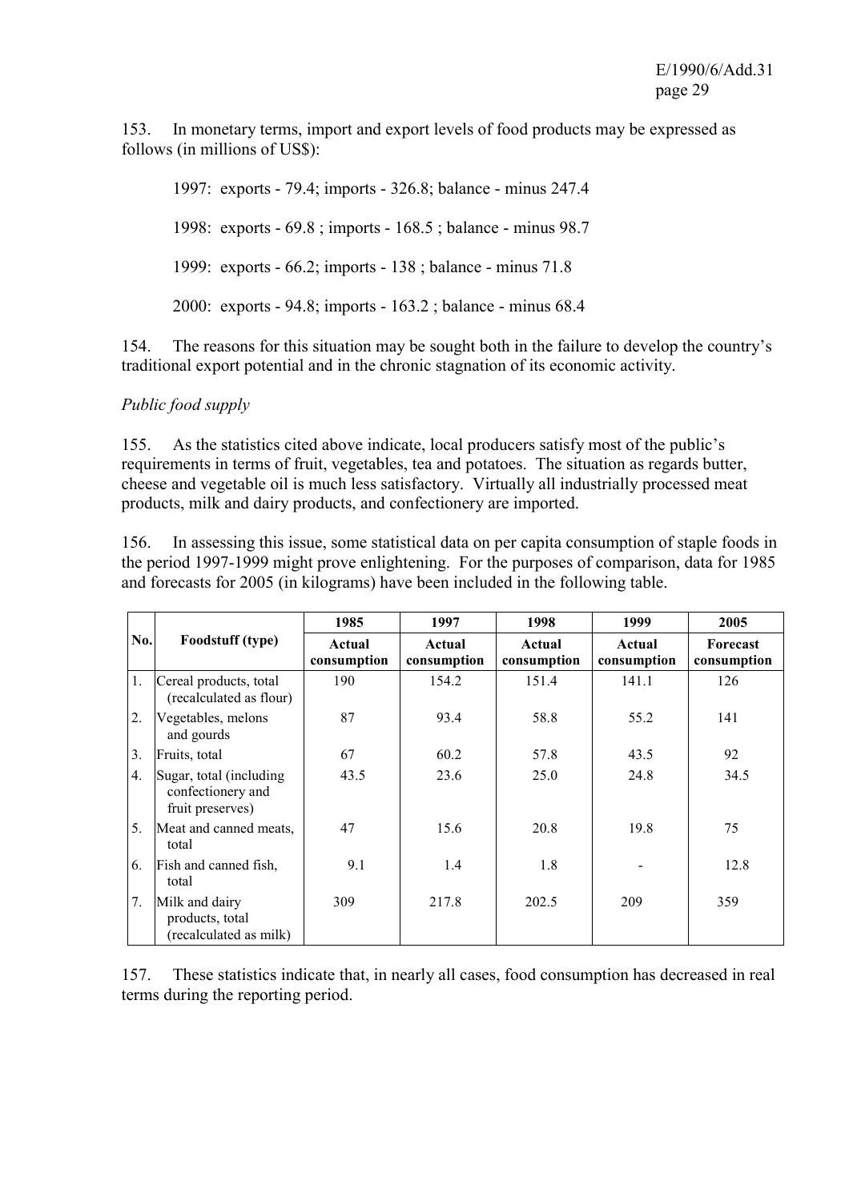153. In monetary terms, import and export levels of food products may be expressed as follows (in millions of US$):

1997: exports - 79.4; imports - 326.8; balance - minus 247.4

1998: exports - 69.8 ; imports - 168.5 ; balance - minus 98.7

1999: exports - 66.2; imports - 138 ; balance - minus 71.8

2000: exports - 94.8; imports - 163.2 ; balance - minus 68.4

154. The reasons for this situation may be sought both in the failure to develop the country's traditional export potential and in the chronic stagnation of its economic activity.

*Public food supply*

155. As the statistics cited above indicate, local producers satisfy most of the public's requirements in terms of fruit, vegetables, tea and potatoes. The situation as regards butter, cheese and vegetable oil is much less satisfactory. Virtually all industrially processed meat products, milk and dairy products, and confectionery are imported.

156. In assessing this issue, some statistical data on per capita consumption of staple foods in the period 1997-1999 might prove enlightening. For the purposes of comparison, data for 1985 and forecasts for 2005 (in kilograms) have been included in the following table.

| No. | Foodstuff (type) | 1985 | 1997 | 1998 | 1999 | 2005 |
|---|---|---|---|---|---|---|
| | | Actual consumption | Actual consumption | Actual consumption | Actual consumption | Forecast consumption |
| 1. | Cereal products, total (recalculated as flour) | 190 | 154.2 | 151.4 | 141.1 | 126 |
| 2. | Vegetables, melons and gourds | 87 | 93.4 | 58.8 | 55.2 | 141 |
| 3. | Fruits, total | 67 | 60.2 | 57.8 | 43.5 | 92 |
| 4. | Sugar, total (including confectionery and fruit preserves) | 43.5 | 23.6 | 25.0 | 24.8 | 34.5 |
| 5. | Meat and canned meats, total | 47 | 15.6 | 20.8 | 19.8 | 75 |
| 6. | Fish and canned fish, total | 9.1 | 1.4 | 1.8 | - | 12.8 |
| 7. | Milk and dairy products, total (recalculated as milk) | 309 | 217.8 | 202.5 | 209 | 359 |

157. These statistics indicate that, in nearly all cases, food consumption has decreased in real terms during the reporting period.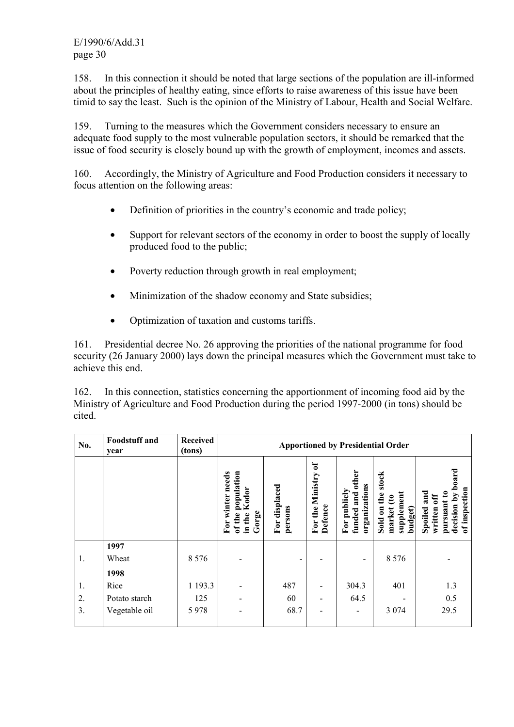158. In this connection it should be noted that large sections of the population are ill-informed about the principles of healthy eating, since efforts to raise awareness of this issue have been timid to say the least. Such is the opinion of the Ministry of Labour, Health and Social Welfare.

159. Turning to the measures which the Government considers necessary to ensure an adequate food supply to the most vulnerable population sectors, it should be remarked that the issue of food security is closely bound up with the growth of employment, incomes and assets.

160. Accordingly, the Ministry of Agriculture and Food Production considers it necessary to focus attention on the following areas:

- Definition of priorities in the country's economic and trade policy;
- Support for relevant sectors of the economy in order to boost the supply of locally produced food to the public;
- Poverty reduction through growth in real employment;
- Minimization of the shadow economy and State subsidies;
- Optimization of taxation and customs tariffs.

161. Presidential decree No. 26 approving the priorities of the national programme for food security (26 January 2000) lays down the principal measures which the Government must take to achieve this end.

162. In this connection, statistics concerning the apportionment of incoming food aid by the Ministry of Agriculture and Food Production during the period 1997-2000 (in tons) should be cited.

| No. | Foodstuff and year | Received (tons) | Apportioned by Presidential Order | | | | | |
|---|---|---|---|---|---|---|---|---|
| | | | For winter needs of the population in the Kodor Gorge | For displaced persons | For the Ministry of Defence | For publicly funded and other organizations | Sold on the stock market (to supplement budget) | Spoiled and written off pursuant to decision by board of inspection |
| | **1997** | | | | | | | |
| 1. | Wheat | 8 576 | - | - | - | - | 8 576 | - |
| | **1998** | | | | | | | |
| 1. | Rice | 1 193.3 | - | 487 | - | 304.3 | 401 | 1.3 |
| 2. | Potato starch | 125 | - | 60 | - | 64.5 | - | 0.5 |
| 3. | Vegetable oil | 5 978 | - | 68.7 | - | - | 3 074 | 29.5 |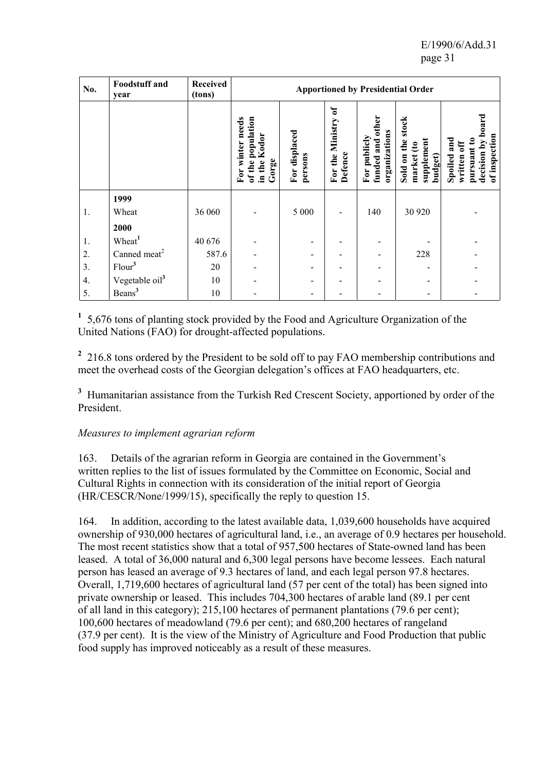| No. | Foodstuff and year | Received (tons) | Apportioned by Presidential Order | | | | | |
|---|---|---|---|---|---|---|---|---|
| | | | For winter needs of the population in the Kodor Gorge | For displaced persons | For the Ministry of Defence | For publicly funded and other organizations | Sold on the stock market (to supplement budget) | Spoiled and written off pursuant to decision by board of inspection |
| | **1999** | | | | | | | |
| 1. | Wheat | 36 060 | - | 5 000 | - | 140 | 30 920 | - |
| | **2000** | | | | | | | |
| 1. | Wheat[1] | 40 676 | - | - | - | - | - | - |
| 2. | Canned meat[2] | 587.6 | - | - | - | - | 228 | - |
| 3. | Flour[3] | 20 | - | - | - | - | - | - |
| 4. | Vegetable oil[3] | 10 | - | - | - | - | - | - |
| 5. | Beans[3] | 10 | - | - | - | - | - | - |

[1] 5,676 tons of planting stock provided by the Food and Agriculture Organization of the United Nations (FAO) for drought-affected populations.

[2] 216.8 tons ordered by the President to be sold off to pay FAO membership contributions and meet the overhead costs of the Georgian delegation's offices at FAO headquarters, etc.

[3] Humanitarian assistance from the Turkish Red Crescent Society, apportioned by order of the President.

*Measures to implement agrarian reform*

163. Details of the agrarian reform in Georgia are contained in the Government's written replies to the list of issues formulated by the Committee on Economic, Social and Cultural Rights in connection with its consideration of the initial report of Georgia (HR/CESCR/None/1999/15), specifically the reply to question 15.

164. In addition, according to the latest available data, 1,039,600 households have acquired ownership of 930,000 hectares of agricultural land, i.e., an average of 0.9 hectares per household. The most recent statistics show that a total of 957,500 hectares of State-owned land has been leased. A total of 36,000 natural and 6,300 legal persons have become lessees. Each natural person has leased an average of 9.3 hectares of land, and each legal person 97.8 hectares. Overall, 1,719,600 hectares of agricultural land (57 per cent of the total) has been signed into private ownership or leased. This includes 704,300 hectares of arable land (89.1 per cent of all land in this category); 215,100 hectares of permanent plantations (79.6 per cent); 100,600 hectares of meadowland (79.6 per cent); and 680,200 hectares of rangeland (37.9 per cent). It is the view of the Ministry of Agriculture and Food Production that public food supply has improved noticeably as a result of these measures.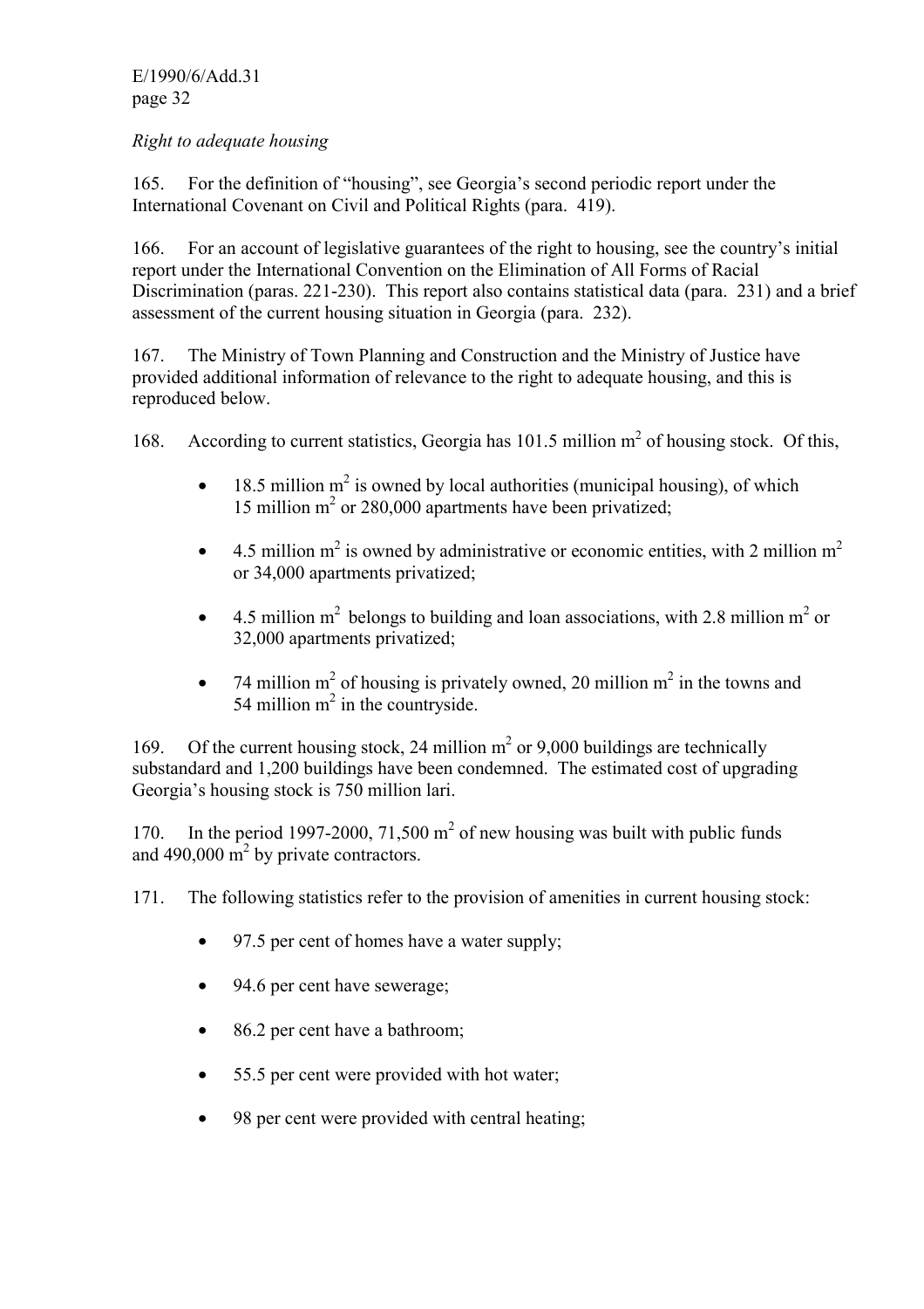*Right to adequate housing*

165. For the definition of "housing", see Georgia's second periodic report under the International Covenant on Civil and Political Rights (para. 419).

166. For an account of legislative guarantees of the right to housing, see the country's initial report under the International Convention on the Elimination of All Forms of Racial Discrimination (paras. 221-230). This report also contains statistical data (para. 231) and a brief assessment of the current housing situation in Georgia (para. 232).

167. The Ministry of Town Planning and Construction and the Ministry of Justice have provided additional information of relevance to the right to adequate housing, and this is reproduced below.

168. According to current statistics, Georgia has 101.5 million $m^2$ of housing stock. Of this,

- 18.5 million $m^2$ is owned by local authorities (municipal housing), of which 15 million $m^2$ or 280,000 apartments have been privatized;
- 4.5 million $m^2$ is owned by administrative or economic entities, with 2 million $m^2$ or 34,000 apartments privatized;
- 4.5 million $m^2$ belongs to building and loan associations, with 2.8 million $m^2$ or 32,000 apartments privatized;
- 74 million $m^2$ of housing is privately owned, 20 million $m^2$ in the towns and 54 million $m^2$ in the countryside.

169. Of the current housing stock, 24 million $m^2$ or 9,000 buildings are technically substandard and 1,200 buildings have been condemned. The estimated cost of upgrading Georgia's housing stock is 750 million lari.

170. In the period 1997-2000, 71,500 $m^2$ of new housing was built with public funds and 490,000 $m^2$ by private contractors.

171. The following statistics refer to the provision of amenities in current housing stock:

- 97.5 per cent of homes have a water supply;
- 94.6 per cent have sewerage;
- 86.2 per cent have a bathroom;
- 55.5 per cent were provided with hot water;
- 98 per cent were provided with central heating;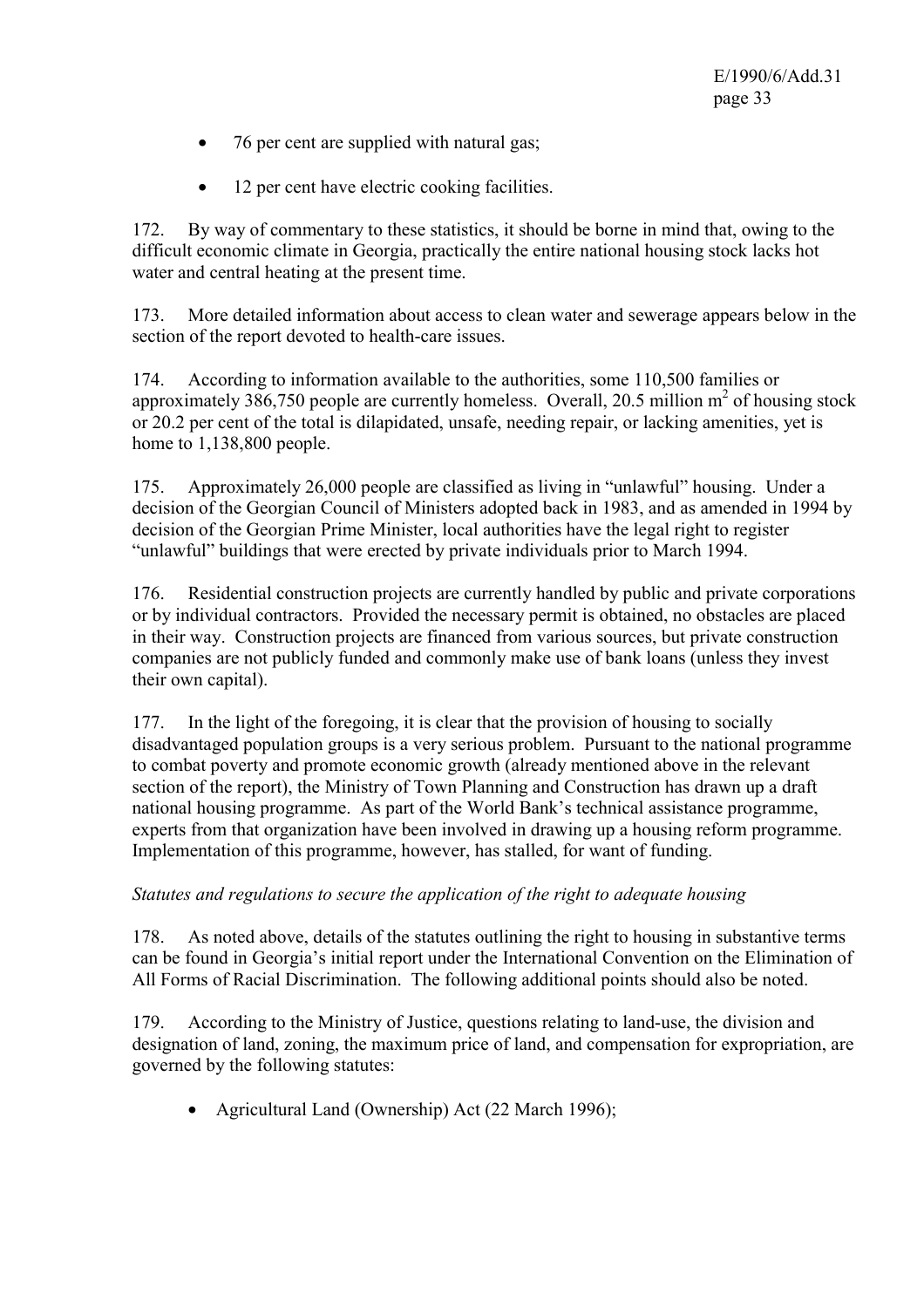- 76 per cent are supplied with natural gas;
- 12 per cent have electric cooking facilities.

172. By way of commentary to these statistics, it should be borne in mind that, owing to the difficult economic climate in Georgia, practically the entire national housing stock lacks hot water and central heating at the present time.

173. More detailed information about access to clean water and sewerage appears below in the section of the report devoted to health-care issues.

174. According to information available to the authorities, some 110,500 families or approximately 386,750 people are currently homeless. Overall, 20.5 million m$^2$ of housing stock or 20.2 per cent of the total is dilapidated, unsafe, needing repair, or lacking amenities, yet is home to 1,138,800 people.

175. Approximately 26,000 people are classified as living in "unlawful" housing. Under a decision of the Georgian Council of Ministers adopted back in 1983, and as amended in 1994 by decision of the Georgian Prime Minister, local authorities have the legal right to register "unlawful" buildings that were erected by private individuals prior to March 1994.

176. Residential construction projects are currently handled by public and private corporations or by individual contractors. Provided the necessary permit is obtained, no obstacles are placed in their way. Construction projects are financed from various sources, but private construction companies are not publicly funded and commonly make use of bank loans (unless they invest their own capital).

177. In the light of the foregoing, it is clear that the provision of housing to socially disadvantaged population groups is a very serious problem. Pursuant to the national programme to combat poverty and promote economic growth (already mentioned above in the relevant section of the report), the Ministry of Town Planning and Construction has drawn up a draft national housing programme. As part of the World Bank's technical assistance programme, experts from that organization have been involved in drawing up a housing reform programme. Implementation of this programme, however, has stalled, for want of funding.

*Statutes and regulations to secure the application of the right to adequate housing*

178. As noted above, details of the statutes outlining the right to housing in substantive terms can be found in Georgia's initial report under the International Convention on the Elimination of All Forms of Racial Discrimination. The following additional points should also be noted.

179. According to the Ministry of Justice, questions relating to land-use, the division and designation of land, zoning, the maximum price of land, and compensation for expropriation, are governed by the following statutes:

- Agricultural Land (Ownership) Act (22 March 1996);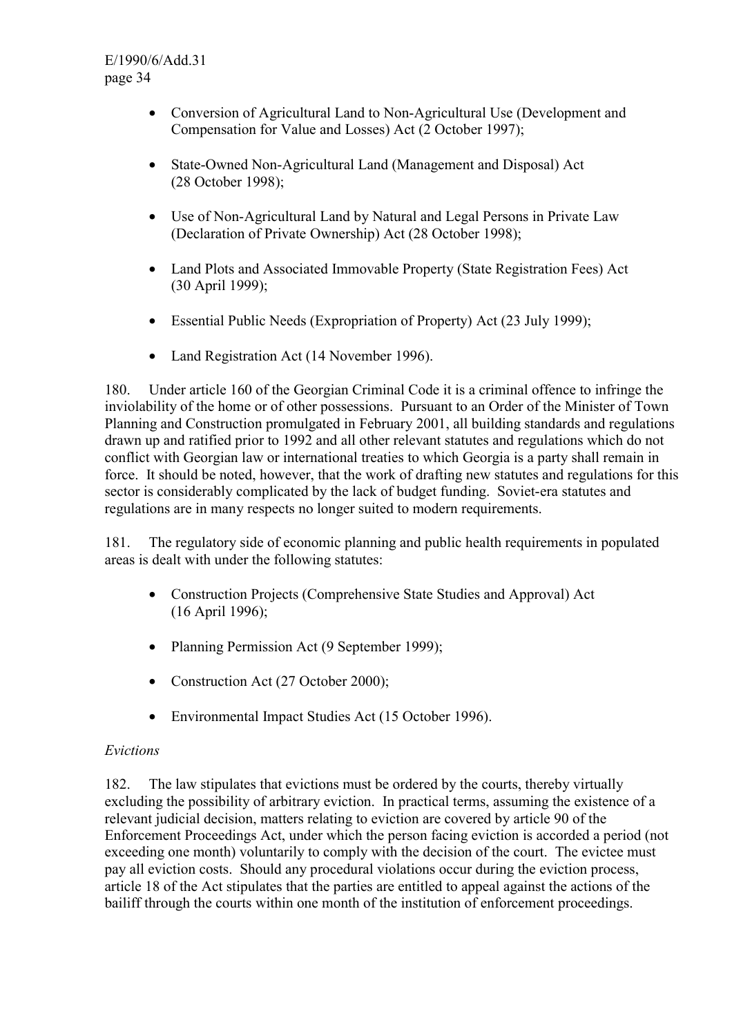- Conversion of Agricultural Land to Non-Agricultural Use (Development and Compensation for Value and Losses) Act (2 October 1997);
- State-Owned Non-Agricultural Land (Management and Disposal) Act (28 October 1998);
- Use of Non-Agricultural Land by Natural and Legal Persons in Private Law (Declaration of Private Ownership) Act (28 October 1998);
- Land Plots and Associated Immovable Property (State Registration Fees) Act (30 April 1999);
- Essential Public Needs (Expropriation of Property) Act (23 July 1999);
- Land Registration Act (14 November 1996).

180. Under article 160 of the Georgian Criminal Code it is a criminal offence to infringe the inviolability of the home or of other possessions. Pursuant to an Order of the Minister of Town Planning and Construction promulgated in February 2001, all building standards and regulations drawn up and ratified prior to 1992 and all other relevant statutes and regulations which do not conflict with Georgian law or international treaties to which Georgia is a party shall remain in force. It should be noted, however, that the work of drafting new statutes and regulations for this sector is considerably complicated by the lack of budget funding. Soviet-era statutes and regulations are in many respects no longer suited to modern requirements.

181. The regulatory side of economic planning and public health requirements in populated areas is dealt with under the following statutes:

- Construction Projects (Comprehensive State Studies and Approval) Act (16 April 1996);
- Planning Permission Act (9 September 1999);
- Construction Act (27 October 2000);
- Environmental Impact Studies Act (15 October 1996).

*Evictions*

182. The law stipulates that evictions must be ordered by the courts, thereby virtually excluding the possibility of arbitrary eviction. In practical terms, assuming the existence of a relevant judicial decision, matters relating to eviction are covered by article 90 of the Enforcement Proceedings Act, under which the person facing eviction is accorded a period (not exceeding one month) voluntarily to comply with the decision of the court. The evictee must pay all eviction costs. Should any procedural violations occur during the eviction process, article 18 of the Act stipulates that the parties are entitled to appeal against the actions of the bailiff through the courts within one month of the institution of enforcement proceedings.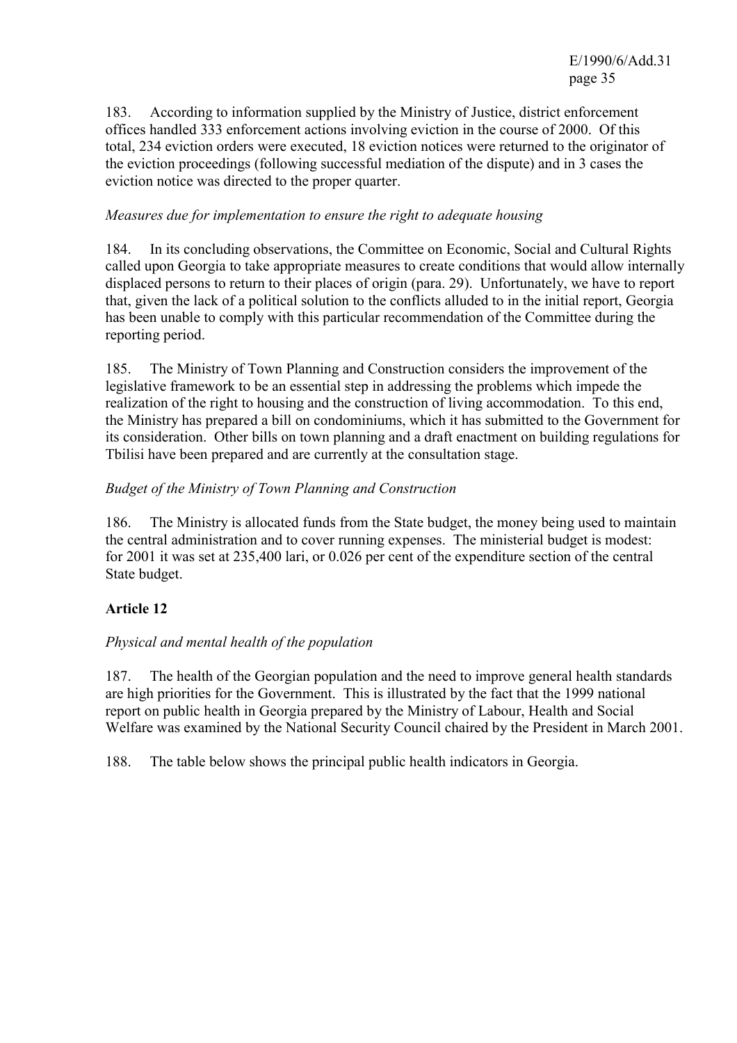183. According to information supplied by the Ministry of Justice, district enforcement offices handled 333 enforcement actions involving eviction in the course of 2000. Of this total, 234 eviction orders were executed, 18 eviction notices were returned to the originator of the eviction proceedings (following successful mediation of the dispute) and in 3 cases the eviction notice was directed to the proper quarter.

*Measures due for implementation to ensure the right to adequate housing*

184. In its concluding observations, the Committee on Economic, Social and Cultural Rights called upon Georgia to take appropriate measures to create conditions that would allow internally displaced persons to return to their places of origin (para. 29). Unfortunately, we have to report that, given the lack of a political solution to the conflicts alluded to in the initial report, Georgia has been unable to comply with this particular recommendation of the Committee during the reporting period.

185. The Ministry of Town Planning and Construction considers the improvement of the legislative framework to be an essential step in addressing the problems which impede the realization of the right to housing and the construction of living accommodation. To this end, the Ministry has prepared a bill on condominiums, which it has submitted to the Government for its consideration. Other bills on town planning and a draft enactment on building regulations for Tbilisi have been prepared and are currently at the consultation stage.

*Budget of the Ministry of Town Planning and Construction*

186. The Ministry is allocated funds from the State budget, the money being used to maintain the central administration and to cover running expenses. The ministerial budget is modest: for 2001 it was set at 235,400 lari, or 0.026 per cent of the expenditure section of the central State budget.

## Article 12

*Physical and mental health of the population*

187. The health of the Georgian population and the need to improve general health standards are high priorities for the Government. This is illustrated by the fact that the 1999 national report on public health in Georgia prepared by the Ministry of Labour, Health and Social Welfare was examined by the National Security Council chaired by the President in March 2001.

188. The table below shows the principal public health indicators in Georgia.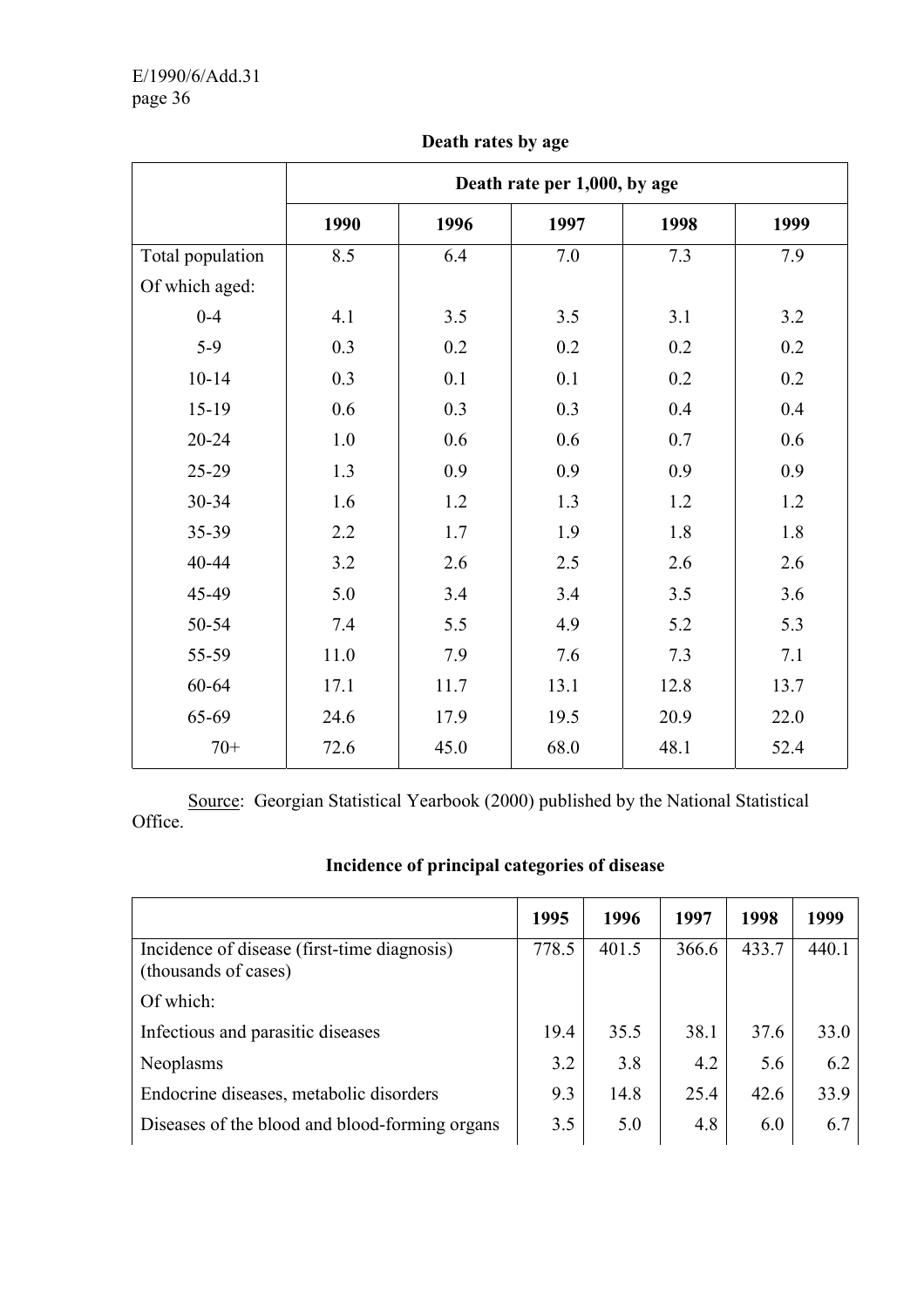**Death rates by age**

| | Death rate per 1,000, by age | | | | |
|---|---|---|---|---|---|
| | 1990 | 1996 | 1997 | 1998 | 1999 |
| Total population | 8.5 | 6.4 | 7.0 | 7.3 | 7.9 |
| Of which aged: | | | | | |
| 0-4 | 4.1 | 3.5 | 3.5 | 3.1 | 3.2 |
| 5-9 | 0.3 | 0.2 | 0.2 | 0.2 | 0.2 |
| 10-14 | 0.3 | 0.1 | 0.1 | 0.2 | 0.2 |
| 15-19 | 0.6 | 0.3 | 0.3 | 0.4 | 0.4 |
| 20-24 | 1.0 | 0.6 | 0.6 | 0.7 | 0.6 |
| 25-29 | 1.3 | 0.9 | 0.9 | 0.9 | 0.9 |
| 30-34 | 1.6 | 1.2 | 1.3 | 1.2 | 1.2 |
| 35-39 | 2.2 | 1.7 | 1.9 | 1.8 | 1.8 |
| 40-44 | 3.2 | 2.6 | 2.5 | 2.6 | 2.6 |
| 45-49 | 5.0 | 3.4 | 3.4 | 3.5 | 3.6 |
| 50-54 | 7.4 | 5.5 | 4.9 | 5.2 | 5.3 |
| 55-59 | 11.0 | 7.9 | 7.6 | 7.3 | 7.1 |
| 60-64 | 17.1 | 11.7 | 13.1 | 12.8 | 13.7 |
| 65-69 | 24.6 | 17.9 | 19.5 | 20.9 | 22.0 |
| 70+ | 72.6 | 45.0 | 68.0 | 48.1 | 52.4 |

Source: Georgian Statistical Yearbook (2000) published by the National Statistical Office.

**Incidence of principal categories of disease**

| | 1995 | 1996 | 1997 | 1998 | 1999 |
|---|---|---|---|---|---|
| Incidence of disease (first-time diagnosis) (thousands of cases) | 778.5 | 401.5 | 366.6 | 433.7 | 440.1 |
| Of which: | | | | | |
| Infectious and parasitic diseases | 19.4 | 35.5 | 38.1 | 37.6 | 33.0 |
| Neoplasms | 3.2 | 3.8 | 4.2 | 5.6 | 6.2 |
| Endocrine diseases, metabolic disorders | 9.3 | 14.8 | 25.4 | 42.6 | 33.9 |
| Diseases of the blood and blood-forming organs | 3.5 | 5.0 | 4.8 | 6.0 | 6.7 |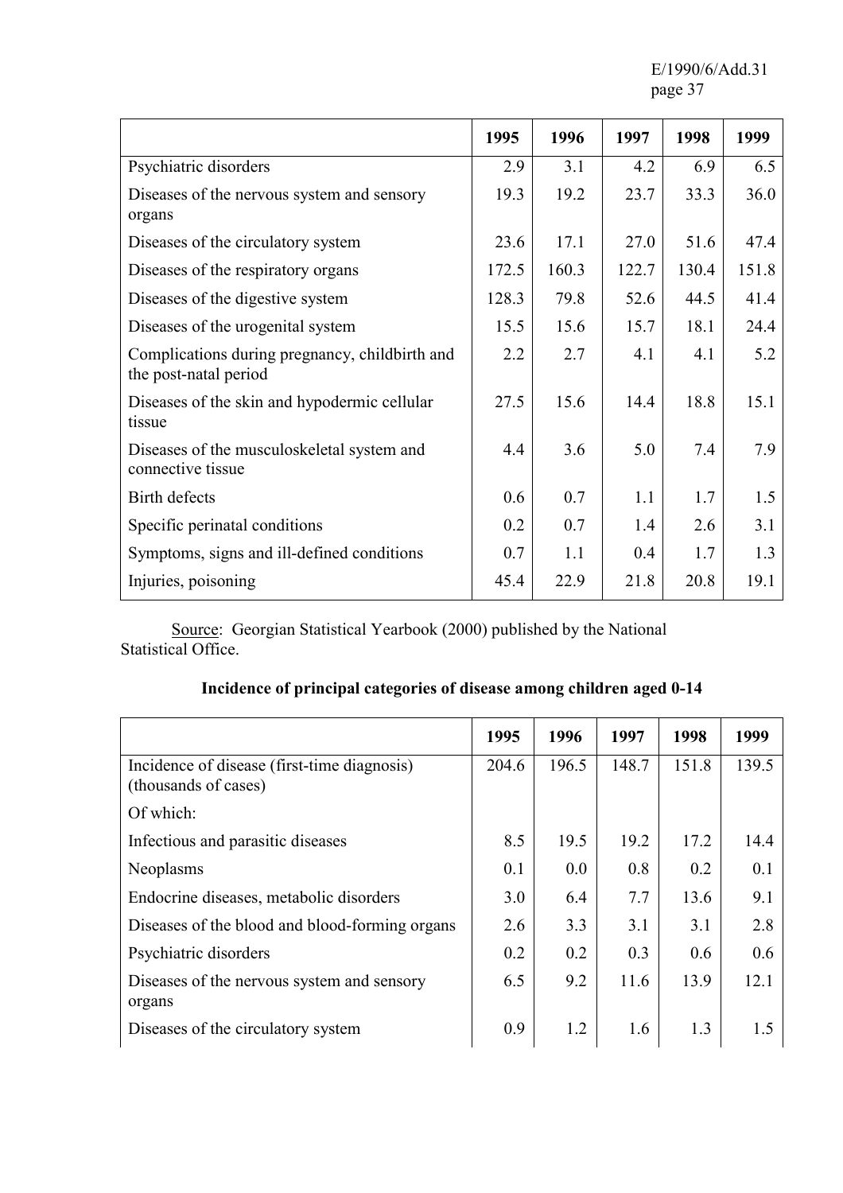| | 1995 | 1996 | 1997 | 1998 | 1999 |
|---|---|---|---|---|---|
| Psychiatric disorders | 2.9 | 3.1 | 4.2 | 6.9 | 6.5 |
| Diseases of the nervous system and sensory organs | 19.3 | 19.2 | 23.7 | 33.3 | 36.0 |
| Diseases of the circulatory system | 23.6 | 17.1 | 27.0 | 51.6 | 47.4 |
| Diseases of the respiratory organs | 172.5 | 160.3 | 122.7 | 130.4 | 151.8 |
| Diseases of the digestive system | 128.3 | 79.8 | 52.6 | 44.5 | 41.4 |
| Diseases of the urogenital system | 15.5 | 15.6 | 15.7 | 18.1 | 24.4 |
| Complications during pregnancy, childbirth and the post-natal period | 2.2 | 2.7 | 4.1 | 4.1 | 5.2 |
| Diseases of the skin and hypodermic cellular tissue | 27.5 | 15.6 | 14.4 | 18.8 | 15.1 |
| Diseases of the musculoskeletal system and connective tissue | 4.4 | 3.6 | 5.0 | 7.4 | 7.9 |
| Birth defects | 0.6 | 0.7 | 1.1 | 1.7 | 1.5 |
| Specific perinatal conditions | 0.2 | 0.7 | 1.4 | 2.6 | 3.1 |
| Symptoms, signs and ill-defined conditions | 0.7 | 1.1 | 0.4 | 1.7 | 1.3 |
| Injuries, poisoning | 45.4 | 22.9 | 21.8 | 20.8 | 19.1 |

Source: Georgian Statistical Yearbook (2000) published by the National Statistical Office.

**Incidence of principal categories of disease among children aged 0-14**

| | 1995 | 1996 | 1997 | 1998 | 1999 |
|---|---|---|---|---|---|
| Incidence of disease (first-time diagnosis) (thousands of cases) | 204.6 | 196.5 | 148.7 | 151.8 | 139.5 |
| Of which: | | | | | |
| Infectious and parasitic diseases | 8.5 | 19.5 | 19.2 | 17.2 | 14.4 |
| Neoplasms | 0.1 | 0.0 | 0.8 | 0.2 | 0.1 |
| Endocrine diseases, metabolic disorders | 3.0 | 6.4 | 7.7 | 13.6 | 9.1 |
| Diseases of the blood and blood-forming organs | 2.6 | 3.3 | 3.1 | 3.1 | 2.8 |
| Psychiatric disorders | 0.2 | 0.2 | 0.3 | 0.6 | 0.6 |
| Diseases of the nervous system and sensory organs | 6.5 | 9.2 | 11.6 | 13.9 | 12.1 |
| Diseases of the circulatory system | 0.9 | 1.2 | 1.6 | 1.3 | 1.5 |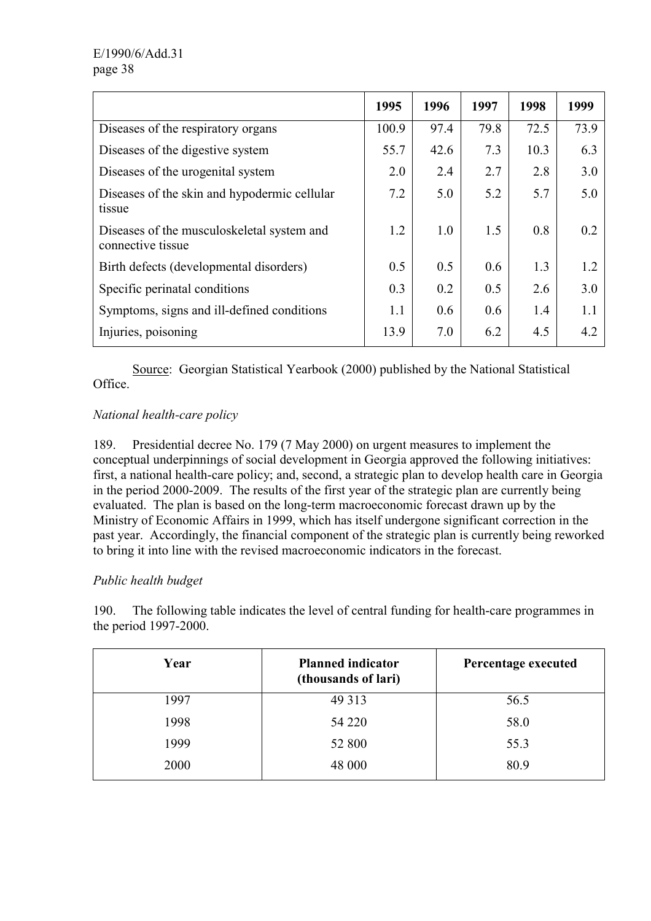| | 1995 | 1996 | 1997 | 1998 | 1999 |
|---|---|---|---|---|---|
| Diseases of the respiratory organs | 100.9 | 97.4 | 79.8 | 72.5 | 73.9 |
| Diseases of the digestive system | 55.7 | 42.6 | 7.3 | 10.3 | 6.3 |
| Diseases of the urogenital system | 2.0 | 2.4 | 2.7 | 2.8 | 3.0 |
| Diseases of the skin and hypodermic cellular tissue | 7.2 | 5.0 | 5.2 | 5.7 | 5.0 |
| Diseases of the musculoskeletal system and connective tissue | 1.2 | 1.0 | 1.5 | 0.8 | 0.2 |
| Birth defects (developmental disorders) | 0.5 | 0.5 | 0.6 | 1.3 | 1.2 |
| Specific perinatal conditions | 0.3 | 0.2 | 0.5 | 2.6 | 3.0 |
| Symptoms, signs and ill-defined conditions | 1.1 | 0.6 | 0.6 | 1.4 | 1.1 |
| Injuries, poisoning | 13.9 | 7.0 | 6.2 | 4.5 | 4.2 |

Source: Georgian Statistical Yearbook (2000) published by the National Statistical Office.

*National health-care policy*

189. Presidential decree No. 179 (7 May 2000) on urgent measures to implement the conceptual underpinnings of social development in Georgia approved the following initiatives: first, a national health-care policy; and, second, a strategic plan to develop health care in Georgia in the period 2000-2009. The results of the first year of the strategic plan are currently being evaluated. The plan is based on the long-term macroeconomic forecast drawn up by the Ministry of Economic Affairs in 1999, which has itself undergone significant correction in the past year. Accordingly, the financial component of the strategic plan is currently being reworked to bring it into line with the revised macroeconomic indicators in the forecast.

*Public health budget*

190. The following table indicates the level of central funding for health-care programmes in the period 1997-2000.

| Year | Planned indicator (thousands of lari) | Percentage executed |
|---|---|---|
| 1997 | 49 313 | 56.5 |
| 1998 | 54 220 | 58.0 |
| 1999 | 52 800 | 55.3 |
| 2000 | 48 000 | 80.9 |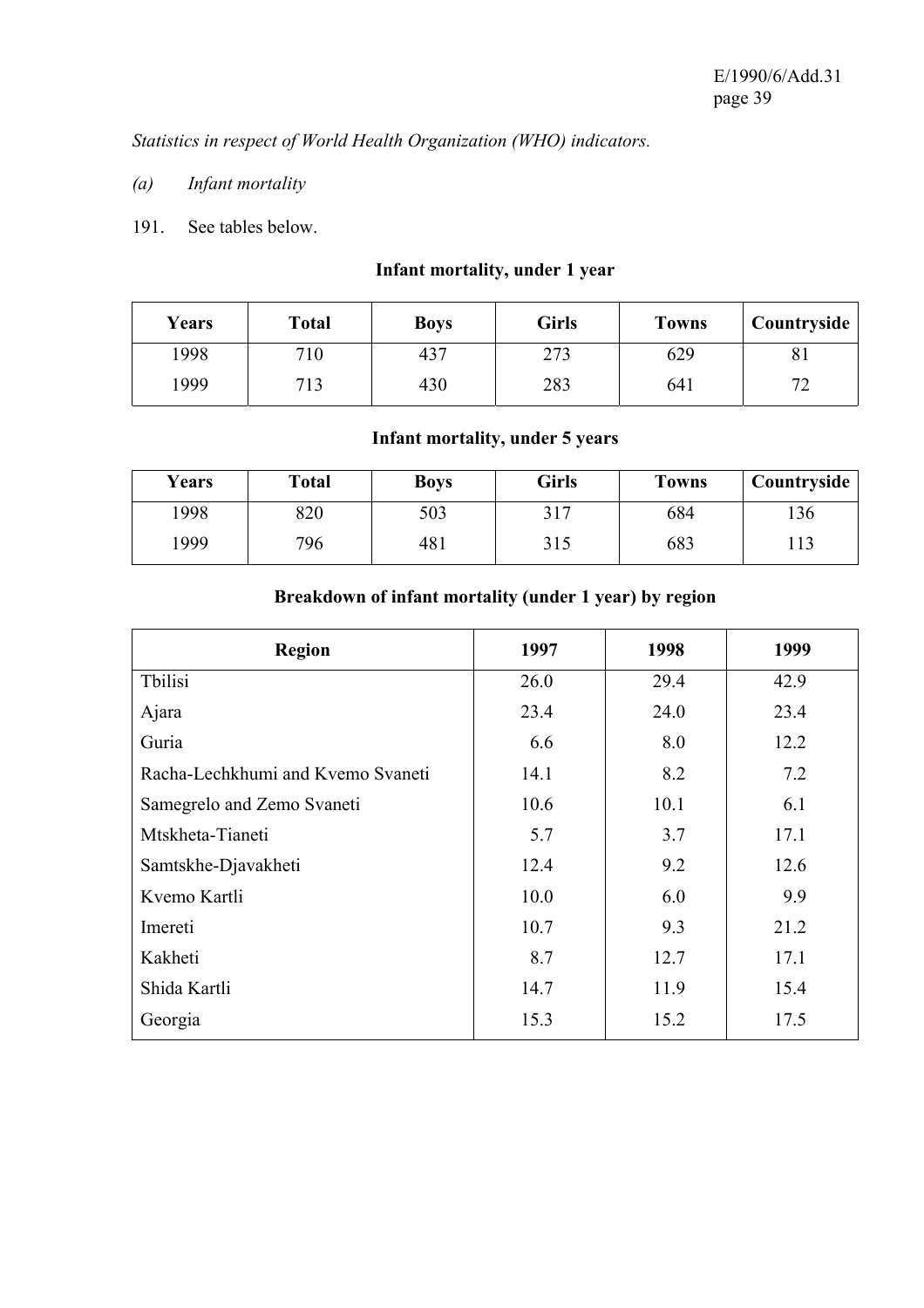*Statistics in respect of World Health Organization (WHO) indicators.*

*(a) Infant mortality*

191. See tables below.

**Infant mortality, under 1 year**

| Years | Total | Boys | Girls | Towns | Countryside |
|---|---|---|---|---|---|
| 1998 | 710 | 437 | 273 | 629 | 81 |
| 1999 | 713 | 430 | 283 | 641 | 72 |

**Infant mortality, under 5 years**

| Years | Total | Boys | Girls | Towns | Countryside |
|---|---|---|---|---|---|
| 1998 | 820 | 503 | 317 | 684 | 136 |
| 1999 | 796 | 481 | 315 | 683 | 113 |

**Breakdown of infant mortality (under 1 year) by region**

| Region | 1997 | 1998 | 1999 |
|---|---|---|---|
| Tbilisi | 26.0 | 29.4 | 42.9 |
| Ajara | 23.4 | 24.0 | 23.4 |
| Guria | 6.6 | 8.0 | 12.2 |
| Racha-Lechkhumi and Kvemo Svaneti | 14.1 | 8.2 | 7.2 |
| Samegrelo and Zemo Svaneti | 10.6 | 10.1 | 6.1 |
| Mtskheta-Tianeti | 5.7 | 3.7 | 17.1 |
| Samtskhe-Djavakheti | 12.4 | 9.2 | 12.6 |
| Kvemo Kartli | 10.0 | 6.0 | 9.9 |
| Imereti | 10.7 | 9.3 | 21.2 |
| Kakheti | 8.7 | 12.7 | 17.1 |
| Shida Kartli | 14.7 | 11.9 | 15.4 |
| Georgia | 15.3 | 15.2 | 17.5 |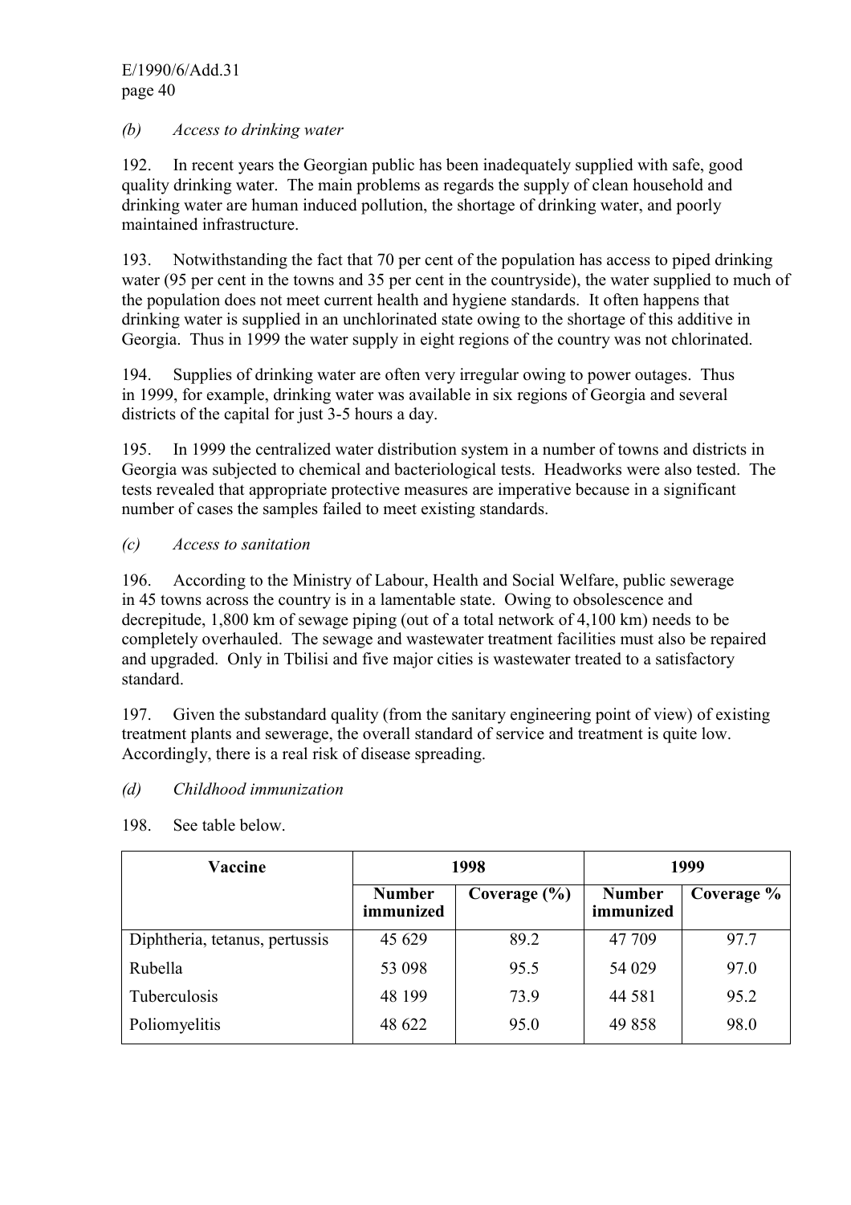*(b) Access to drinking water*

192. In recent years the Georgian public has been inadequately supplied with safe, good quality drinking water. The main problems as regards the supply of clean household and drinking water are human induced pollution, the shortage of drinking water, and poorly maintained infrastructure.

193. Notwithstanding the fact that 70 per cent of the population has access to piped drinking water (95 per cent in the towns and 35 per cent in the countryside), the water supplied to much of the population does not meet current health and hygiene standards. It often happens that drinking water is supplied in an unchlorinated state owing to the shortage of this additive in Georgia. Thus in 1999 the water supply in eight regions of the country was not chlorinated.

194. Supplies of drinking water are often very irregular owing to power outages. Thus in 1999, for example, drinking water was available in six regions of Georgia and several districts of the capital for just 3-5 hours a day.

195. In 1999 the centralized water distribution system in a number of towns and districts in Georgia was subjected to chemical and bacteriological tests. Headworks were also tested. The tests revealed that appropriate protective measures are imperative because in a significant number of cases the samples failed to meet existing standards.

*(c) Access to sanitation*

196. According to the Ministry of Labour, Health and Social Welfare, public sewerage in 45 towns across the country is in a lamentable state. Owing to obsolescence and decrepitude, 1,800 km of sewage piping (out of a total network of 4,100 km) needs to be completely overhauled. The sewage and wastewater treatment facilities must also be repaired and upgraded. Only in Tbilisi and five major cities is wastewater treated to a satisfactory standard.

197. Given the substandard quality (from the sanitary engineering point of view) of existing treatment plants and sewerage, the overall standard of service and treatment is quite low. Accordingly, there is a real risk of disease spreading.

*(d) Childhood immunization*

198. See table below.

| Vaccine | 1998 | | 1999 | |
|---|---|---|---|---|
| | Number immunized | Coverage (%) | Number immunized | Coverage % |
| Diphtheria, tetanus, pertussis | 45 629 | 89.2 | 47 709 | 97.7 |
| Rubella | 53 098 | 95.5 | 54 029 | 97.0 |
| Tuberculosis | 48 199 | 73.9 | 44 581 | 95.2 |
| Poliomyelitis | 48 622 | 95.0 | 49 858 | 98.0 |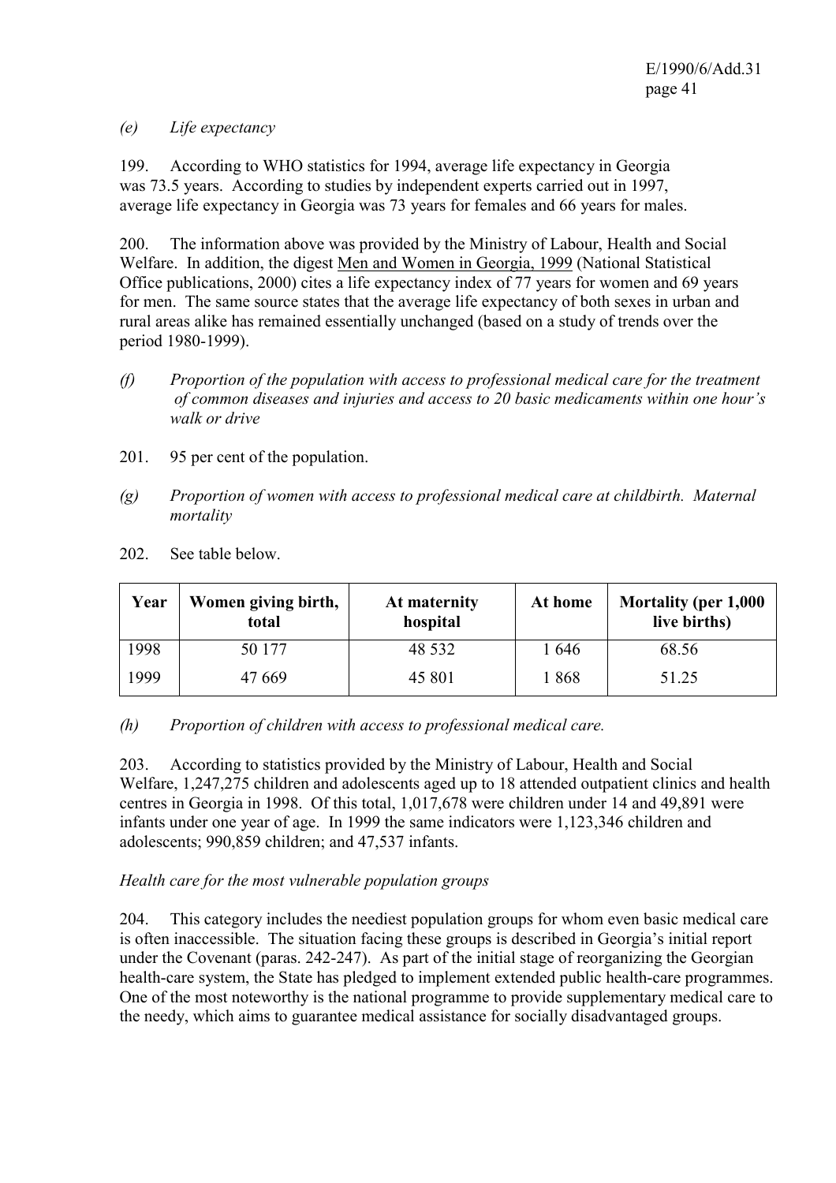*(e) Life expectancy*

199. According to WHO statistics for 1994, average life expectancy in Georgia was 73.5 years. According to studies by independent experts carried out in 1997, average life expectancy in Georgia was 73 years for females and 66 years for males.

200. The information above was provided by the Ministry of Labour, Health and Social Welfare. In addition, the digest Men and Women in Georgia, 1999 (National Statistical Office publications, 2000) cites a life expectancy index of 77 years for women and 69 years for men. The same source states that the average life expectancy of both sexes in urban and rural areas alike has remained essentially unchanged (based on a study of trends over the period 1980-1999).

*(f) Proportion of the population with access to professional medical care for the treatment of common diseases and injuries and access to 20 basic medicaments within one hour's walk or drive*

201. 95 per cent of the population.

*(g) Proportion of women with access to professional medical care at childbirth. Maternal mortality*

202. See table below.

| Year | Women giving birth, total | At maternity hospital | At home | Mortality (per 1,000 live births) |
|---|---|---|---|---|
| 1998 | 50 177 | 48 532 | 1 646 | 68.56 |
| 1999 | 47 669 | 45 801 | 1 868 | 51.25 |

*(h) Proportion of children with access to professional medical care.*

203. According to statistics provided by the Ministry of Labour, Health and Social Welfare, 1,247,275 children and adolescents aged up to 18 attended outpatient clinics and health centres in Georgia in 1998. Of this total, 1,017,678 were children under 14 and 49,891 were infants under one year of age. In 1999 the same indicators were 1,123,346 children and adolescents; 990,859 children; and 47,537 infants.

*Health care for the most vulnerable population groups*

204. This category includes the neediest population groups for whom even basic medical care is often inaccessible. The situation facing these groups is described in Georgia's initial report under the Covenant (paras. 242-247). As part of the initial stage of reorganizing the Georgian health-care system, the State has pledged to implement extended public health-care programmes. One of the most noteworthy is the national programme to provide supplementary medical care to the needy, which aims to guarantee medical assistance for socially disadvantaged groups.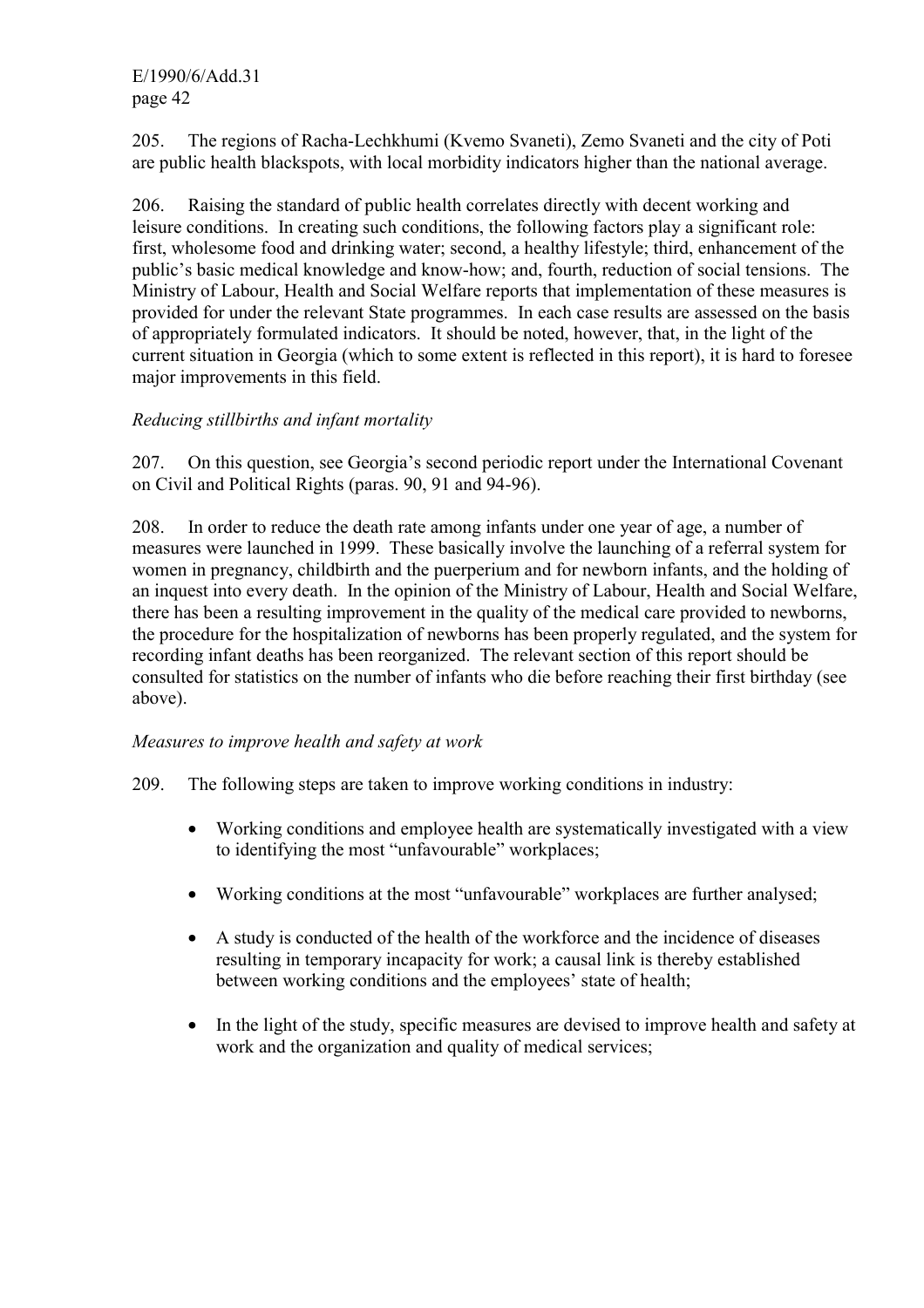205. The regions of Racha-Lechkhumi (Kvemo Svaneti), Zemo Svaneti and the city of Poti are public health blackspots, with local morbidity indicators higher than the national average.

206. Raising the standard of public health correlates directly with decent working and leisure conditions. In creating such conditions, the following factors play a significant role: first, wholesome food and drinking water; second, a healthy lifestyle; third, enhancement of the public's basic medical knowledge and know-how; and, fourth, reduction of social tensions. The Ministry of Labour, Health and Social Welfare reports that implementation of these measures is provided for under the relevant State programmes. In each case results are assessed on the basis of appropriately formulated indicators. It should be noted, however, that, in the light of the current situation in Georgia (which to some extent is reflected in this report), it is hard to foresee major improvements in this field.

*Reducing stillbirths and infant mortality*

207. On this question, see Georgia's second periodic report under the International Covenant on Civil and Political Rights (paras. 90, 91 and 94-96).

208. In order to reduce the death rate among infants under one year of age, a number of measures were launched in 1999. These basically involve the launching of a referral system for women in pregnancy, childbirth and the puerperium and for newborn infants, and the holding of an inquest into every death. In the opinion of the Ministry of Labour, Health and Social Welfare, there has been a resulting improvement in the quality of the medical care provided to newborns, the procedure for the hospitalization of newborns has been properly regulated, and the system for recording infant deaths has been reorganized. The relevant section of this report should be consulted for statistics on the number of infants who die before reaching their first birthday (see above).

*Measures to improve health and safety at work*

209. The following steps are taken to improve working conditions in industry:

- Working conditions and employee health are systematically investigated with a view to identifying the most "unfavourable" workplaces;
- Working conditions at the most "unfavourable" workplaces are further analysed;
- A study is conducted of the health of the workforce and the incidence of diseases resulting in temporary incapacity for work; a causal link is thereby established between working conditions and the employees' state of health;
- In the light of the study, specific measures are devised to improve health and safety at work and the organization and quality of medical services;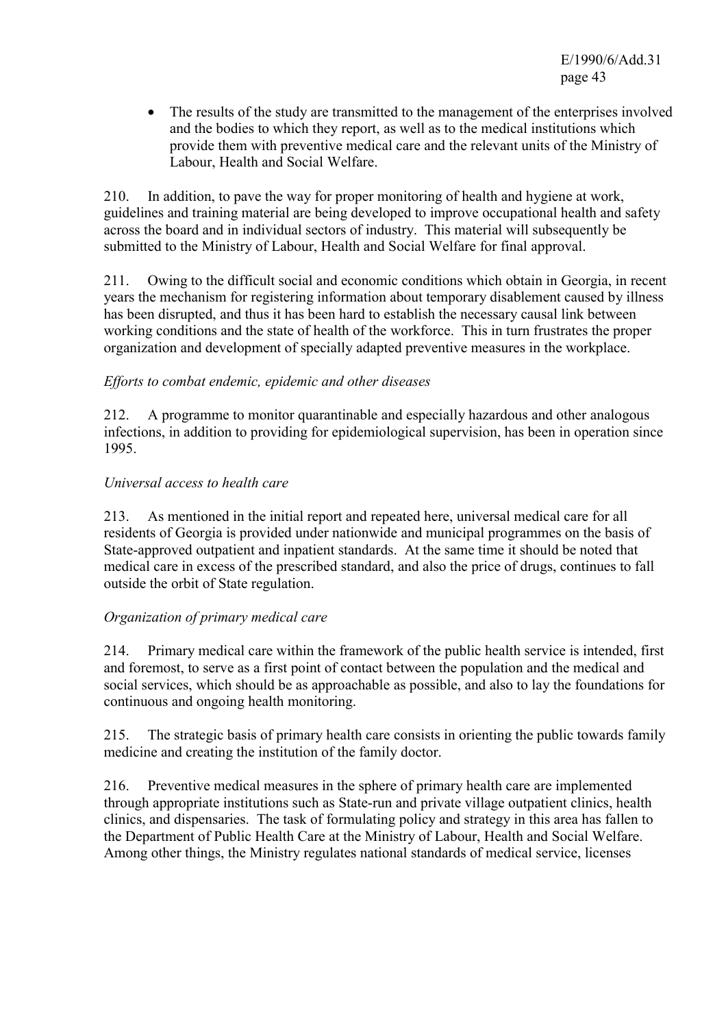- The results of the study are transmitted to the management of the enterprises involved and the bodies to which they report, as well as to the medical institutions which provide them with preventive medical care and the relevant units of the Ministry of Labour, Health and Social Welfare.

210. In addition, to pave the way for proper monitoring of health and hygiene at work, guidelines and training material are being developed to improve occupational health and safety across the board and in individual sectors of industry. This material will subsequently be submitted to the Ministry of Labour, Health and Social Welfare for final approval.

211. Owing to the difficult social and economic conditions which obtain in Georgia, in recent years the mechanism for registering information about temporary disablement caused by illness has been disrupted, and thus it has been hard to establish the necessary causal link between working conditions and the state of health of the workforce. This in turn frustrates the proper organization and development of specially adapted preventive measures in the workplace.

*Efforts to combat endemic, epidemic and other diseases*

212. A programme to monitor quarantinable and especially hazardous and other analogous infections, in addition to providing for epidemiological supervision, has been in operation since 1995.

*Universal access to health care*

213. As mentioned in the initial report and repeated here, universal medical care for all residents of Georgia is provided under nationwide and municipal programmes on the basis of State-approved outpatient and inpatient standards. At the same time it should be noted that medical care in excess of the prescribed standard, and also the price of drugs, continues to fall outside the orbit of State regulation.

*Organization of primary medical care*

214. Primary medical care within the framework of the public health service is intended, first and foremost, to serve as a first point of contact between the population and the medical and social services, which should be as approachable as possible, and also to lay the foundations for continuous and ongoing health monitoring.

215. The strategic basis of primary health care consists in orienting the public towards family medicine and creating the institution of the family doctor.

216. Preventive medical measures in the sphere of primary health care are implemented through appropriate institutions such as State-run and private village outpatient clinics, health clinics, and dispensaries. The task of formulating policy and strategy in this area has fallen to the Department of Public Health Care at the Ministry of Labour, Health and Social Welfare. Among other things, the Ministry regulates national standards of medical service, licenses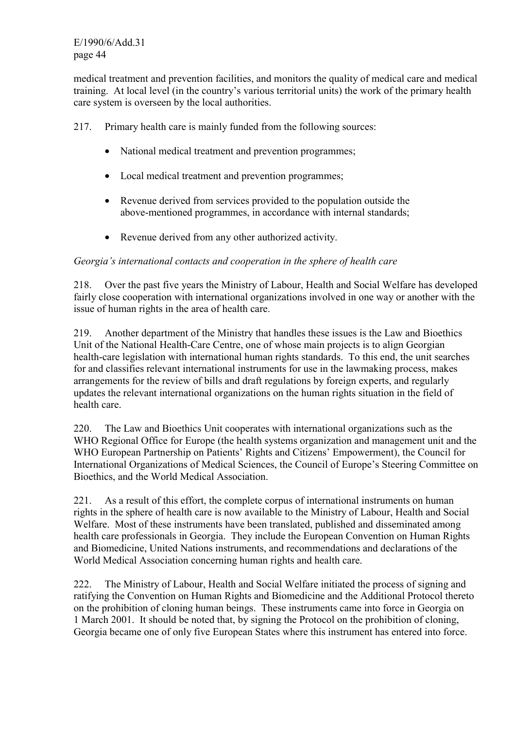medical treatment and prevention facilities, and monitors the quality of medical care and medical training. At local level (in the country's various territorial units) the work of the primary health care system is overseen by the local authorities.

217. Primary health care is mainly funded from the following sources:

- National medical treatment and prevention programmes;
- Local medical treatment and prevention programmes;
- Revenue derived from services provided to the population outside the above-mentioned programmes, in accordance with internal standards;
- Revenue derived from any other authorized activity.

*Georgia's international contacts and cooperation in the sphere of health care*

218. Over the past five years the Ministry of Labour, Health and Social Welfare has developed fairly close cooperation with international organizations involved in one way or another with the issue of human rights in the area of health care.

219. Another department of the Ministry that handles these issues is the Law and Bioethics Unit of the National Health-Care Centre, one of whose main projects is to align Georgian health-care legislation with international human rights standards. To this end, the unit searches for and classifies relevant international instruments for use in the lawmaking process, makes arrangements for the review of bills and draft regulations by foreign experts, and regularly updates the relevant international organizations on the human rights situation in the field of health care.

220. The Law and Bioethics Unit cooperates with international organizations such as the WHO Regional Office for Europe (the health systems organization and management unit and the WHO European Partnership on Patients' Rights and Citizens' Empowerment), the Council for International Organizations of Medical Sciences, the Council of Europe's Steering Committee on Bioethics, and the World Medical Association.

221. As a result of this effort, the complete corpus of international instruments on human rights in the sphere of health care is now available to the Ministry of Labour, Health and Social Welfare. Most of these instruments have been translated, published and disseminated among health care professionals in Georgia. They include the European Convention on Human Rights and Biomedicine, United Nations instruments, and recommendations and declarations of the World Medical Association concerning human rights and health care.

222. The Ministry of Labour, Health and Social Welfare initiated the process of signing and ratifying the Convention on Human Rights and Biomedicine and the Additional Protocol thereto on the prohibition of cloning human beings. These instruments came into force in Georgia on 1 March 2001. It should be noted that, by signing the Protocol on the prohibition of cloning, Georgia became one of only five European States where this instrument has entered into force.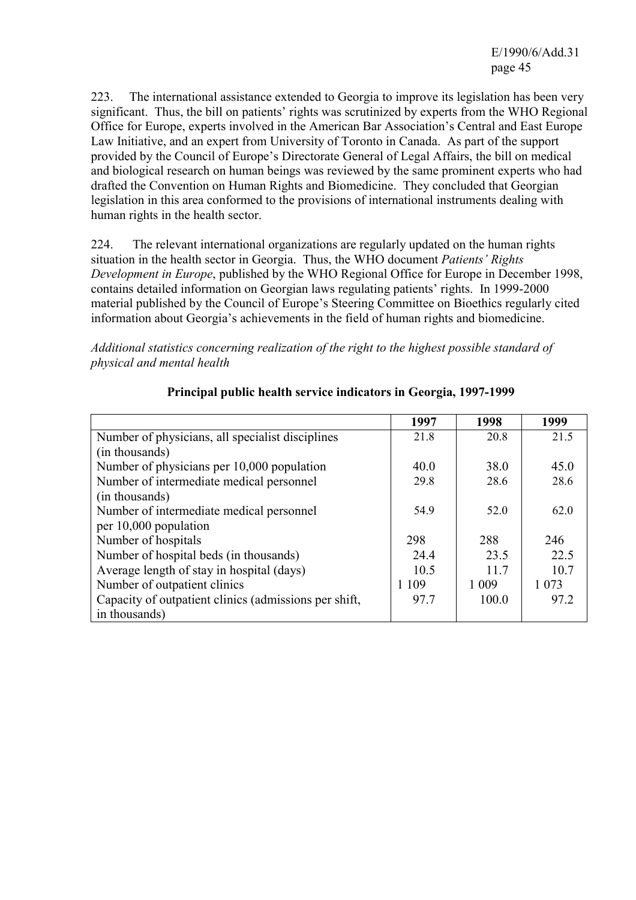223. The international assistance extended to Georgia to improve its legislation has been very significant. Thus, the bill on patients' rights was scrutinized by experts from the WHO Regional Office for Europe, experts involved in the American Bar Association's Central and East Europe Law Initiative, and an expert from University of Toronto in Canada. As part of the support provided by the Council of Europe's Directorate General of Legal Affairs, the bill on medical and biological research on human beings was reviewed by the same prominent experts who had drafted the Convention on Human Rights and Biomedicine. They concluded that Georgian legislation in this area conformed to the provisions of international instruments dealing with human rights in the health sector.

224. The relevant international organizations are regularly updated on the human rights situation in the health sector in Georgia. Thus, the WHO document *Patients' Rights Development in Europe*, published by the WHO Regional Office for Europe in December 1998, contains detailed information on Georgian laws regulating patients' rights. In 1999-2000 material published by the Council of Europe's Steering Committee on Bioethics regularly cited information about Georgia's achievements in the field of human rights and biomedicine.

*Additional statistics concerning realization of the right to the highest possible standard of physical and mental health*

**Principal public health service indicators in Georgia, 1997-1999**

| | 1997 | 1998 | 1999 |
|---|---|---|---|
| Number of physicians, all specialist disciplines (in thousands) | 21.8 | 20.8 | 21.5 |
| Number of physicians per 10,000 population | 40.0 | 38.0 | 45.0 |
| Number of intermediate medical personnel (in thousands) | 29.8 | 28.6 | 28.6 |
| Number of intermediate medical personnel per 10,000 population | 54.9 | 52.0 | 62.0 |
| Number of hospitals | 298 | 288 | 246 |
| Number of hospital beds (in thousands) | 24.4 | 23.5 | 22.5 |
| Average length of stay in hospital (days) | 10.5 | 11.7 | 10.7 |
| Number of outpatient clinics | 1 109 | 1 009 | 1 073 |
| Capacity of outpatient clinics (admissions per shift, in thousands) | 97.7 | 100.0 | 97.2 |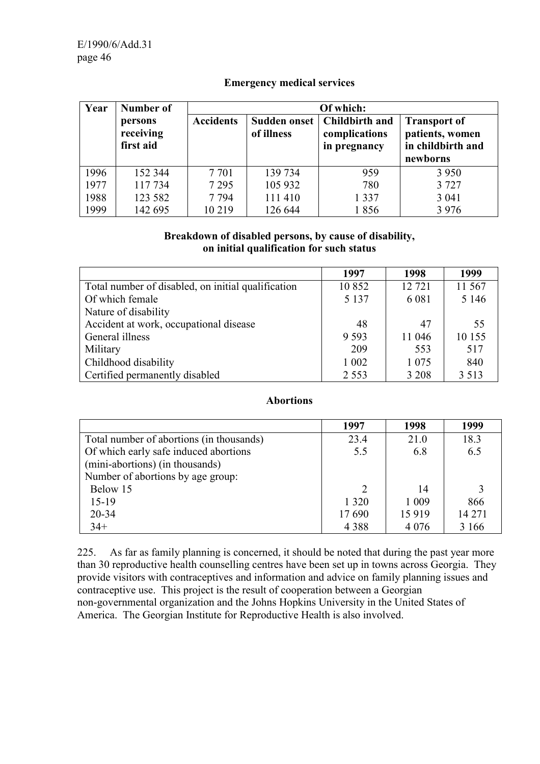**Emergency medical services**

| Year | Number of persons receiving first aid | Of which: | | | |
|---|---|---|---|---|---|
| | | Accidents | Sudden onset of illness | Childbirth and complications in pregnancy | Transport of patients, women in childbirth and newborns |
| 1996 | 152 344 | 7 701 | 139 734 | 959 | 3 950 |
| 1977 | 117 734 | 7 295 | 105 932 | 780 | 3 727 |
| 1988 | 123 582 | 7 794 | 111 410 | 1 337 | 3 041 |
| 1999 | 142 695 | 10 219 | 126 644 | 1 856 | 3 976 |

**Breakdown of disabled persons, by cause of disability, on initial qualification for such status**

| | 1997 | 1998 | 1999 |
|---|---|---|---|
| Total number of disabled, on initial qualification | 10 852 | 12 721 | 11 567 |
| Of which female | 5 137 | 6 081 | 5 146 |
| Nature of disability | | | |
| Accident at work, occupational disease | 48 | 47 | 55 |
| General illness | 9 593 | 11 046 | 10 155 |
| Military | 209 | 553 | 517 |
| Childhood disability | 1 002 | 1 075 | 840 |
| Certified permanently disabled | 2 553 | 3 208 | 3 513 |

**Abortions**

| | 1997 | 1998 | 1999 |
|---|---|---|---|
| Total number of abortions (in thousands) | 23.4 | 21.0 | 18.3 |
| Of which early safe induced abortions (mini-abortions) (in thousands) | 5.5 | 6.8 | 6.5 |
| Number of abortions by age group: | | | |
| Below 15 | 2 | 14 | 3 |
| 15-19 | 1 320 | 1 009 | 866 |
| 20-34 | 17 690 | 15 919 | 14 271 |
| 34+ | 4 388 | 4 076 | 3 166 |

225. As far as family planning is concerned, it should be noted that during the past year more than 30 reproductive health counselling centres have been set up in towns across Georgia. They provide visitors with contraceptives and information and advice on family planning issues and contraceptive use. This project is the result of cooperation between a Georgian non-governmental organization and the Johns Hopkins University in the United States of America. The Georgian Institute for Reproductive Health is also involved.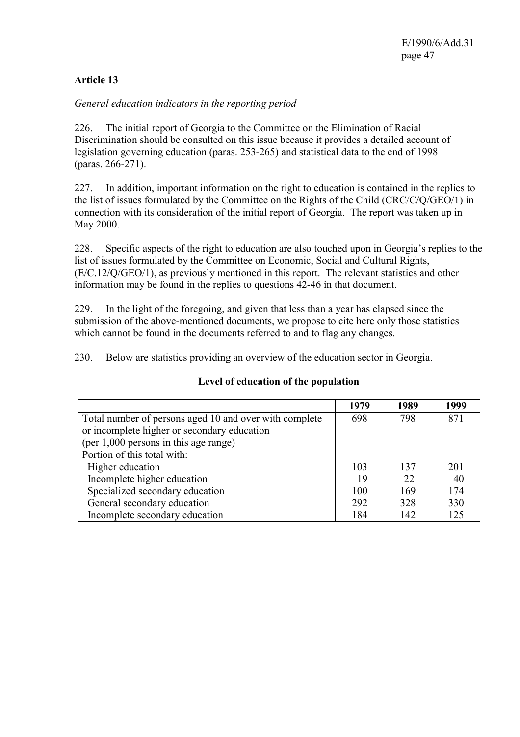**Article 13**

*General education indicators in the reporting period*

226. The initial report of Georgia to the Committee on the Elimination of Racial Discrimination should be consulted on this issue because it provides a detailed account of legislation governing education (paras. 253-265) and statistical data to the end of 1998 (paras. 266-271).

227. In addition, important information on the right to education is contained in the replies to the list of issues formulated by the Committee on the Rights of the Child (CRC/C/Q/GEO/1) in connection with its consideration of the initial report of Georgia. The report was taken up in May 2000.

228. Specific aspects of the right to education are also touched upon in Georgia's replies to the list of issues formulated by the Committee on Economic, Social and Cultural Rights, (E/C.12/Q/GEO/1), as previously mentioned in this report. The relevant statistics and other information may be found in the replies to questions 42-46 in that document.

229. In the light of the foregoing, and given that less than a year has elapsed since the submission of the above-mentioned documents, we propose to cite here only those statistics which cannot be found in the documents referred to and to flag any changes.

230. Below are statistics providing an overview of the education sector in Georgia.

**Level of education of the population**

| | 1979 | 1989 | 1999 |
|---|---|---|---|
| Total number of persons aged 10 and over with complete or incomplete higher or secondary education (per 1,000 persons in this age range) | 698 | 798 | 871 |
| Portion of this total with: | | | |
| Higher education | 103 | 137 | 201 |
| Incomplete higher education | 19 | 22 | 40 |
| Specialized secondary education | 100 | 169 | 174 |
| General secondary education | 292 | 328 | 330 |
| Incomplete secondary education | 184 | 142 | 125 |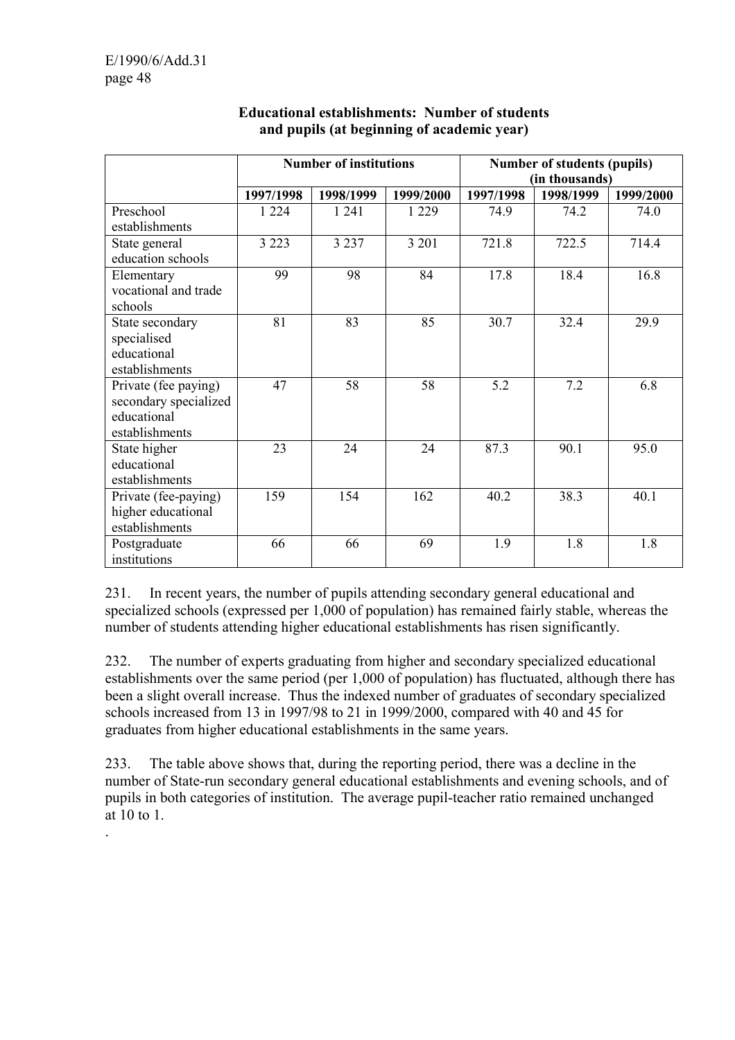**Educational establishments: Number of students and pupils (at beginning of academic year)**

| | Number of institutions | | | Number of students (pupils) (in thousands) | | |
|---|---|---|---|---|---|---|
| | 1997/1998 | 1998/1999 | 1999/2000 | 1997/1998 | 1998/1999 | 1999/2000 |
| Preschool establishments | 1 224 | 1 241 | 1 229 | 74.9 | 74.2 | 74.0 |
| State general education schools | 3 223 | 3 237 | 3 201 | 721.8 | 722.5 | 714.4 |
| Elementary vocational and trade schools | 99 | 98 | 84 | 17.8 | 18.4 | 16.8 |
| State secondary specialised educational establishments | 81 | 83 | 85 | 30.7 | 32.4 | 29.9 |
| Private (fee paying) secondary specialized educational establishments | 47 | 58 | 58 | 5.2 | 7.2 | 6.8 |
| State higher educational establishments | 23 | 24 | 24 | 87.3 | 90.1 | 95.0 |
| Private (fee-paying) higher educational establishments | 159 | 154 | 162 | 40.2 | 38.3 | 40.1 |
| Postgraduate institutions | 66 | 66 | 69 | 1.9 | 1.8 | 1.8 |

231. In recent years, the number of pupils attending secondary general educational and specialized schools (expressed per 1,000 of population) has remained fairly stable, whereas the number of students attending higher educational establishments has risen significantly.

232. The number of experts graduating from higher and secondary specialized educational establishments over the same period (per 1,000 of population) has fluctuated, although there has been a slight overall increase. Thus the indexed number of graduates of secondary specialized schools increased from 13 in 1997/98 to 21 in 1999/2000, compared with 40 and 45 for graduates from higher educational establishments in the same years.

233. The table above shows that, during the reporting period, there was a decline in the number of State-run secondary general educational establishments and evening schools, and of pupils in both categories of institution. The average pupil-teacher ratio remained unchanged at 10 to 1.

.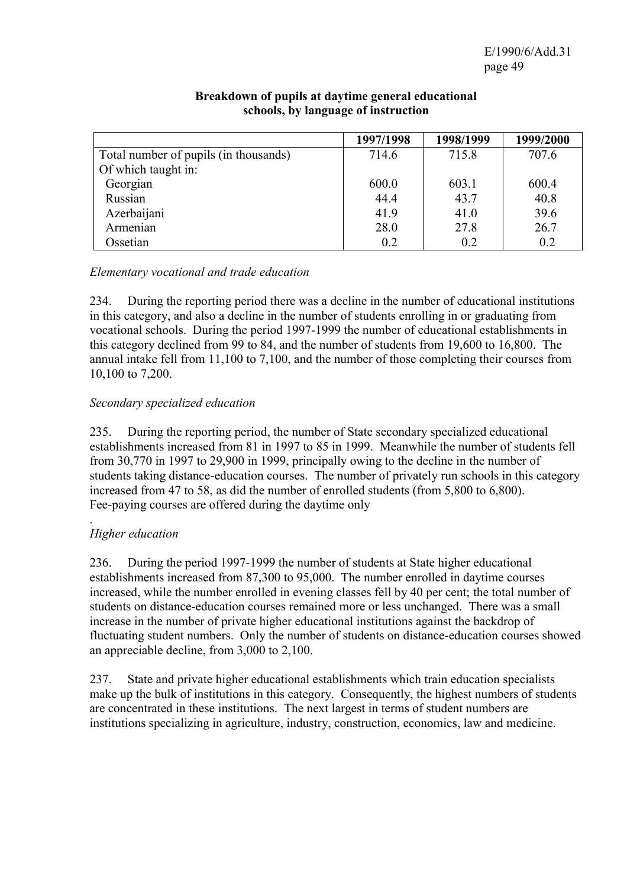**Breakdown of pupils at daytime general educational schools, by language of instruction**

| | 1997/1998 | 1998/1999 | 1999/2000 |
|---|---|---|---|
| Total number of pupils (in thousands) | 714.6 | 715.8 | 707.6 |
| Of which taught in: | | | |
| Georgian | 600.0 | 603.1 | 600.4 |
| Russian | 44.4 | 43.7 | 40.8 |
| Azerbaijani | 41.9 | 41.0 | 39.6 |
| Armenian | 28.0 | 27.8 | 26.7 |
| Ossetian | 0.2 | 0.2 | 0.2 |

*Elementary vocational and trade education*

234. During the reporting period there was a decline in the number of educational institutions in this category, and also a decline in the number of students enrolling in or graduating from vocational schools. During the period 1997-1999 the number of educational establishments in this category declined from 99 to 84, and the number of students from 19,600 to 16,800. The annual intake fell from 11,100 to 7,100, and the number of those completing their courses from 10,100 to 7,200.

*Secondary specialized education*

235. During the reporting period, the number of State secondary specialized educational establishments increased from 81 in 1997 to 85 in 1999. Meanwhile the number of students fell from 30,770 in 1997 to 29,900 in 1999, principally owing to the decline in the number of students taking distance-education courses. The number of privately run schools in this category increased from 47 to 58, as did the number of enrolled students (from 5,800 to 6,800). Fee-paying courses are offered during the daytime only

.

*Higher education*

236. During the period 1997-1999 the number of students at State higher educational establishments increased from 87,300 to 95,000. The number enrolled in daytime courses increased, while the number enrolled in evening classes fell by 40 per cent; the total number of students on distance-education courses remained more or less unchanged. There was a small increase in the number of private higher educational institutions against the backdrop of fluctuating student numbers. Only the number of students on distance-education courses showed an appreciable decline, from 3,000 to 2,100.

237. State and private higher educational establishments which train education specialists make up the bulk of institutions in this category. Consequently, the highest numbers of students are concentrated in these institutions. The next largest in terms of student numbers are institutions specializing in agriculture, industry, construction, economics, law and medicine.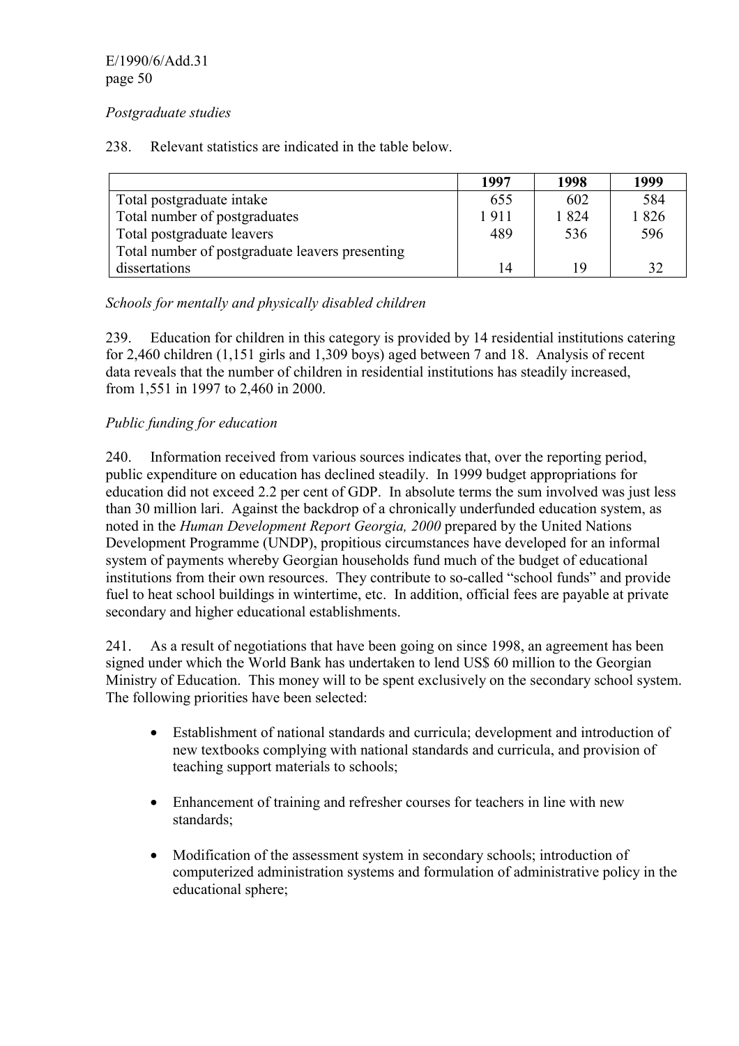*Postgraduate studies*

238. Relevant statistics are indicated in the table below.

| | 1997 | 1998 | 1999 |
|---|---|---|---|
| Total postgraduate intake | 655 | 602 | 584 |
| Total number of postgraduates | 1 911 | 1 824 | 1 826 |
| Total postgraduate leavers | 489 | 536 | 596 |
| Total number of postgraduate leavers presenting dissertations | 14 | 19 | 32 |

*Schools for mentally and physically disabled children*

239. Education for children in this category is provided by 14 residential institutions catering for 2,460 children (1,151 girls and 1,309 boys) aged between 7 and 18. Analysis of recent data reveals that the number of children in residential institutions has steadily increased, from 1,551 in 1997 to 2,460 in 2000.

*Public funding for education*

240. Information received from various sources indicates that, over the reporting period, public expenditure on education has declined steadily. In 1999 budget appropriations for education did not exceed 2.2 per cent of GDP. In absolute terms the sum involved was just less than 30 million lari. Against the backdrop of a chronically underfunded education system, as noted in the *Human Development Report Georgia, 2000* prepared by the United Nations Development Programme (UNDP), propitious circumstances have developed for an informal system of payments whereby Georgian households fund much of the budget of educational institutions from their own resources. They contribute to so-called "school funds" and provide fuel to heat school buildings in wintertime, etc. In addition, official fees are payable at private secondary and higher educational establishments.

241. As a result of negotiations that have been going on since 1998, an agreement has been signed under which the World Bank has undertaken to lend US$ 60 million to the Georgian Ministry of Education. This money will to be spent exclusively on the secondary school system. The following priorities have been selected:

- Establishment of national standards and curricula; development and introduction of new textbooks complying with national standards and curricula, and provision of teaching support materials to schools;
- Enhancement of training and refresher courses for teachers in line with new standards;
- Modification of the assessment system in secondary schools; introduction of computerized administration systems and formulation of administrative policy in the educational sphere;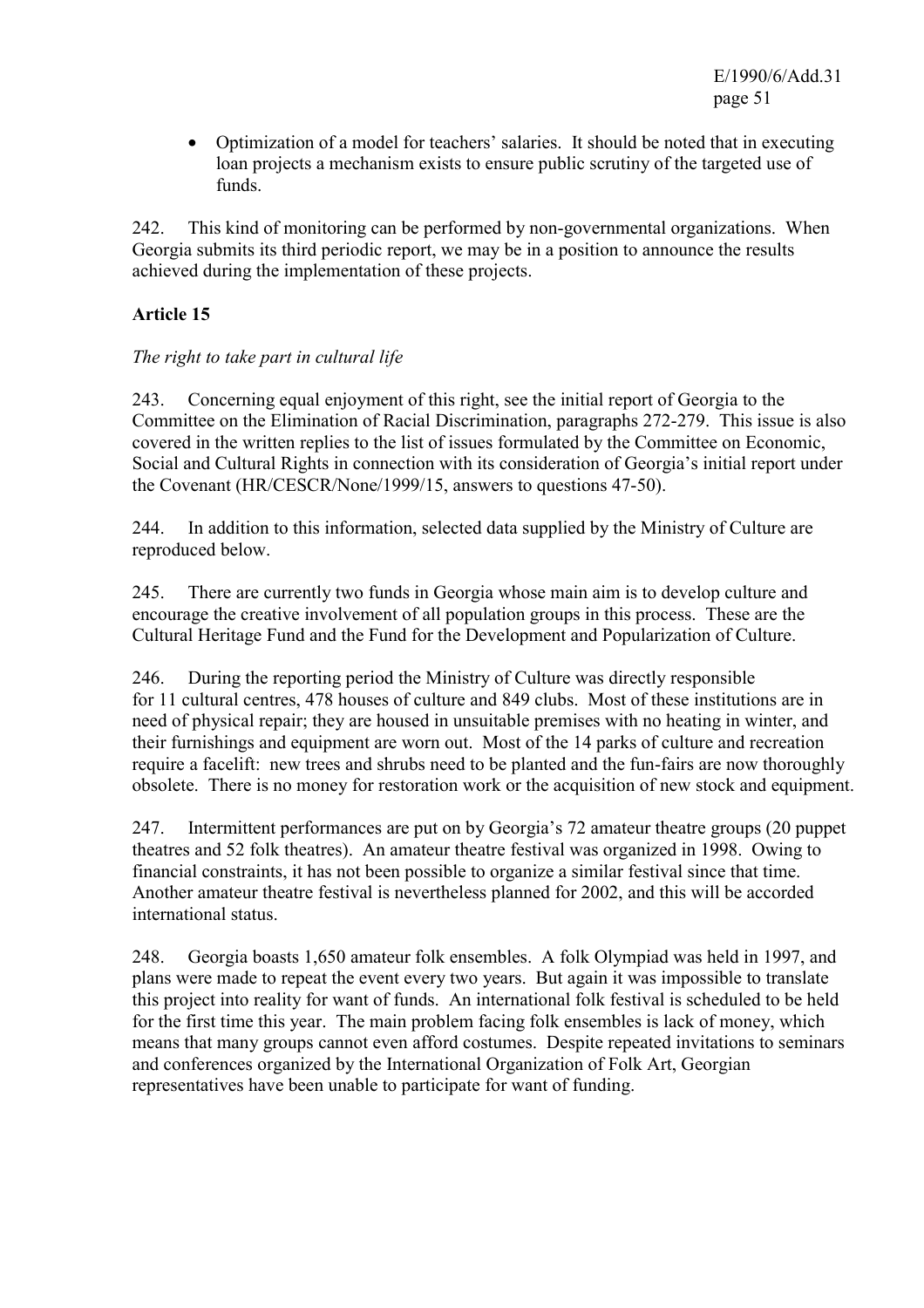- Optimization of a model for teachers' salaries. It should be noted that in executing loan projects a mechanism exists to ensure public scrutiny of the targeted use of funds.

242. This kind of monitoring can be performed by non-governmental organizations. When Georgia submits its third periodic report, we may be in a position to announce the results achieved during the implementation of these projects.

## Article 15

*The right to take part in cultural life*

243. Concerning equal enjoyment of this right, see the initial report of Georgia to the Committee on the Elimination of Racial Discrimination, paragraphs 272-279. This issue is also covered in the written replies to the list of issues formulated by the Committee on Economic, Social and Cultural Rights in connection with its consideration of Georgia's initial report under the Covenant (HR/CESCR/None/1999/15, answers to questions 47-50).

244. In addition to this information, selected data supplied by the Ministry of Culture are reproduced below.

245. There are currently two funds in Georgia whose main aim is to develop culture and encourage the creative involvement of all population groups in this process. These are the Cultural Heritage Fund and the Fund for the Development and Popularization of Culture.

246. During the reporting period the Ministry of Culture was directly responsible for 11 cultural centres, 478 houses of culture and 849 clubs. Most of these institutions are in need of physical repair; they are housed in unsuitable premises with no heating in winter, and their furnishings and equipment are worn out. Most of the 14 parks of culture and recreation require a facelift: new trees and shrubs need to be planted and the fun-fairs are now thoroughly obsolete. There is no money for restoration work or the acquisition of new stock and equipment.

247. Intermittent performances are put on by Georgia's 72 amateur theatre groups (20 puppet theatres and 52 folk theatres). An amateur theatre festival was organized in 1998. Owing to financial constraints, it has not been possible to organize a similar festival since that time. Another amateur theatre festival is nevertheless planned for 2002, and this will be accorded international status.

248. Georgia boasts 1,650 amateur folk ensembles. A folk Olympiad was held in 1997, and plans were made to repeat the event every two years. But again it was impossible to translate this project into reality for want of funds. An international folk festival is scheduled to be held for the first time this year. The main problem facing folk ensembles is lack of money, which means that many groups cannot even afford costumes. Despite repeated invitations to seminars and conferences organized by the International Organization of Folk Art, Georgian representatives have been unable to participate for want of funding.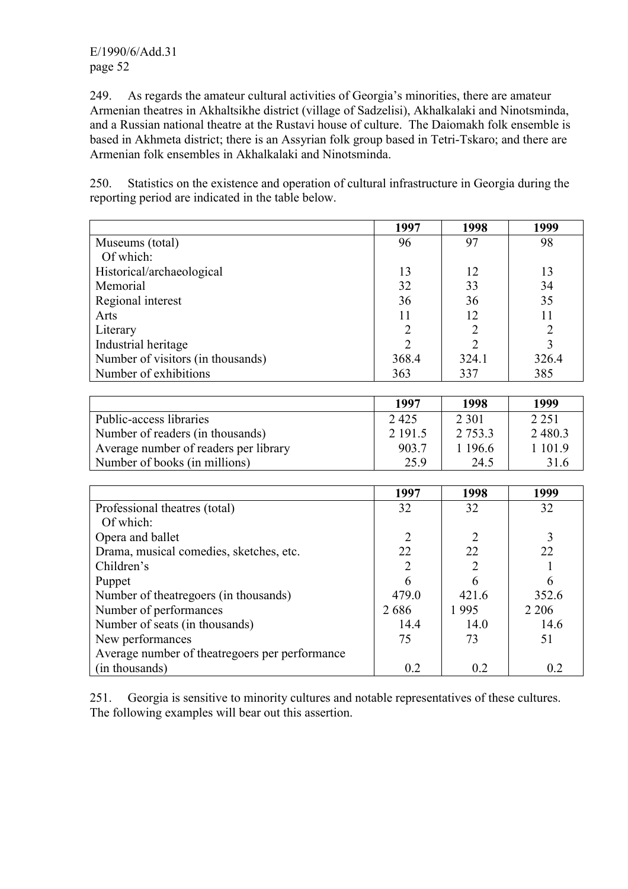249. As regards the amateur cultural activities of Georgia's minorities, there are amateur Armenian theatres in Akhaltsikhe district (village of Sadzelisi), Akhalkalaki and Ninotsminda, and a Russian national theatre at the Rustavi house of culture. The Daiomakh folk ensemble is based in Akhmeta district; there is an Assyrian folk group based in Tetri-Tskaro; and there are Armenian folk ensembles in Akhalkalaki and Ninotsminda.

250. Statistics on the existence and operation of cultural infrastructure in Georgia during the reporting period are indicated in the table below.

| | 1997 | 1998 | 1999 |
|---|---|---|---|
| Museums (total) | 96 | 97 | 98 |
| Of which: | | | |
| Historical/archaeological | 13 | 12 | 13 |
| Memorial | 32 | 33 | 34 |
| Regional interest | 36 | 36 | 35 |
| Arts | 11 | 12 | 11 |
| Literary | 2 | 2 | 2 |
| Industrial heritage | 2 | 2 | 3 |
| Number of visitors (in thousands) | 368.4 | 324.1 | 326.4 |
| Number of exhibitions | 363 | 337 | 385 |

| | 1997 | 1998 | 1999 |
|---|---|---|---|
| Public-access libraries | 2 425 | 2 301 | 2 251 |
| Number of readers (in thousands) | 2 191.5 | 2 753.3 | 2 480.3 |
| Average number of readers per library | 903.7 | 1 196.6 | 1 101.9 |
| Number of books (in millions) | 25.9 | 24.5 | 31.6 |

| | 1997 | 1998 | 1999 |
|---|---|---|---|
| Professional theatres (total) | 32 | 32 | 32 |
| Of which: | | | |
| Opera and ballet | 2 | 2 | 3 |
| Drama, musical comedies, sketches, etc. | 22 | 22 | 22 |
| Children's | 2 | 2 | 1 |
| Puppet | 6 | 6 | 6 |
| Number of theatregoers (in thousands) | 479.0 | 421.6 | 352.6 |
| Number of performances | 2 686 | 1 995 | 2 206 |
| Number of seats (in thousands) | 14.4 | 14.0 | 14.6 |
| New performances | 75 | 73 | 51 |
| Average number of theatregoers per performance (in thousands) | 0.2 | 0.2 | 0.2 |

251. Georgia is sensitive to minority cultures and notable representatives of these cultures. The following examples will bear out this assertion.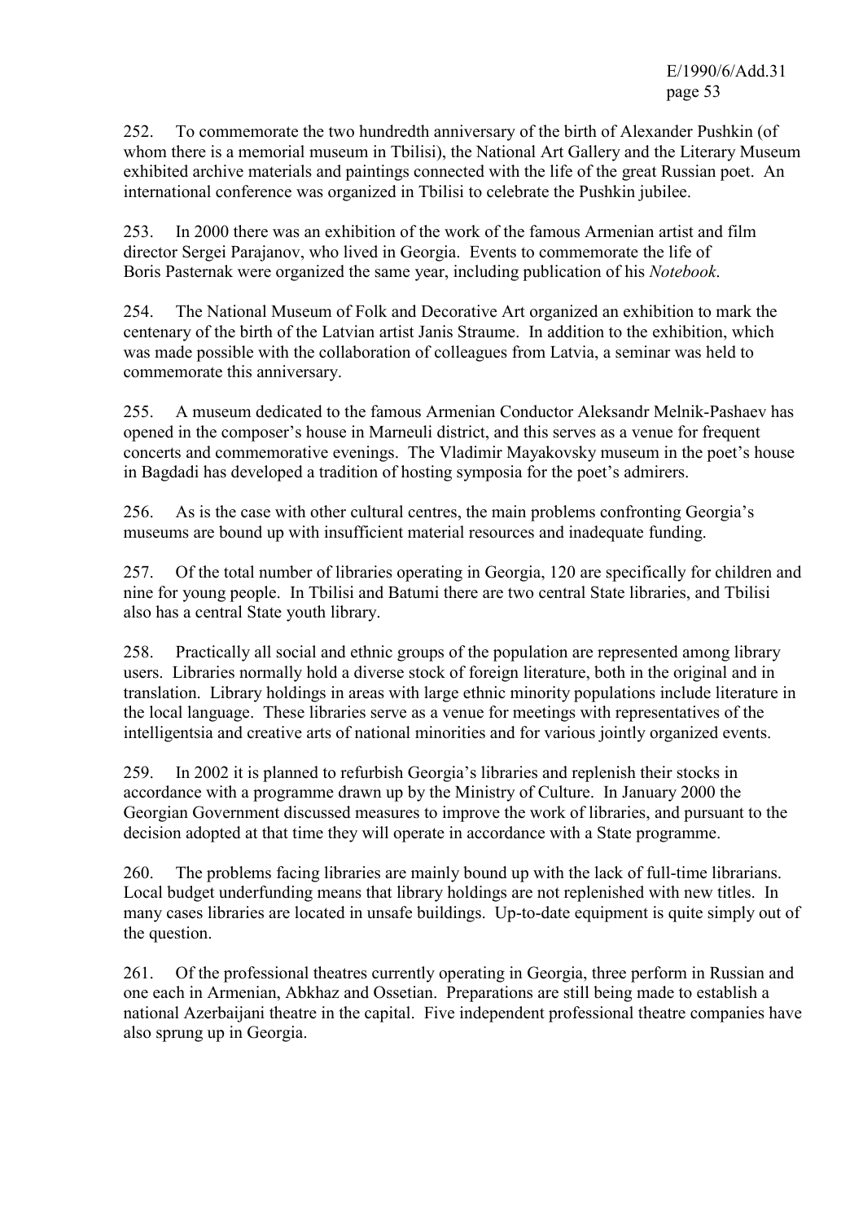252. To commemorate the two hundredth anniversary of the birth of Alexander Pushkin (of whom there is a memorial museum in Tbilisi), the National Art Gallery and the Literary Museum exhibited archive materials and paintings connected with the life of the great Russian poet. An international conference was organized in Tbilisi to celebrate the Pushkin jubilee.

253. In 2000 there was an exhibition of the work of the famous Armenian artist and film director Sergei Parajanov, who lived in Georgia. Events to commemorate the life of Boris Pasternak were organized the same year, including publication of his *Notebook*.

254. The National Museum of Folk and Decorative Art organized an exhibition to mark the centenary of the birth of the Latvian artist Janis Straume. In addition to the exhibition, which was made possible with the collaboration of colleagues from Latvia, a seminar was held to commemorate this anniversary.

255. A museum dedicated to the famous Armenian Conductor Aleksandr Melnik-Pashaev has opened in the composer's house in Marneuli district, and this serves as a venue for frequent concerts and commemorative evenings. The Vladimir Mayakovsky museum in the poet's house in Bagdadi has developed a tradition of hosting symposia for the poet's admirers.

256. As is the case with other cultural centres, the main problems confronting Georgia's museums are bound up with insufficient material resources and inadequate funding.

257. Of the total number of libraries operating in Georgia, 120 are specifically for children and nine for young people. In Tbilisi and Batumi there are two central State libraries, and Tbilisi also has a central State youth library.

258. Practically all social and ethnic groups of the population are represented among library users. Libraries normally hold a diverse stock of foreign literature, both in the original and in translation. Library holdings in areas with large ethnic minority populations include literature in the local language. These libraries serve as a venue for meetings with representatives of the intelligentsia and creative arts of national minorities and for various jointly organized events.

259. In 2002 it is planned to refurbish Georgia's libraries and replenish their stocks in accordance with a programme drawn up by the Ministry of Culture. In January 2000 the Georgian Government discussed measures to improve the work of libraries, and pursuant to the decision adopted at that time they will operate in accordance with a State programme.

260. The problems facing libraries are mainly bound up with the lack of full-time librarians. Local budget underfunding means that library holdings are not replenished with new titles. In many cases libraries are located in unsafe buildings. Up-to-date equipment is quite simply out of the question.

261. Of the professional theatres currently operating in Georgia, three perform in Russian and one each in Armenian, Abkhaz and Ossetian. Preparations are still being made to establish a national Azerbaijani theatre in the capital. Five independent professional theatre companies have also sprung up in Georgia.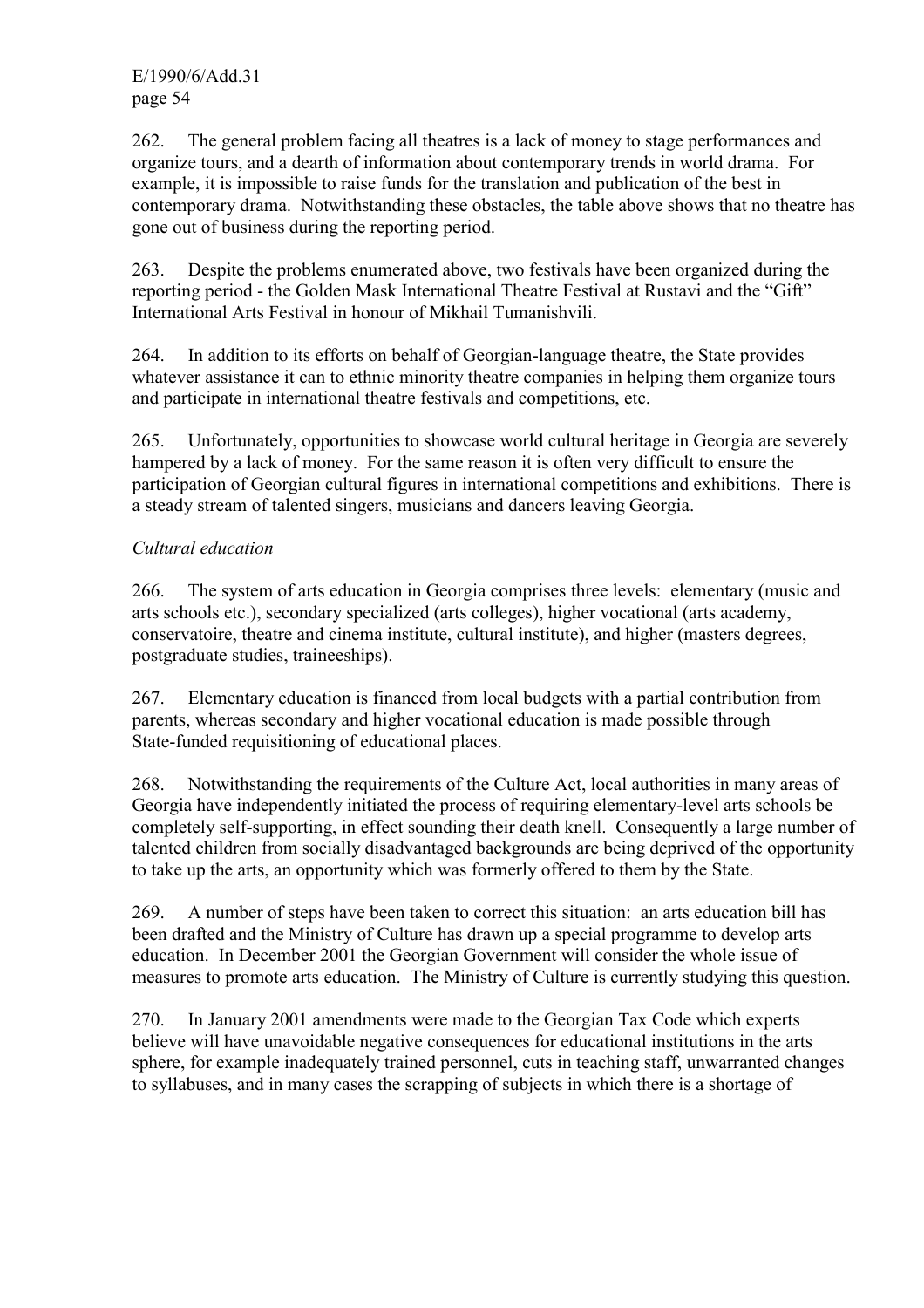262. The general problem facing all theatres is a lack of money to stage performances and organize tours, and a dearth of information about contemporary trends in world drama. For example, it is impossible to raise funds for the translation and publication of the best in contemporary drama. Notwithstanding these obstacles, the table above shows that no theatre has gone out of business during the reporting period.

263. Despite the problems enumerated above, two festivals have been organized during the reporting period - the Golden Mask International Theatre Festival at Rustavi and the "Gift" International Arts Festival in honour of Mikhail Tumanishvili.

264. In addition to its efforts on behalf of Georgian-language theatre, the State provides whatever assistance it can to ethnic minority theatre companies in helping them organize tours and participate in international theatre festivals and competitions, etc.

265. Unfortunately, opportunities to showcase world cultural heritage in Georgia are severely hampered by a lack of money. For the same reason it is often very difficult to ensure the participation of Georgian cultural figures in international competitions and exhibitions. There is a steady stream of talented singers, musicians and dancers leaving Georgia.

*Cultural education*

266. The system of arts education in Georgia comprises three levels: elementary (music and arts schools etc.), secondary specialized (arts colleges), higher vocational (arts academy, conservatoire, theatre and cinema institute, cultural institute), and higher (masters degrees, postgraduate studies, traineeships).

267. Elementary education is financed from local budgets with a partial contribution from parents, whereas secondary and higher vocational education is made possible through State-funded requisitioning of educational places.

268. Notwithstanding the requirements of the Culture Act, local authorities in many areas of Georgia have independently initiated the process of requiring elementary-level arts schools be completely self-supporting, in effect sounding their death knell. Consequently a large number of talented children from socially disadvantaged backgrounds are being deprived of the opportunity to take up the arts, an opportunity which was formerly offered to them by the State.

269. A number of steps have been taken to correct this situation: an arts education bill has been drafted and the Ministry of Culture has drawn up a special programme to develop arts education. In December 2001 the Georgian Government will consider the whole issue of measures to promote arts education. The Ministry of Culture is currently studying this question.

270. In January 2001 amendments were made to the Georgian Tax Code which experts believe will have unavoidable negative consequences for educational institutions in the arts sphere, for example inadequately trained personnel, cuts in teaching staff, unwarranted changes to syllabuses, and in many cases the scrapping of subjects in which there is a shortage of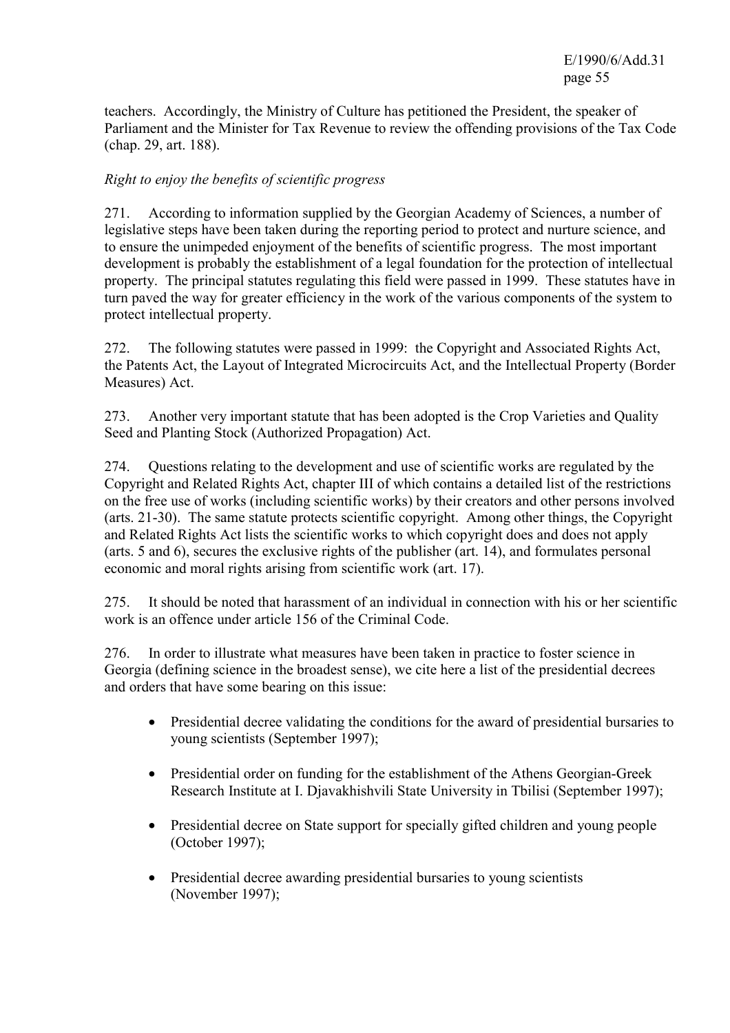teachers. Accordingly, the Ministry of Culture has petitioned the President, the speaker of Parliament and the Minister for Tax Revenue to review the offending provisions of the Tax Code (chap. 29, art. 188).

*Right to enjoy the benefits of scientific progress*

271. According to information supplied by the Georgian Academy of Sciences, a number of legislative steps have been taken during the reporting period to protect and nurture science, and to ensure the unimpeded enjoyment of the benefits of scientific progress. The most important development is probably the establishment of a legal foundation for the protection of intellectual property. The principal statutes regulating this field were passed in 1999. These statutes have in turn paved the way for greater efficiency in the work of the various components of the system to protect intellectual property.

272. The following statutes were passed in 1999: the Copyright and Associated Rights Act, the Patents Act, the Layout of Integrated Microcircuits Act, and the Intellectual Property (Border Measures) Act.

273. Another very important statute that has been adopted is the Crop Varieties and Quality Seed and Planting Stock (Authorized Propagation) Act.

274. Questions relating to the development and use of scientific works are regulated by the Copyright and Related Rights Act, chapter III of which contains a detailed list of the restrictions on the free use of works (including scientific works) by their creators and other persons involved (arts. 21-30). The same statute protects scientific copyright. Among other things, the Copyright and Related Rights Act lists the scientific works to which copyright does and does not apply (arts. 5 and 6), secures the exclusive rights of the publisher (art. 14), and formulates personal economic and moral rights arising from scientific work (art. 17).

275. It should be noted that harassment of an individual in connection with his or her scientific work is an offence under article 156 of the Criminal Code.

276. In order to illustrate what measures have been taken in practice to foster science in Georgia (defining science in the broadest sense), we cite here a list of the presidential decrees and orders that have some bearing on this issue:

- Presidential decree validating the conditions for the award of presidential bursaries to young scientists (September 1997);
- Presidential order on funding for the establishment of the Athens Georgian-Greek Research Institute at I. Djavakhishvili State University in Tbilisi (September 1997);
- Presidential decree on State support for specially gifted children and young people (October 1997);
- Presidential decree awarding presidential bursaries to young scientists (November 1997);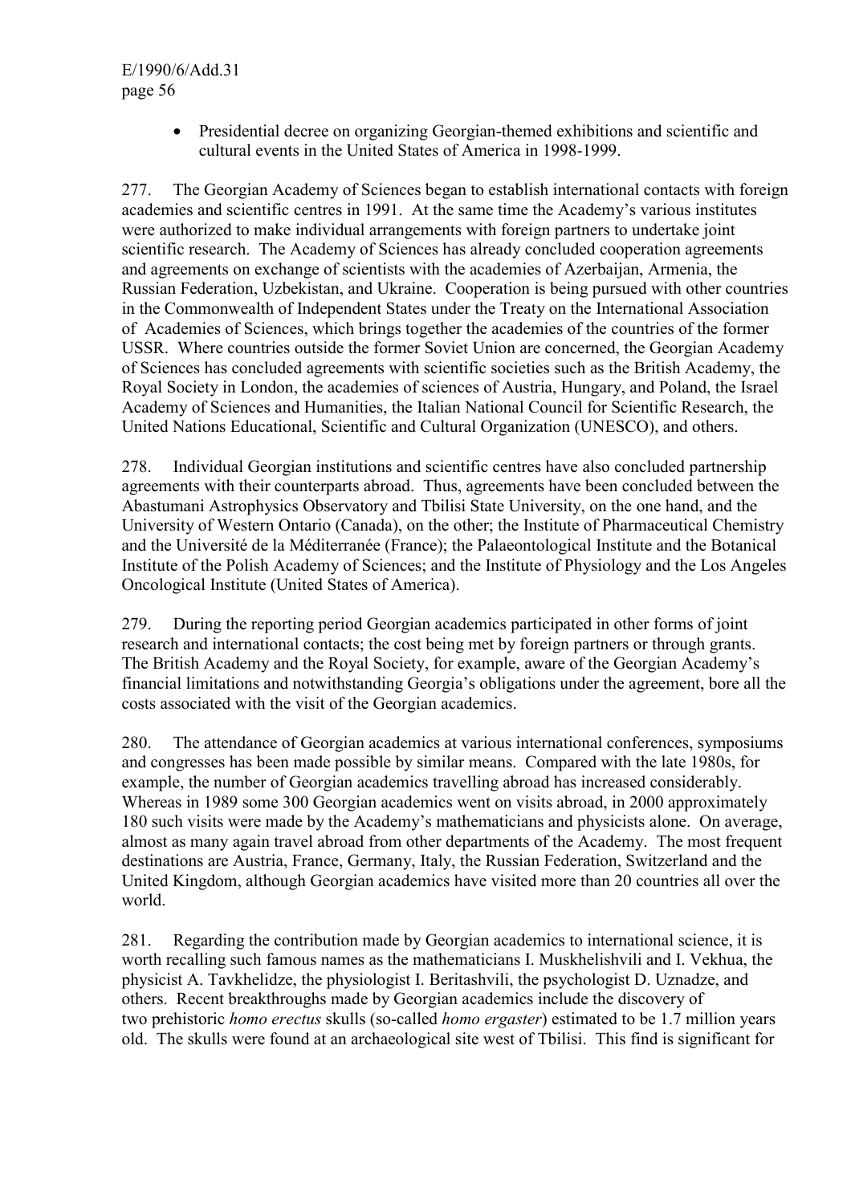- Presidential decree on organizing Georgian-themed exhibitions and scientific and cultural events in the United States of America in 1998-1999.

277. The Georgian Academy of Sciences began to establish international contacts with foreign academies and scientific centres in 1991. At the same time the Academy's various institutes were authorized to make individual arrangements with foreign partners to undertake joint scientific research. The Academy of Sciences has already concluded cooperation agreements and agreements on exchange of scientists with the academies of Azerbaijan, Armenia, the Russian Federation, Uzbekistan, and Ukraine. Cooperation is being pursued with other countries in the Commonwealth of Independent States under the Treaty on the International Association of Academies of Sciences, which brings together the academies of the countries of the former USSR. Where countries outside the former Soviet Union are concerned, the Georgian Academy of Sciences has concluded agreements with scientific societies such as the British Academy, the Royal Society in London, the academies of sciences of Austria, Hungary, and Poland, the Israel Academy of Sciences and Humanities, the Italian National Council for Scientific Research, the United Nations Educational, Scientific and Cultural Organization (UNESCO), and others.

278. Individual Georgian institutions and scientific centres have also concluded partnership agreements with their counterparts abroad. Thus, agreements have been concluded between the Abastumani Astrophysics Observatory and Tbilisi State University, on the one hand, and the University of Western Ontario (Canada), on the other; the Institute of Pharmaceutical Chemistry and the Université de la Méditerranée (France); the Palaeontological Institute and the Botanical Institute of the Polish Academy of Sciences; and the Institute of Physiology and the Los Angeles Oncological Institute (United States of America).

279. During the reporting period Georgian academics participated in other forms of joint research and international contacts; the cost being met by foreign partners or through grants. The British Academy and the Royal Society, for example, aware of the Georgian Academy's financial limitations and notwithstanding Georgia's obligations under the agreement, bore all the costs associated with the visit of the Georgian academics.

280. The attendance of Georgian academics at various international conferences, symposiums and congresses has been made possible by similar means. Compared with the late 1980s, for example, the number of Georgian academics travelling abroad has increased considerably. Whereas in 1989 some 300 Georgian academics went on visits abroad, in 2000 approximately 180 such visits were made by the Academy's mathematicians and physicists alone. On average, almost as many again travel abroad from other departments of the Academy. The most frequent destinations are Austria, France, Germany, Italy, the Russian Federation, Switzerland and the United Kingdom, although Georgian academics have visited more than 20 countries all over the world.

281. Regarding the contribution made by Georgian academics to international science, it is worth recalling such famous names as the mathematicians I. Muskhelishvili and I. Vekhua, the physicist A. Tavkhelidze, the physiologist I. Beritashvili, the psychologist D. Uznadze, and others. Recent breakthroughs made by Georgian academics include the discovery of two prehistoric *homo erectus* skulls (so-called *homo ergaster*) estimated to be 1.7 million years old. The skulls were found at an archaeological site west of Tbilisi. This find is significant for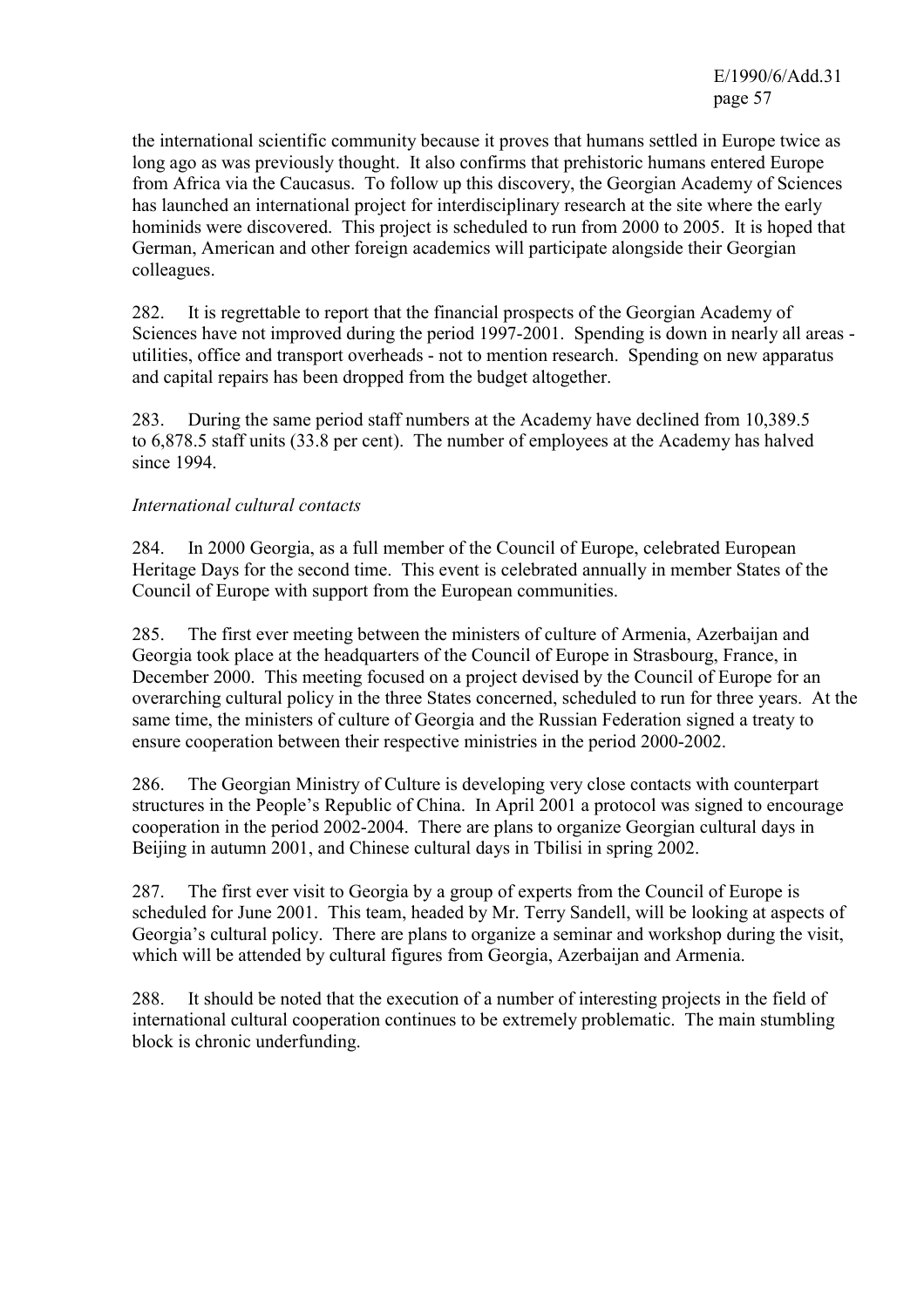the international scientific community because it proves that humans settled in Europe twice as long ago as was previously thought. It also confirms that prehistoric humans entered Europe from Africa via the Caucasus. To follow up this discovery, the Georgian Academy of Sciences has launched an international project for interdisciplinary research at the site where the early hominids were discovered. This project is scheduled to run from 2000 to 2005. It is hoped that German, American and other foreign academics will participate alongside their Georgian colleagues.

282. It is regrettable to report that the financial prospects of the Georgian Academy of Sciences have not improved during the period 1997-2001. Spending is down in nearly all areas - utilities, office and transport overheads - not to mention research. Spending on new apparatus and capital repairs has been dropped from the budget altogether.

283. During the same period staff numbers at the Academy have declined from 10,389.5 to 6,878.5 staff units (33.8 per cent). The number of employees at the Academy has halved since 1994.

*International cultural contacts*

284. In 2000 Georgia, as a full member of the Council of Europe, celebrated European Heritage Days for the second time. This event is celebrated annually in member States of the Council of Europe with support from the European communities.

285. The first ever meeting between the ministers of culture of Armenia, Azerbaijan and Georgia took place at the headquarters of the Council of Europe in Strasbourg, France, in December 2000. This meeting focused on a project devised by the Council of Europe for an overarching cultural policy in the three States concerned, scheduled to run for three years. At the same time, the ministers of culture of Georgia and the Russian Federation signed a treaty to ensure cooperation between their respective ministries in the period 2000-2002.

286. The Georgian Ministry of Culture is developing very close contacts with counterpart structures in the People's Republic of China. In April 2001 a protocol was signed to encourage cooperation in the period 2002-2004. There are plans to organize Georgian cultural days in Beijing in autumn 2001, and Chinese cultural days in Tbilisi in spring 2002.

287. The first ever visit to Georgia by a group of experts from the Council of Europe is scheduled for June 2001. This team, headed by Mr. Terry Sandell, will be looking at aspects of Georgia's cultural policy. There are plans to organize a seminar and workshop during the visit, which will be attended by cultural figures from Georgia, Azerbaijan and Armenia.

288. It should be noted that the execution of a number of interesting projects in the field of international cultural cooperation continues to be extremely problematic. The main stumbling block is chronic underfunding.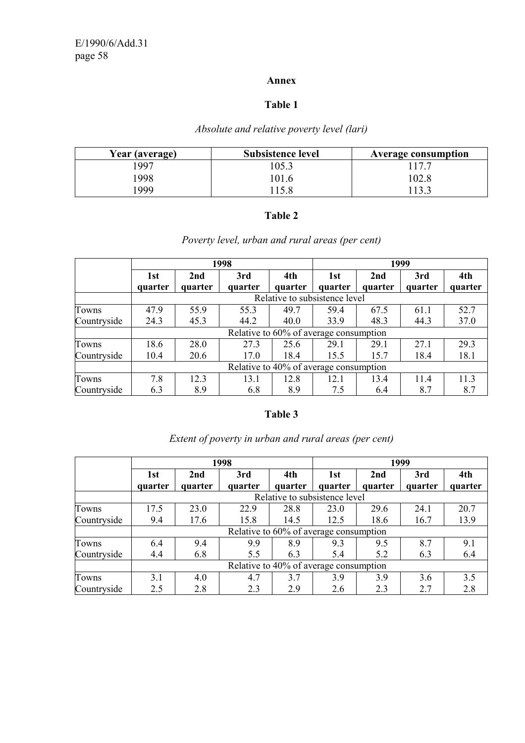## Annex

### Table 1

*Absolute and relative poverty level (lari)*

| Year (average) | Subsistence level | Average consumption |
|---|---|---|
| 1997 | 105.3 | 117.7 |
| 1998 | 101.6 | 102.8 |
| 1999 | 115.8 | 113.3 |

### Table 2

*Poverty level, urban and rural areas (per cent)*

| | 1998 | | | | 1999 | | | |
|---|---|---|---|---|---|---|---|---|
| | 1st quarter | 2nd quarter | 3rd quarter | 4th quarter | 1st quarter | 2nd quarter | 3rd quarter | 4th quarter |
| | Relative to subsistence level | | | | | | | |
| Towns | 47.9 | 55.9 | 55.3 | 49.7 | 59.4 | 67.5 | 61.1 | 52.7 |
| Countryside | 24.3 | 45.3 | 44.2 | 40.0 | 33.9 | 48.3 | 44.3 | 37.0 |
| | Relative to 60% of average consumption | | | | | | | |
| Towns | 18.6 | 28.0 | 27.3 | 25.6 | 29.1 | 29.1 | 27.1 | 29.3 |
| Countryside | 10.4 | 20.6 | 17.0 | 18.4 | 15.5 | 15.7 | 18.4 | 18.1 |
| | Relative to 40% of average consumption | | | | | | | |
| Towns | 7.8 | 12.3 | 13.1 | 12.8 | 12.1 | 13.4 | 11.4 | 11.3 |
| Countryside | 6.3 | 8.9 | 6.8 | 8.9 | 7.5 | 6.4 | 8.7 | 8.7 |

### Table 3

*Extent of poverty in urban and rural areas (per cent)*

| | 1998 | | | | 1999 | | | |
|---|---|---|---|---|---|---|---|---|
| | 1st quarter | 2nd quarter | 3rd quarter | 4th quarter | 1st quarter | 2nd quarter | 3rd quarter | 4th quarter |
| | Relative to subsistence level | | | | | | | |
| Towns | 17.5 | 23.0 | 22.9 | 28.8 | 23.0 | 29.6 | 24.1 | 20.7 |
| Countryside | 9.4 | 17.6 | 15.8 | 14.5 | 12.5 | 18.6 | 16.7 | 13.9 |
| | Relative to 60% of average consumption | | | | | | | |
| Towns | 6.4 | 9.4 | 9.9 | 8.9 | 9.3 | 9.5 | 8.7 | 9.1 |
| Countryside | 4.4 | 6.8 | 5.5 | 6.3 | 5.4 | 5.2 | 6.3 | 6.4 |
| | Relative to 40% of average consumption | | | | | | | |
| Towns | 3.1 | 4.0 | 4.7 | 3.7 | 3.9 | 3.9 | 3.6 | 3.5 |
| Countryside | 2.5 | 2.8 | 2.3 | 2.9 | 2.6 | 2.3 | 2.7 | 2.8 |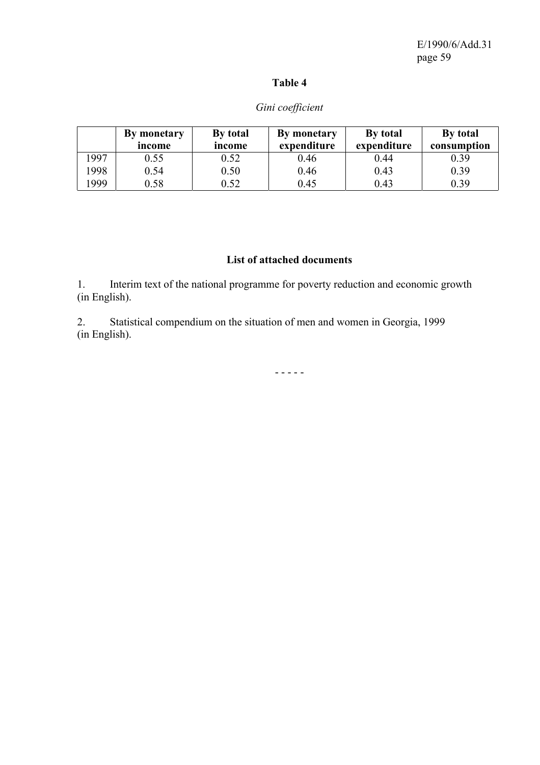**Table 4**

*Gini coefficient*

| | By monetary income | By total income | By monetary expenditure | By total expenditure | By total consumption |
|---|---|---|---|---|---|
| 1997 | 0.55 | 0.52 | 0.46 | 0.44 | 0.39 |
| 1998 | 0.54 | 0.50 | 0.46 | 0.43 | 0.39 |
| 1999 | 0.58 | 0.52 | 0.45 | 0.43 | 0.39 |

**List of attached documents**

1. Interim text of the national programme for poverty reduction and economic growth (in English).

2. Statistical compendium on the situation of men and women in Georgia, 1999 (in English).

- - - - -